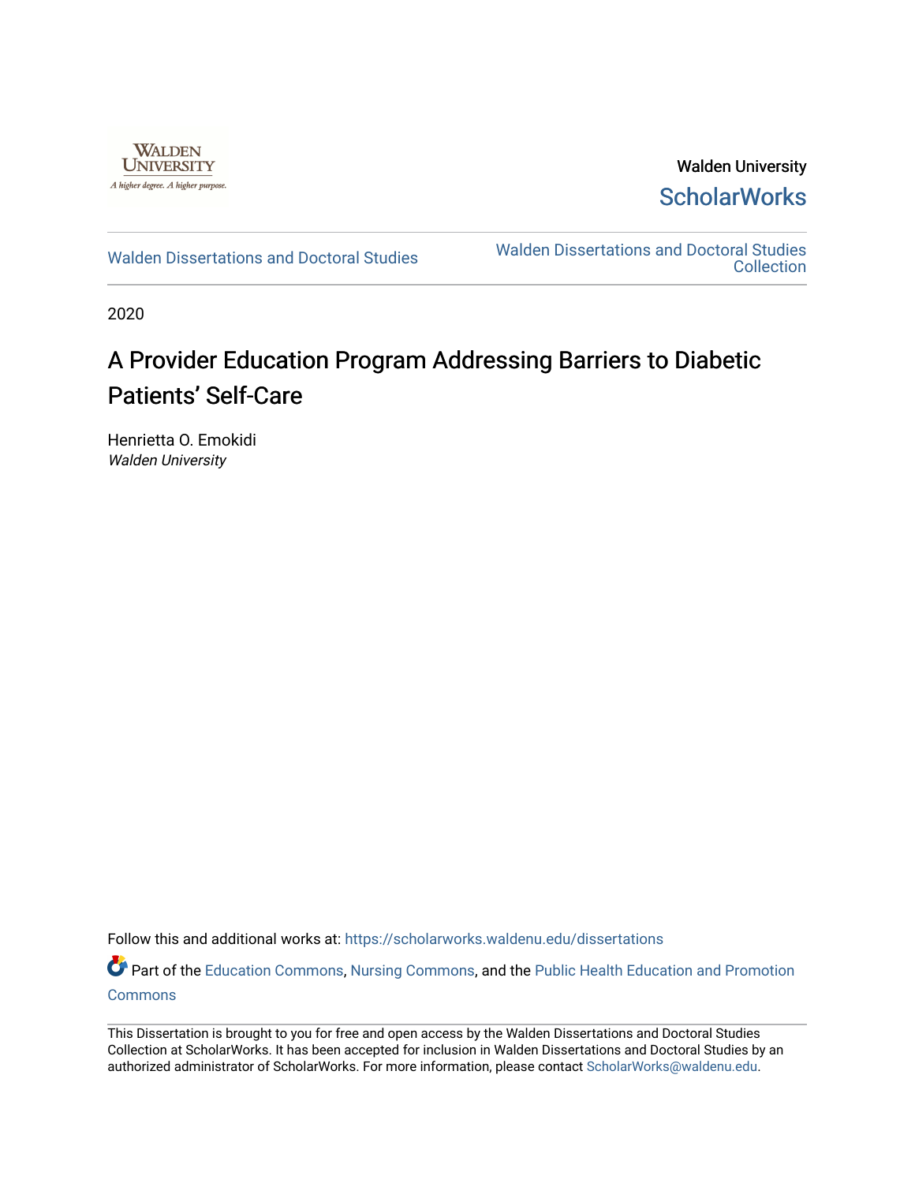Walden University

ScholarWorks

Walden Dissertations and Doctoral Studies

Walden Dissertations and Doctoral Studies Collection

2020

# A Provider Education Program Addressing Barriers to Diabetic Patients' Self-Care

Henrietta O. Emokidi

*Walden University*

Follow this and additional works at: https://scholarworks.waldenu.edu/dissertations

Part of the Education Commons, Nursing Commons, and the Public Health Education and Promotion Commons

This Dissertation is brought to you for free and open access by the Walden Dissertations and Doctoral Studies Collection at ScholarWorks. It has been accepted for inclusion in Walden Dissertations and Doctoral Studies by an authorized administrator of ScholarWorks. For more information, please contact ScholarWorks@waldenu.edu.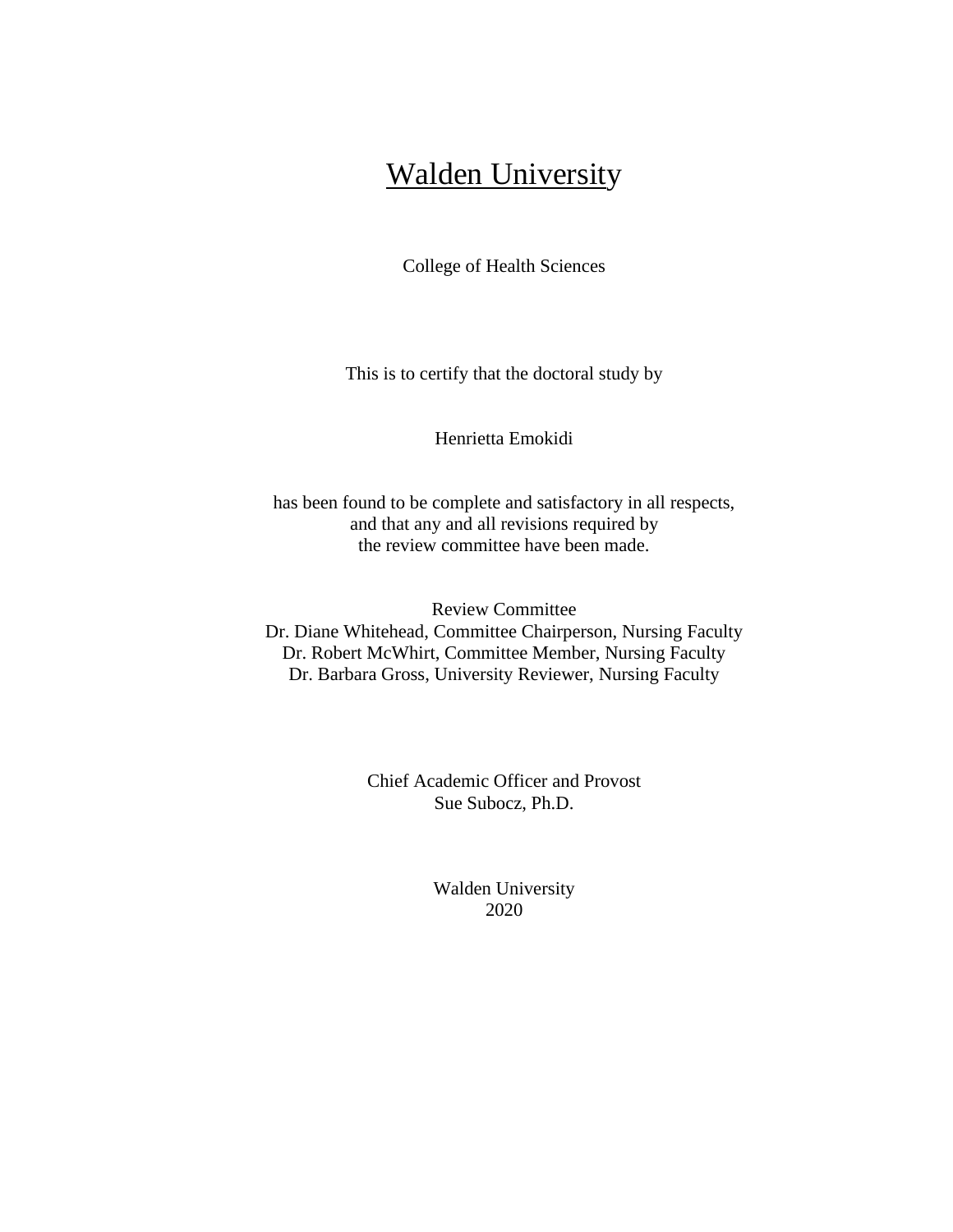# Walden University

College of Health Sciences

This is to certify that the doctoral study by

Henrietta Emokidi

has been found to be complete and satisfactory in all respects,
and that any and all revisions required by
the review committee have been made.

Review Committee
Dr. Diane Whitehead, Committee Chairperson, Nursing Faculty
Dr. Robert McWhirt, Committee Member, Nursing Faculty
Dr. Barbara Gross, University Reviewer, Nursing Faculty

Chief Academic Officer and Provost
Sue Subocz, Ph.D.

Walden University
2020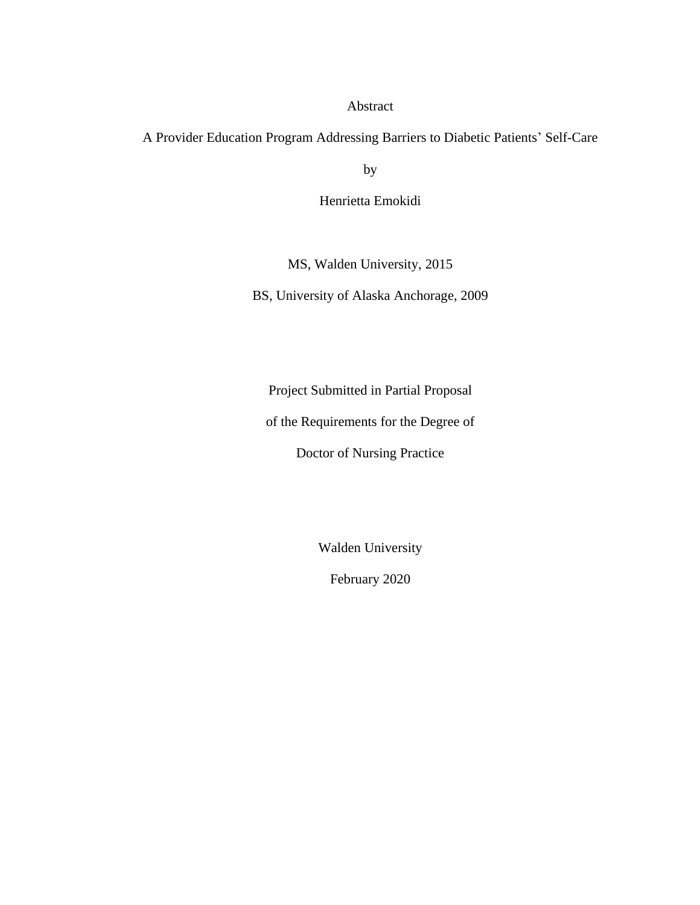Abstract

A Provider Education Program Addressing Barriers to Diabetic Patients' Self-Care

by

Henrietta Emokidi

MS, Walden University, 2015

BS, University of Alaska Anchorage, 2009

Project Submitted in Partial Proposal

of the Requirements for the Degree of

Doctor of Nursing Practice

Walden University

February 2020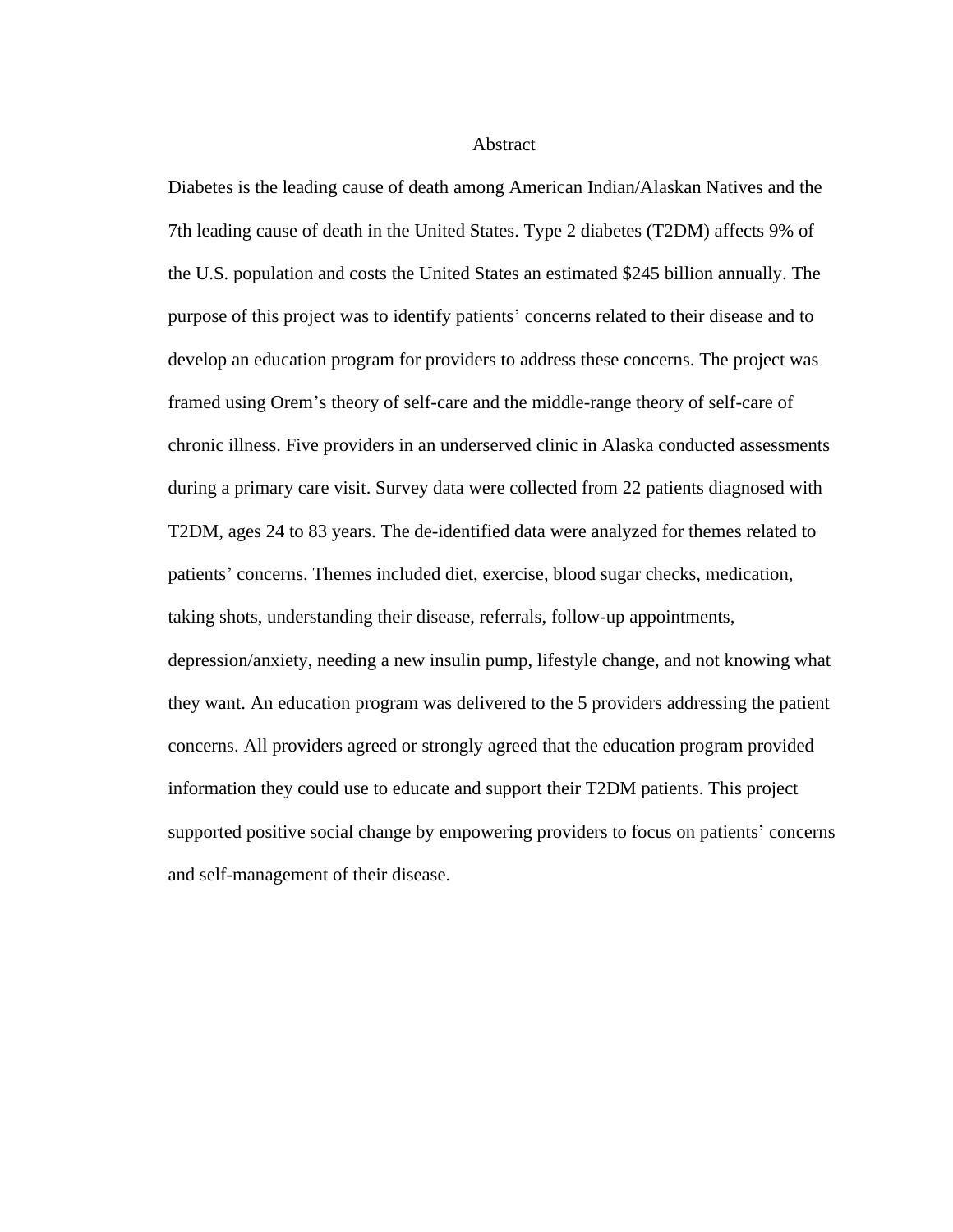# Abstract

Diabetes is the leading cause of death among American Indian/Alaskan Natives and the 7th leading cause of death in the United States. Type 2 diabetes (T2DM) affects 9% of the U.S. population and costs the United States an estimated $245 billion annually. The purpose of this project was to identify patients' concerns related to their disease and to develop an education program for providers to address these concerns. The project was framed using Orem's theory of self-care and the middle-range theory of self-care of chronic illness. Five providers in an underserved clinic in Alaska conducted assessments during a primary care visit. Survey data were collected from 22 patients diagnosed with T2DM, ages 24 to 83 years. The de-identified data were analyzed for themes related to patients' concerns. Themes included diet, exercise, blood sugar checks, medication, taking shots, understanding their disease, referrals, follow-up appointments, depression/anxiety, needing a new insulin pump, lifestyle change, and not knowing what they want. An education program was delivered to the 5 providers addressing the patient concerns. All providers agreed or strongly agreed that the education program provided information they could use to educate and support their T2DM patients. This project supported positive social change by empowering providers to focus on patients' concerns and self-management of their disease.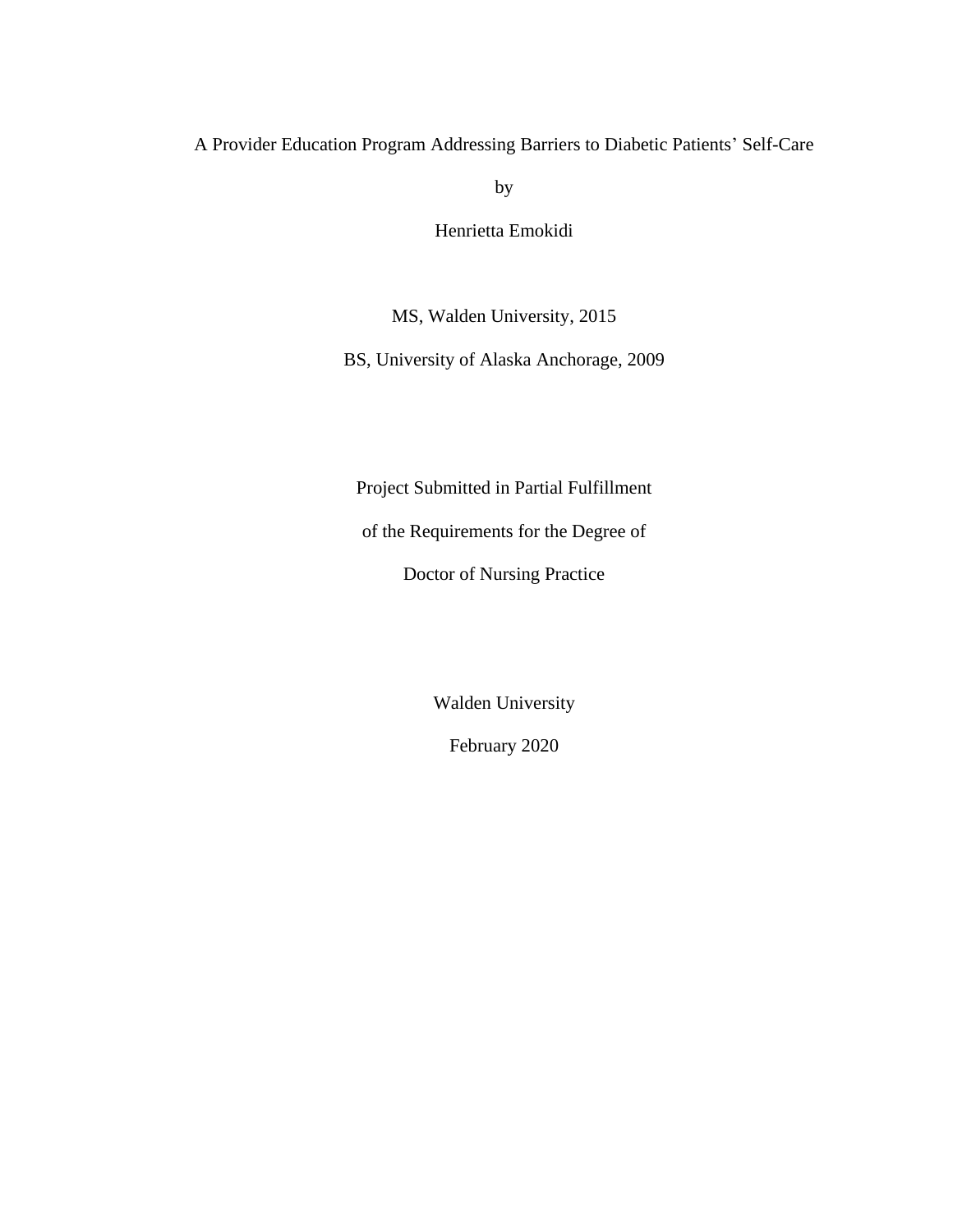A Provider Education Program Addressing Barriers to Diabetic Patients' Self-Care

by

Henrietta Emokidi

MS, Walden University, 2015

BS, University of Alaska Anchorage, 2009

Project Submitted in Partial Fulfillment

of the Requirements for the Degree of

Doctor of Nursing Practice

Walden University

February 2020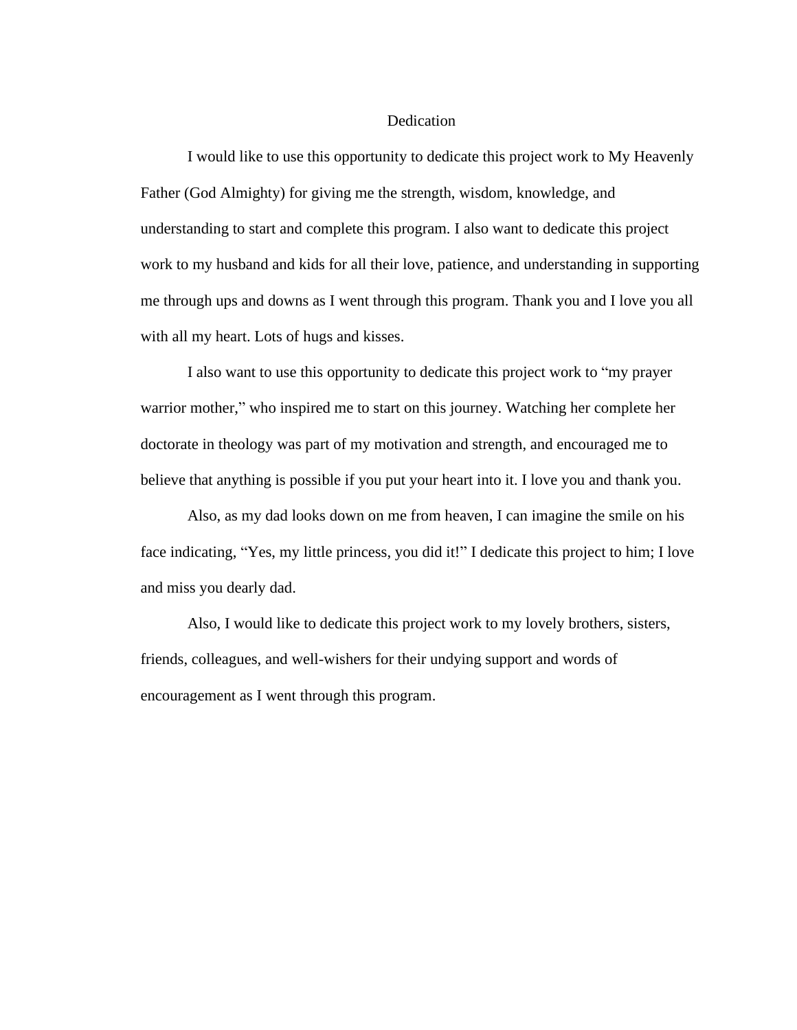# Dedication

I would like to use this opportunity to dedicate this project work to My Heavenly Father (God Almighty) for giving me the strength, wisdom, knowledge, and understanding to start and complete this program. I also want to dedicate this project work to my husband and kids for all their love, patience, and understanding in supporting me through ups and downs as I went through this program. Thank you and I love you all with all my heart. Lots of hugs and kisses.

I also want to use this opportunity to dedicate this project work to "my prayer warrior mother," who inspired me to start on this journey. Watching her complete her doctorate in theology was part of my motivation and strength, and encouraged me to believe that anything is possible if you put your heart into it. I love you and thank you.

Also, as my dad looks down on me from heaven, I can imagine the smile on his face indicating, "Yes, my little princess, you did it!" I dedicate this project to him; I love and miss you dearly dad.

Also, I would like to dedicate this project work to my lovely brothers, sisters, friends, colleagues, and well-wishers for their undying support and words of encouragement as I went through this program.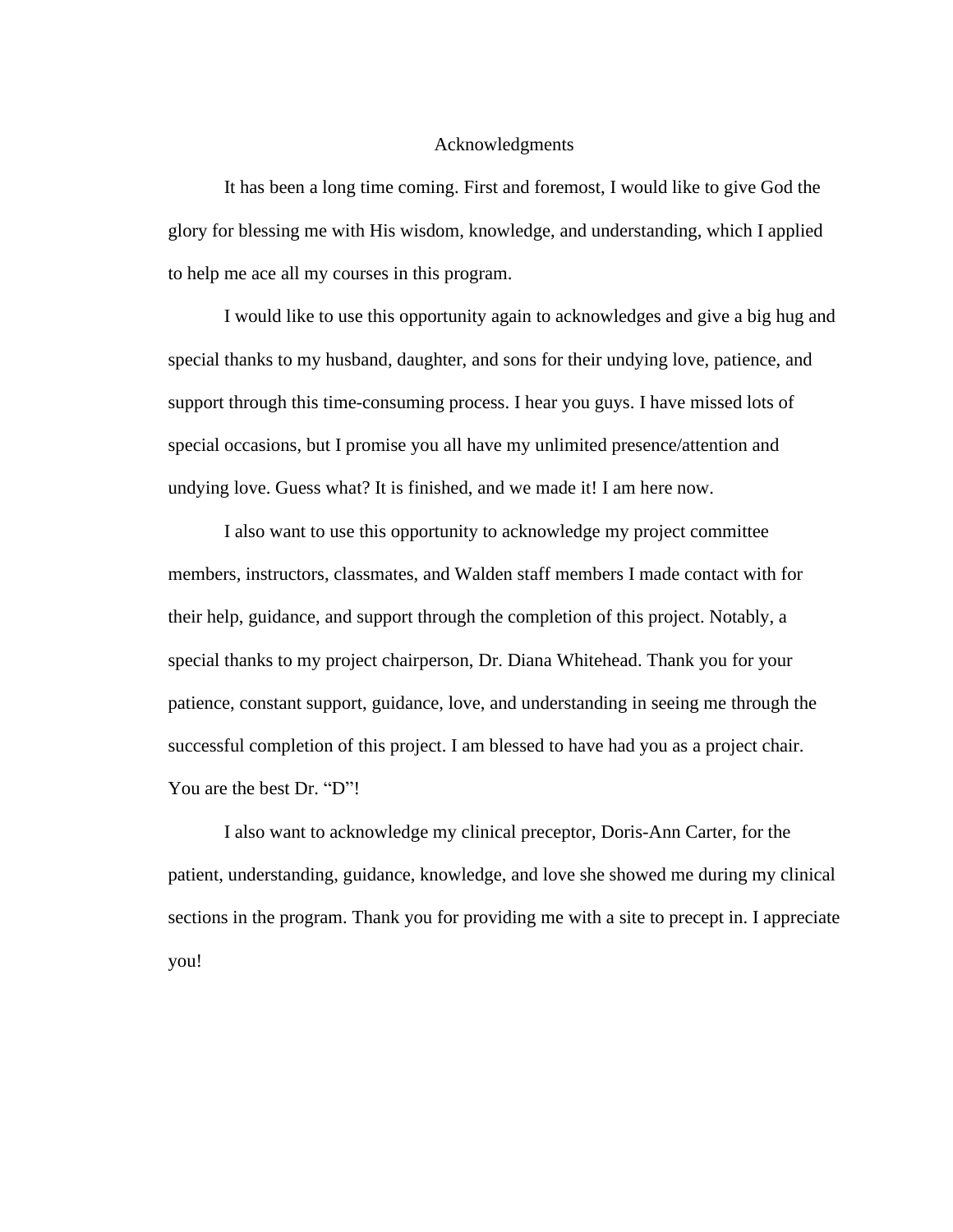# Acknowledgments

It has been a long time coming. First and foremost, I would like to give God the glory for blessing me with His wisdom, knowledge, and understanding, which I applied to help me ace all my courses in this program.

I would like to use this opportunity again to acknowledges and give a big hug and special thanks to my husband, daughter, and sons for their undying love, patience, and support through this time-consuming process. I hear you guys. I have missed lots of special occasions, but I promise you all have my unlimited presence/attention and undying love. Guess what? It is finished, and we made it! I am here now.

I also want to use this opportunity to acknowledge my project committee members, instructors, classmates, and Walden staff members I made contact with for their help, guidance, and support through the completion of this project. Notably, a special thanks to my project chairperson, Dr. Diana Whitehead. Thank you for your patience, constant support, guidance, love, and understanding in seeing me through the successful completion of this project. I am blessed to have had you as a project chair. You are the best Dr. "D"!

I also want to acknowledge my clinical preceptor, Doris-Ann Carter, for the patient, understanding, guidance, knowledge, and love she showed me during my clinical sections in the program. Thank you for providing me with a site to precept in. I appreciate you!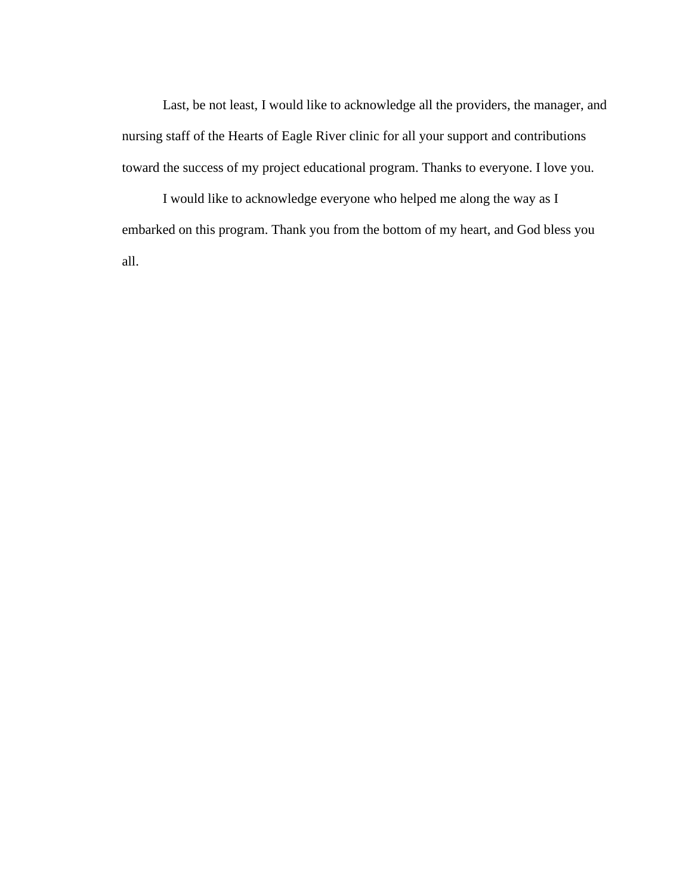Last, be not least, I would like to acknowledge all the providers, the manager, and nursing staff of the Hearts of Eagle River clinic for all your support and contributions toward the success of my project educational program. Thanks to everyone. I love you.

I would like to acknowledge everyone who helped me along the way as I embarked on this program. Thank you from the bottom of my heart, and God bless you all.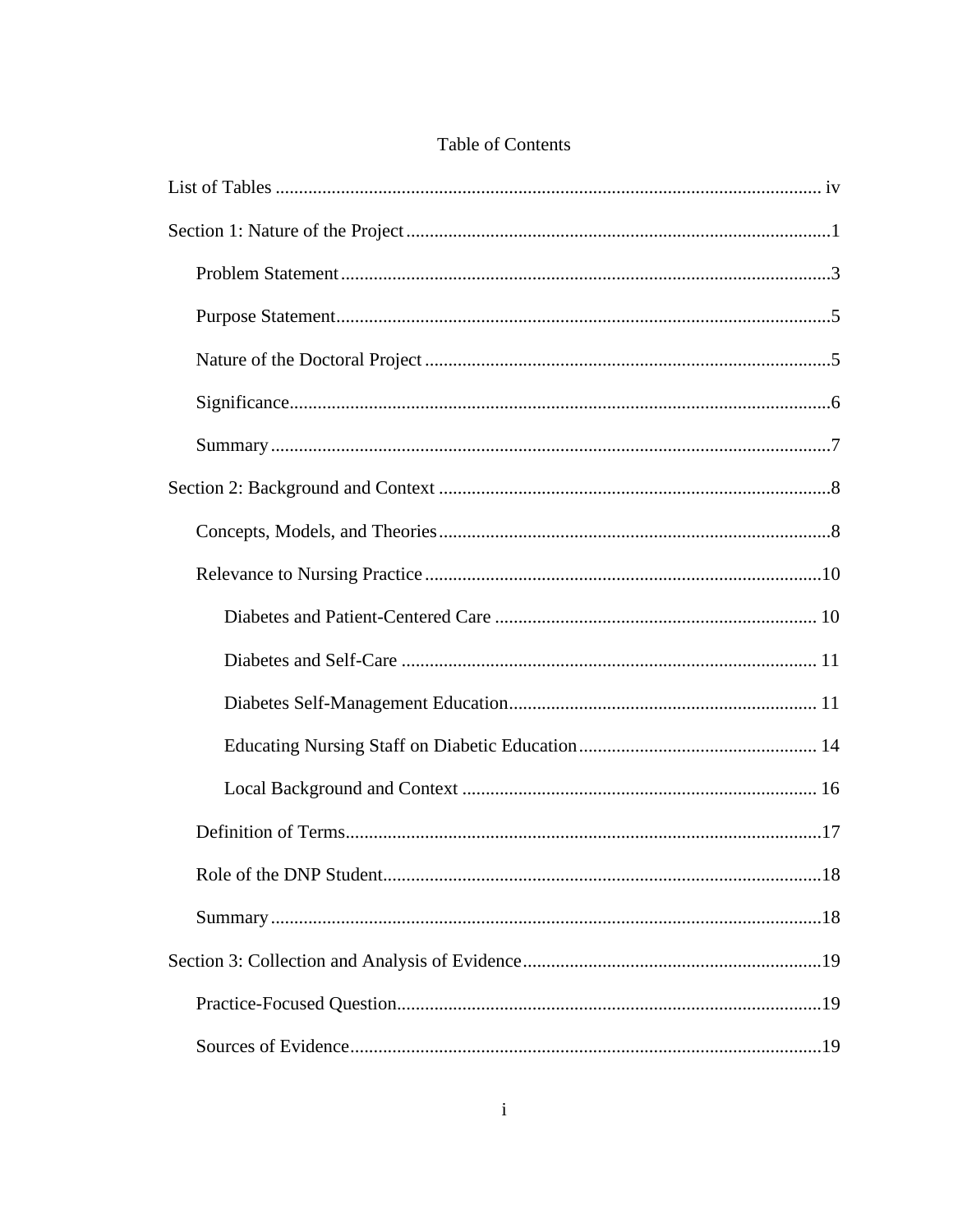# Table of Contents

List of Tables ..................................................................................................................... iv

Section 1: Nature of the Project ..........................................................................................1

- Problem Statement ........................................................................................................3
- Purpose Statement .........................................................................................................5
- Nature of the Doctoral Project .......................................................................................5
- Significance ...................................................................................................................6
- Summary .......................................................................................................................7

Section 2: Background and Context ....................................................................................8

- Concepts, Models, and Theories ....................................................................................8
- Relevance to Nursing Practice .....................................................................................10
  - Diabetes and Patient-Centered Care ..................................................................... 10
  - Diabetes and Self-Care ......................................................................................... 11
  - Diabetes Self-Management Education ................................................................. 11
  - Educating Nursing Staff on Diabetic Education .................................................. 14
  - Local Background and Context ............................................................................ 16
- Definition of Terms ......................................................................................................17
- Role of the DNP Student .............................................................................................18
- Summary .....................................................................................................................18

Section 3: Collection and Analysis of Evidence ................................................................19

- Practice-Focused Question ...........................................................................................19
- Sources of Evidence .....................................................................................................19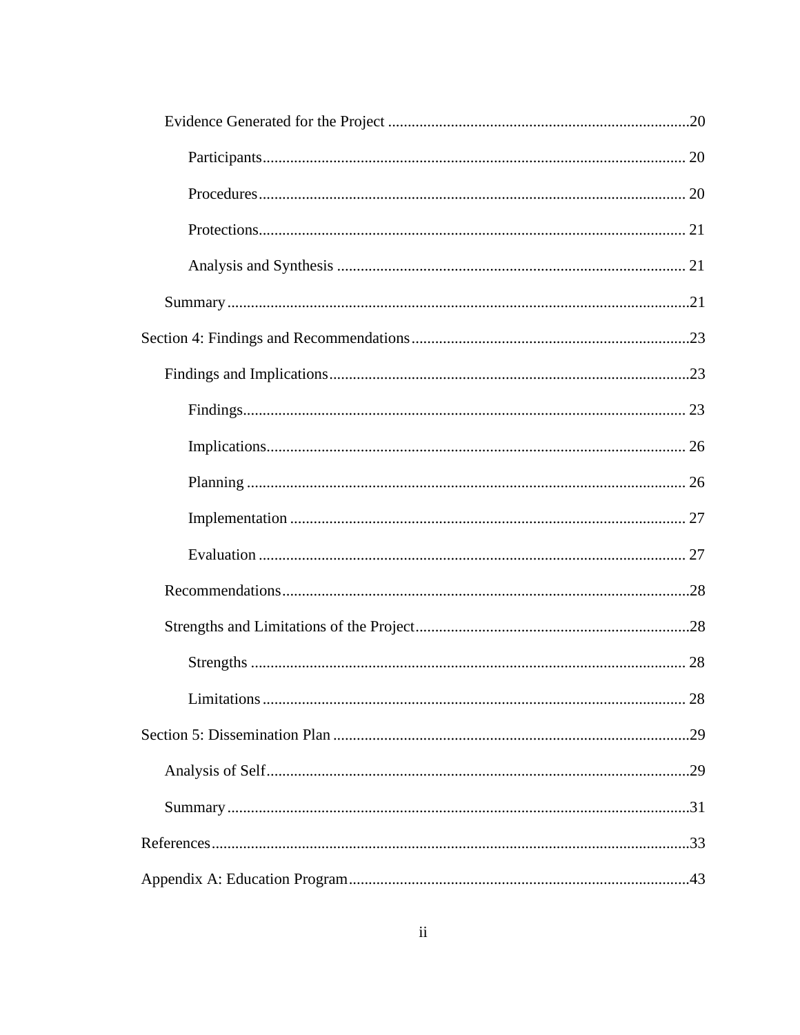Evidence Generated for the Project ....................................................................................20

Participants ........................................................................................................ 20

Procedures ......................................................................................................... 20

Protections ......................................................................................................... 21

Analysis and Synthesis ...................................................................................... 21

Summary ................................................................................................................21

Section 4: Findings and Recommendations .................................................................23

Findings and Implications ......................................................................................23

Findings .............................................................................................................. 23

Implications ........................................................................................................ 26

Planning ............................................................................................................. 26

Implementation .................................................................................................. 27

Evaluation .......................................................................................................... 27

Recommendations ..................................................................................................28

Strengths and Limitations of the Project ................................................................28

Strengths ............................................................................................................ 28

Limitations ......................................................................................................... 28

Section 5: Dissemination Plan ......................................................................................29

Analysis of Self ......................................................................................................29

Summary ................................................................................................................31

References .....................................................................................................................33

Appendix A: Education Program..................................................................................43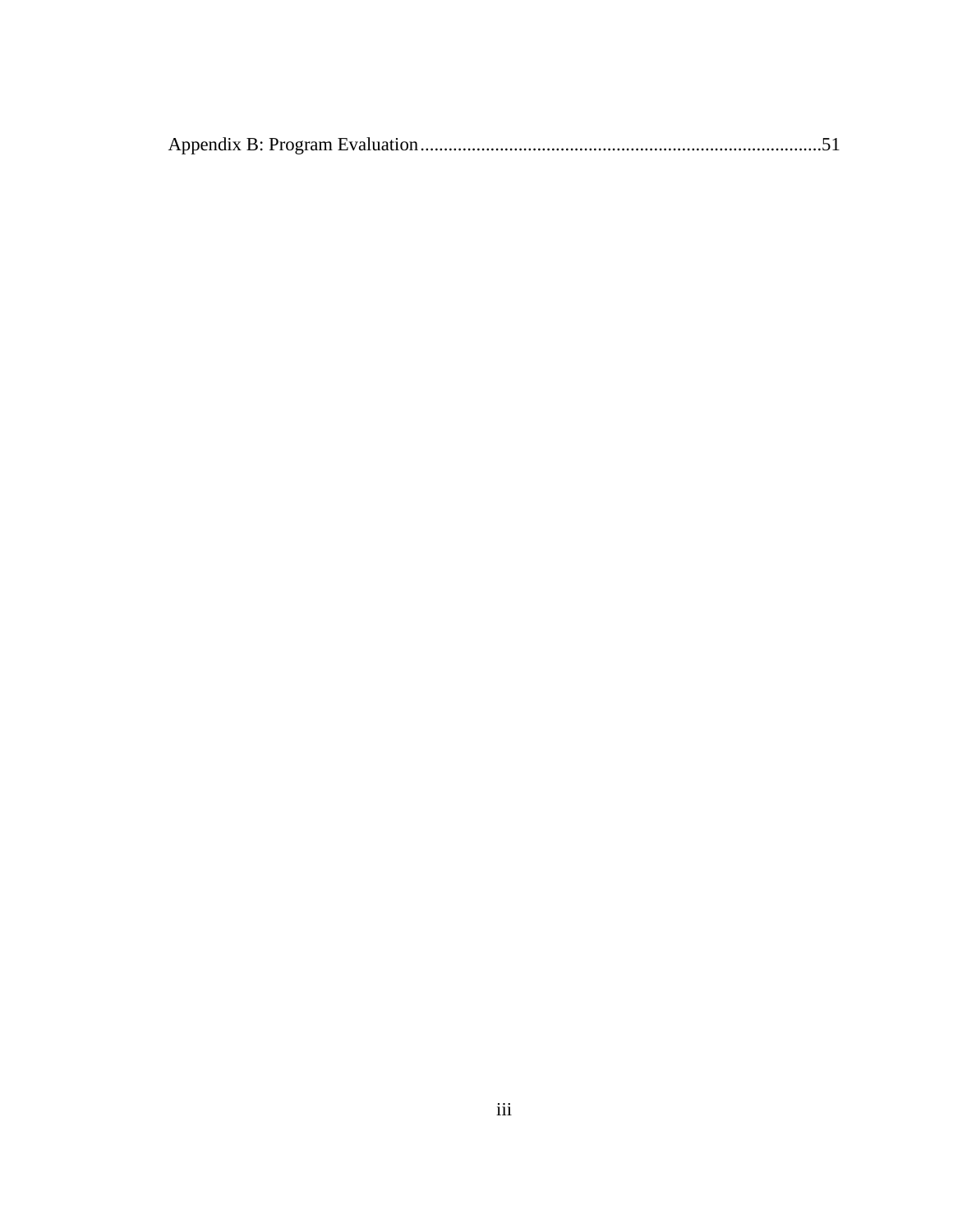Appendix B: Program Evaluation......................................................................................51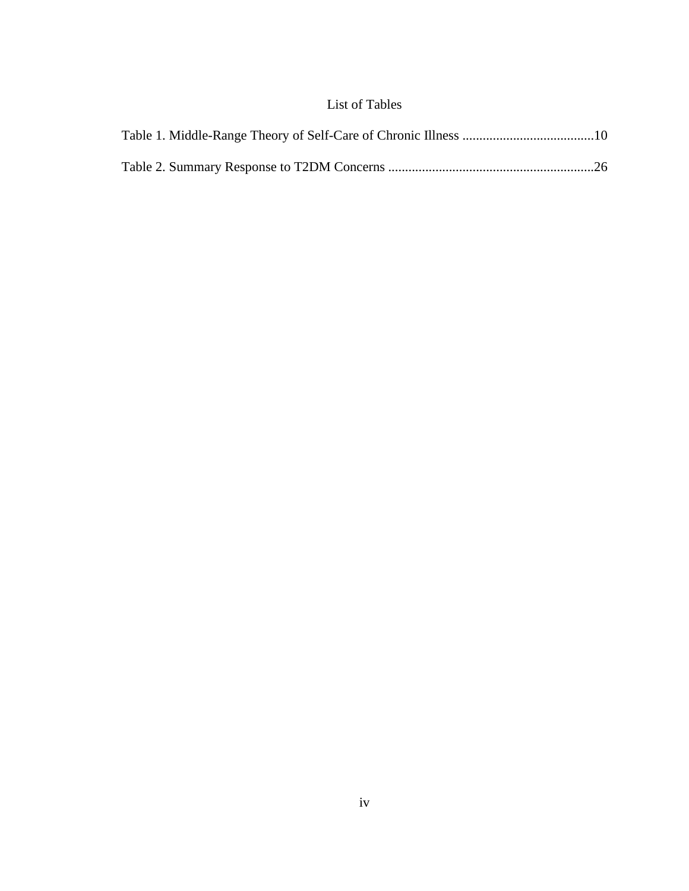# List of Tables

Table 1. Middle-Range Theory of Self-Care of Chronic Illness .......................................10

Table 2. Summary Response to T2DM Concerns ............................................................26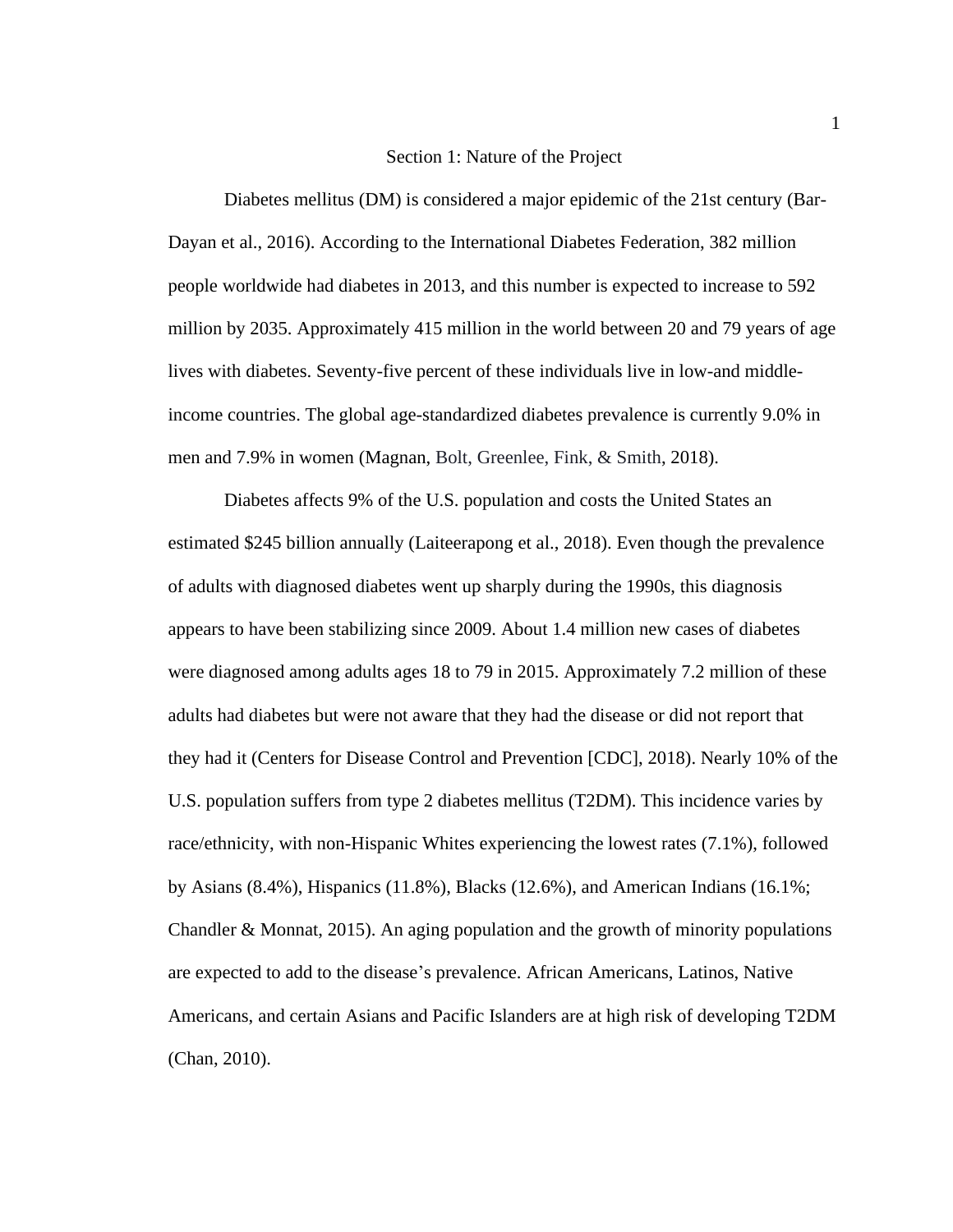# Section 1: Nature of the Project

Diabetes mellitus (DM) is considered a major epidemic of the 21st century (Bar-Dayan et al., 2016). According to the International Diabetes Federation, 382 million people worldwide had diabetes in 2013, and this number is expected to increase to 592 million by 2035. Approximately 415 million in the world between 20 and 79 years of age lives with diabetes. Seventy-five percent of these individuals live in low-and middle-income countries. The global age-standardized diabetes prevalence is currently 9.0% in men and 7.9% in women (Magnan, Bolt, Greenlee, Fink, & Smith, 2018).

Diabetes affects 9% of the U.S. population and costs the United States an estimated $245 billion annually (Laiteerapong et al., 2018). Even though the prevalence of adults with diagnosed diabetes went up sharply during the 1990s, this diagnosis appears to have been stabilizing since 2009. About 1.4 million new cases of diabetes were diagnosed among adults ages 18 to 79 in 2015. Approximately 7.2 million of these adults had diabetes but were not aware that they had the disease or did not report that they had it (Centers for Disease Control and Prevention [CDC], 2018). Nearly 10% of the U.S. population suffers from type 2 diabetes mellitus (T2DM). This incidence varies by race/ethnicity, with non-Hispanic Whites experiencing the lowest rates (7.1%), followed by Asians (8.4%), Hispanics (11.8%), Blacks (12.6%), and American Indians (16.1%; Chandler & Monnat, 2015). An aging population and the growth of minority populations are expected to add to the disease's prevalence. African Americans, Latinos, Native Americans, and certain Asians and Pacific Islanders are at high risk of developing T2DM (Chan, 2010).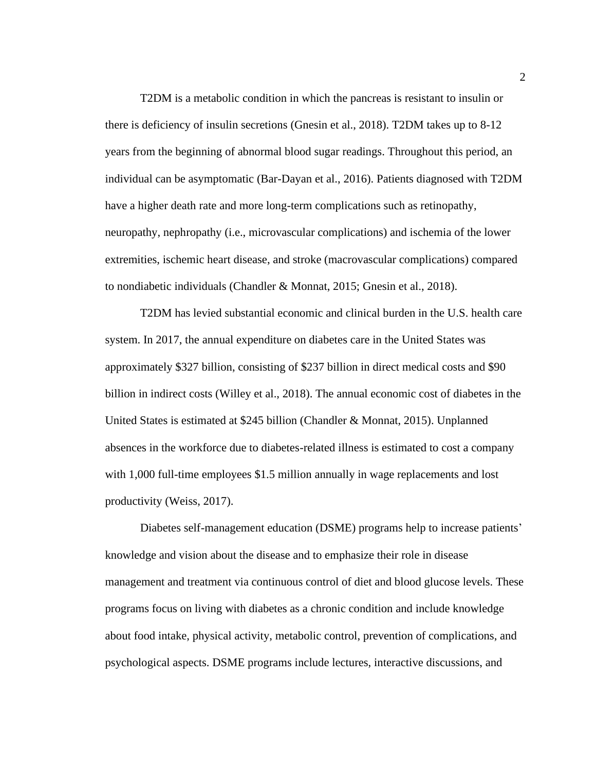T2DM is a metabolic condition in which the pancreas is resistant to insulin or there is deficiency of insulin secretions (Gnesin et al., 2018). T2DM takes up to 8-12 years from the beginning of abnormal blood sugar readings. Throughout this period, an individual can be asymptomatic (Bar-Dayan et al., 2016). Patients diagnosed with T2DM have a higher death rate and more long-term complications such as retinopathy, neuropathy, nephropathy (i.e., microvascular complications) and ischemia of the lower extremities, ischemic heart disease, and stroke (macrovascular complications) compared to nondiabetic individuals (Chandler & Monnat, 2015; Gnesin et al., 2018).

T2DM has levied substantial economic and clinical burden in the U.S. health care system. In 2017, the annual expenditure on diabetes care in the United States was approximately $327 billion, consisting of $237 billion in direct medical costs and $90 billion in indirect costs (Willey et al., 2018). The annual economic cost of diabetes in the United States is estimated at $245 billion (Chandler & Monnat, 2015). Unplanned absences in the workforce due to diabetes-related illness is estimated to cost a company with 1,000 full-time employees $1.5 million annually in wage replacements and lost productivity (Weiss, 2017).

Diabetes self-management education (DSME) programs help to increase patients' knowledge and vision about the disease and to emphasize their role in disease management and treatment via continuous control of diet and blood glucose levels. These programs focus on living with diabetes as a chronic condition and include knowledge about food intake, physical activity, metabolic control, prevention of complications, and psychological aspects. DSME programs include lectures, interactive discussions, and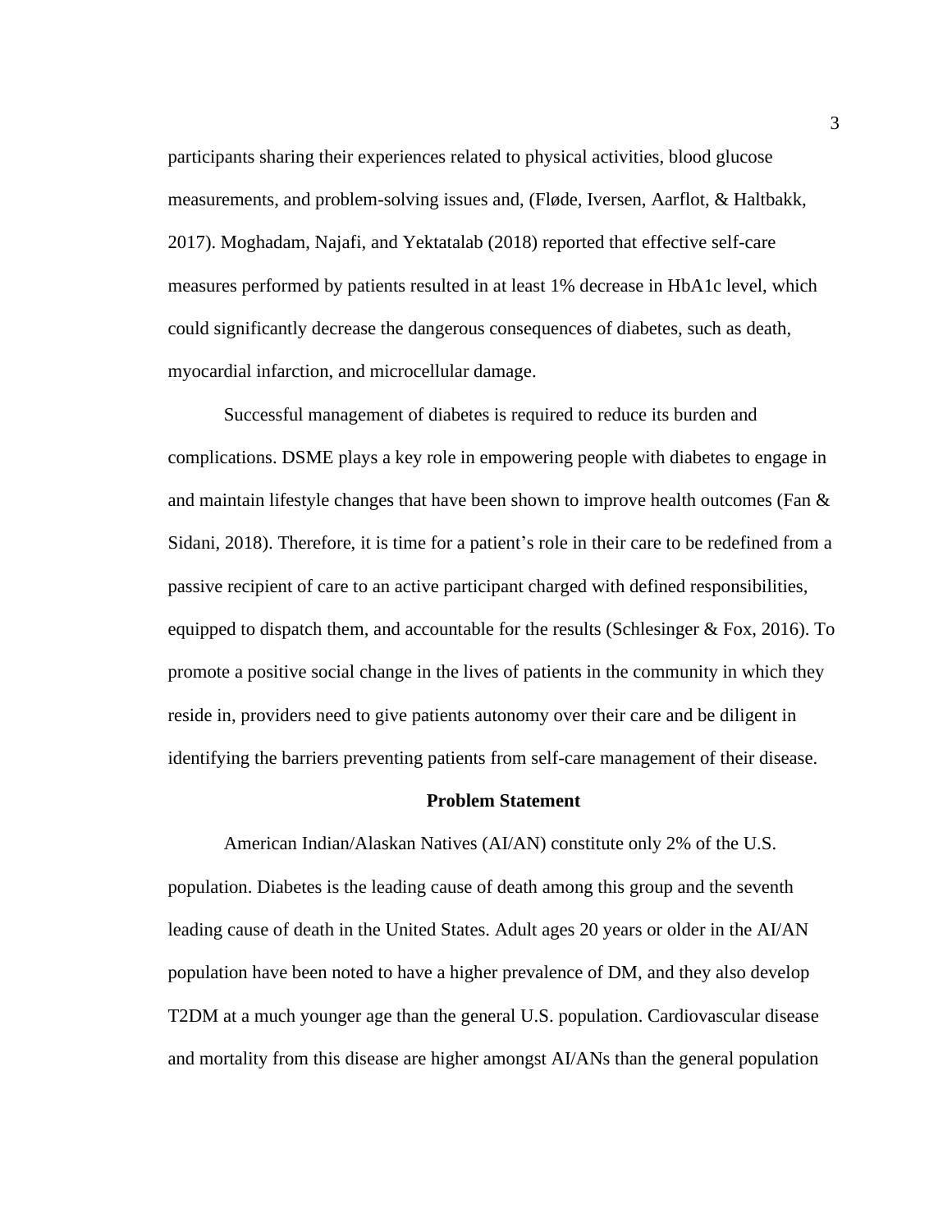participants sharing their experiences related to physical activities, blood glucose measurements, and problem-solving issues and, (Fløde, Iversen, Aarflot, & Haltbakk, 2017). Moghadam, Najafi, and Yektatalab (2018) reported that effective self-care measures performed by patients resulted in at least 1% decrease in HbA1c level, which could significantly decrease the dangerous consequences of diabetes, such as death, myocardial infarction, and microcellular damage.

Successful management of diabetes is required to reduce its burden and complications. DSME plays a key role in empowering people with diabetes to engage in and maintain lifestyle changes that have been shown to improve health outcomes (Fan & Sidani, 2018). Therefore, it is time for a patient's role in their care to be redefined from a passive recipient of care to an active participant charged with defined responsibilities, equipped to dispatch them, and accountable for the results (Schlesinger & Fox, 2016). To promote a positive social change in the lives of patients in the community in which they reside in, providers need to give patients autonomy over their care and be diligent in identifying the barriers preventing patients from self-care management of their disease.

## Problem Statement

American Indian/Alaskan Natives (AI/AN) constitute only 2% of the U.S. population. Diabetes is the leading cause of death among this group and the seventh leading cause of death in the United States. Adult ages 20 years or older in the AI/AN population have been noted to have a higher prevalence of DM, and they also develop T2DM at a much younger age than the general U.S. population. Cardiovascular disease and mortality from this disease are higher amongst AI/ANs than the general population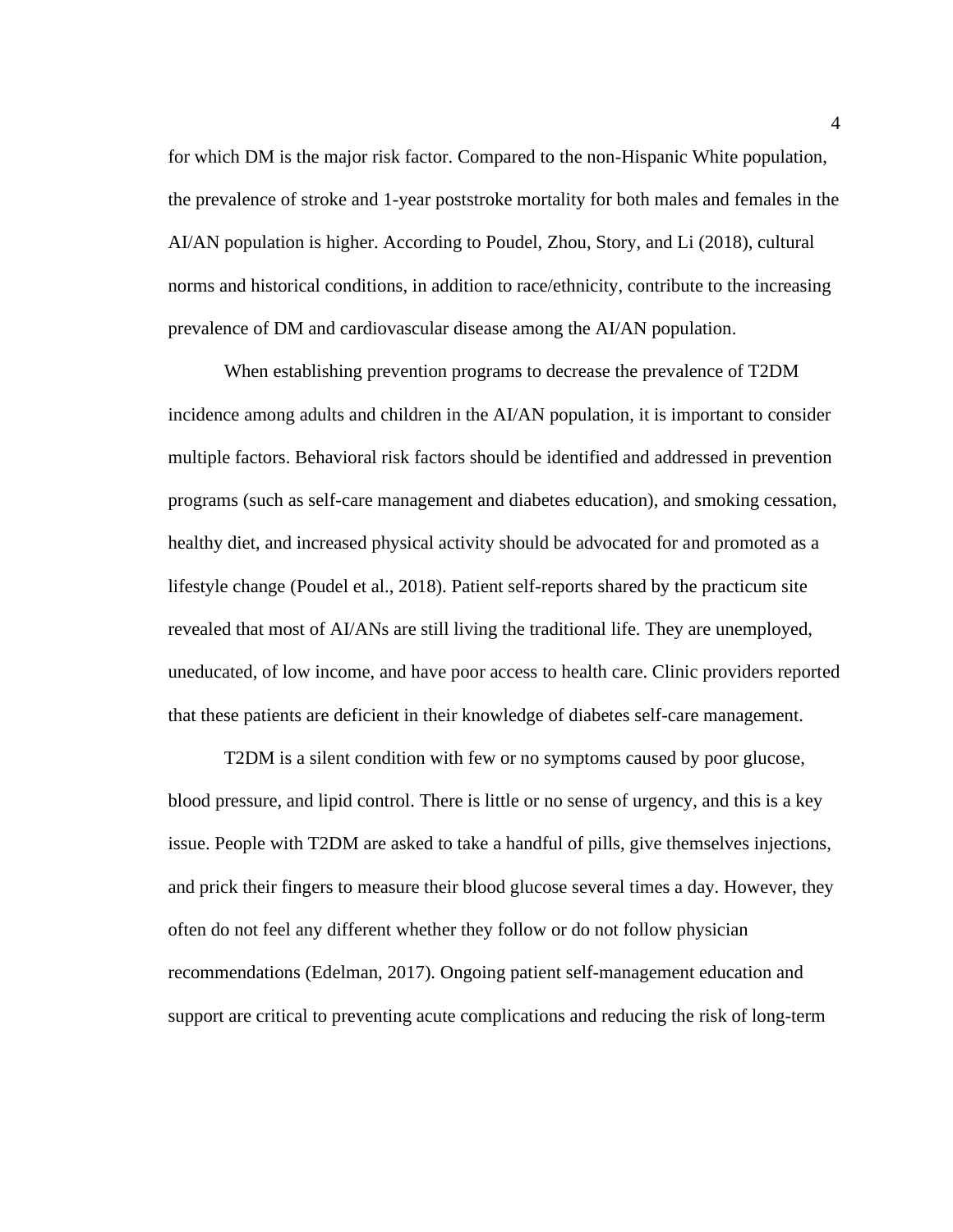for which DM is the major risk factor. Compared to the non-Hispanic White population, the prevalence of stroke and 1-year poststroke mortality for both males and females in the AI/AN population is higher. According to Poudel, Zhou, Story, and Li (2018), cultural norms and historical conditions, in addition to race/ethnicity, contribute to the increasing prevalence of DM and cardiovascular disease among the AI/AN population.

When establishing prevention programs to decrease the prevalence of T2DM incidence among adults and children in the AI/AN population, it is important to consider multiple factors. Behavioral risk factors should be identified and addressed in prevention programs (such as self-care management and diabetes education), and smoking cessation, healthy diet, and increased physical activity should be advocated for and promoted as a lifestyle change (Poudel et al., 2018). Patient self-reports shared by the practicum site revealed that most of AI/ANs are still living the traditional life. They are unemployed, uneducated, of low income, and have poor access to health care. Clinic providers reported that these patients are deficient in their knowledge of diabetes self-care management.

T2DM is a silent condition with few or no symptoms caused by poor glucose, blood pressure, and lipid control. There is little or no sense of urgency, and this is a key issue. People with T2DM are asked to take a handful of pills, give themselves injections, and prick their fingers to measure their blood glucose several times a day. However, they often do not feel any different whether they follow or do not follow physician recommendations (Edelman, 2017). Ongoing patient self-management education and support are critical to preventing acute complications and reducing the risk of long-term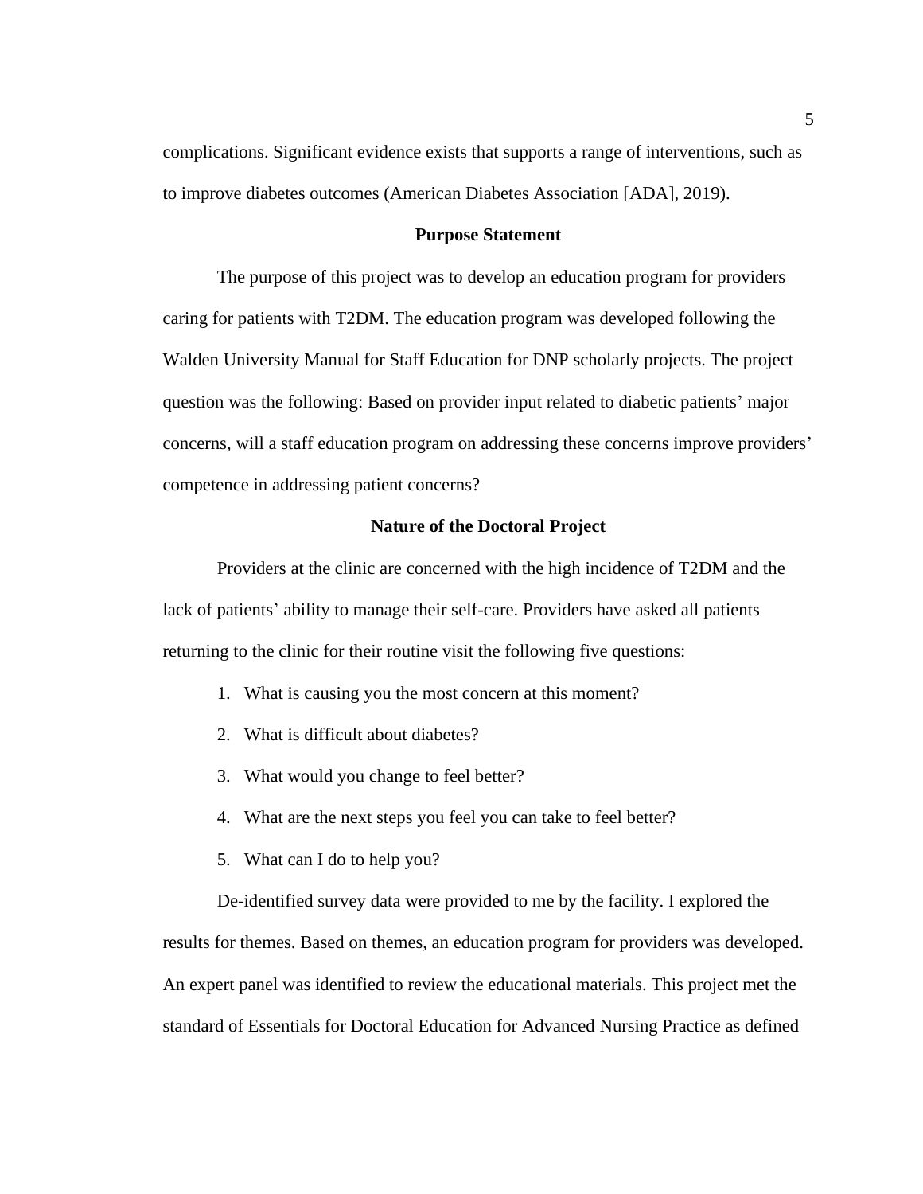complications. Significant evidence exists that supports a range of interventions, such as to improve diabetes outcomes (American Diabetes Association [ADA], 2019).

## Purpose Statement

The purpose of this project was to develop an education program for providers caring for patients with T2DM. The education program was developed following the Walden University Manual for Staff Education for DNP scholarly projects. The project question was the following: Based on provider input related to diabetic patients' major concerns, will a staff education program on addressing these concerns improve providers' competence in addressing patient concerns?

## Nature of the Doctoral Project

Providers at the clinic are concerned with the high incidence of T2DM and the lack of patients' ability to manage their self-care. Providers have asked all patients returning to the clinic for their routine visit the following five questions:

1. What is causing you the most concern at this moment?
2. What is difficult about diabetes?
3. What would you change to feel better?
4. What are the next steps you feel you can take to feel better?
5. What can I do to help you?

De-identified survey data were provided to me by the facility. I explored the results for themes. Based on themes, an education program for providers was developed. An expert panel was identified to review the educational materials. This project met the standard of Essentials for Doctoral Education for Advanced Nursing Practice as defined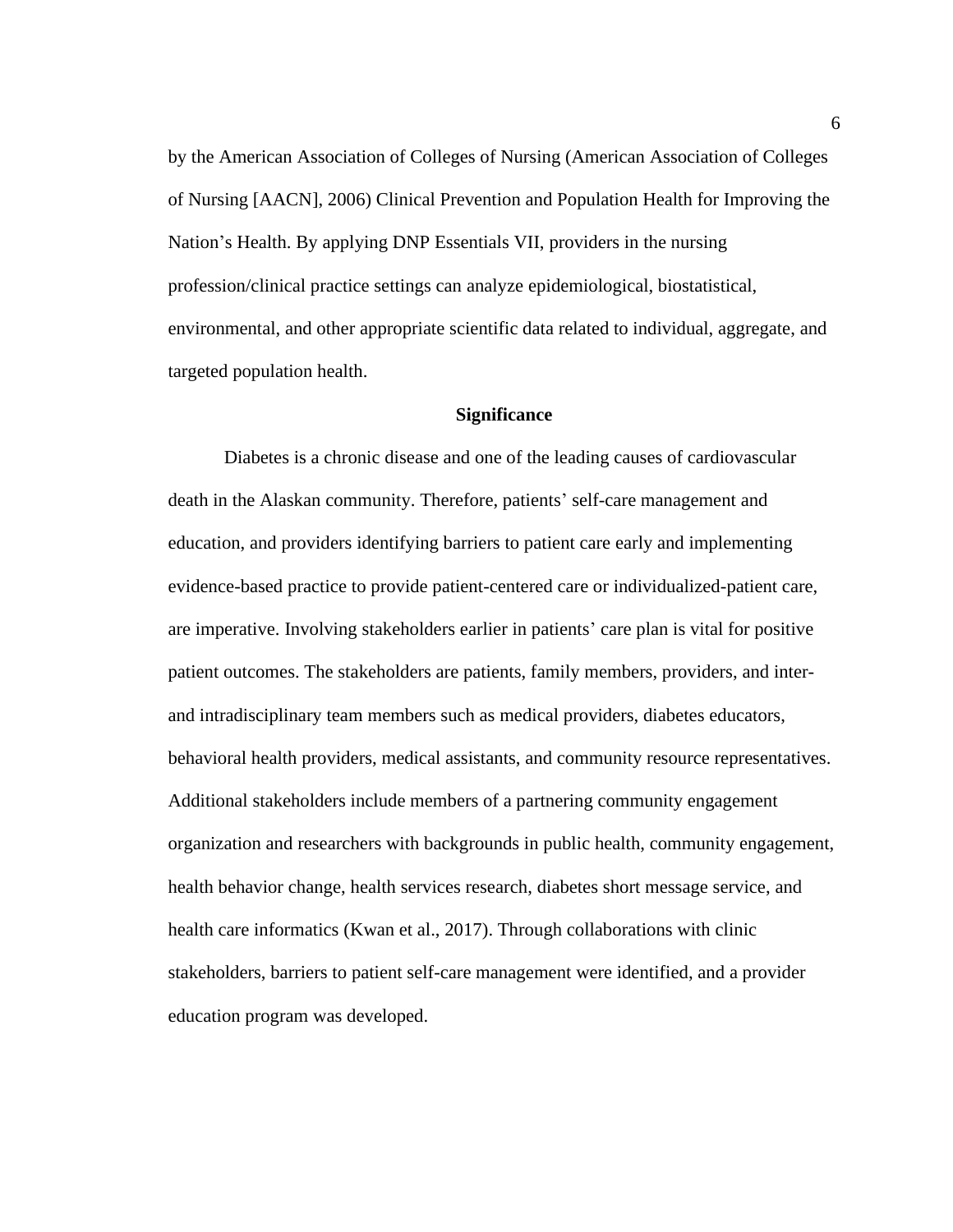by the American Association of Colleges of Nursing (American Association of Colleges of Nursing [AACN], 2006) Clinical Prevention and Population Health for Improving the Nation's Health. By applying DNP Essentials VII, providers in the nursing profession/clinical practice settings can analyze epidemiological, biostatistical, environmental, and other appropriate scientific data related to individual, aggregate, and targeted population health.

## Significance

Diabetes is a chronic disease and one of the leading causes of cardiovascular death in the Alaskan community. Therefore, patients' self-care management and education, and providers identifying barriers to patient care early and implementing evidence-based practice to provide patient-centered care or individualized-patient care, are imperative. Involving stakeholders earlier in patients' care plan is vital for positive patient outcomes. The stakeholders are patients, family members, providers, and inter- and intradisciplinary team members such as medical providers, diabetes educators, behavioral health providers, medical assistants, and community resource representatives. Additional stakeholders include members of a partnering community engagement organization and researchers with backgrounds in public health, community engagement, health behavior change, health services research, diabetes short message service, and health care informatics (Kwan et al., 2017). Through collaborations with clinic stakeholders, barriers to patient self-care management were identified, and a provider education program was developed.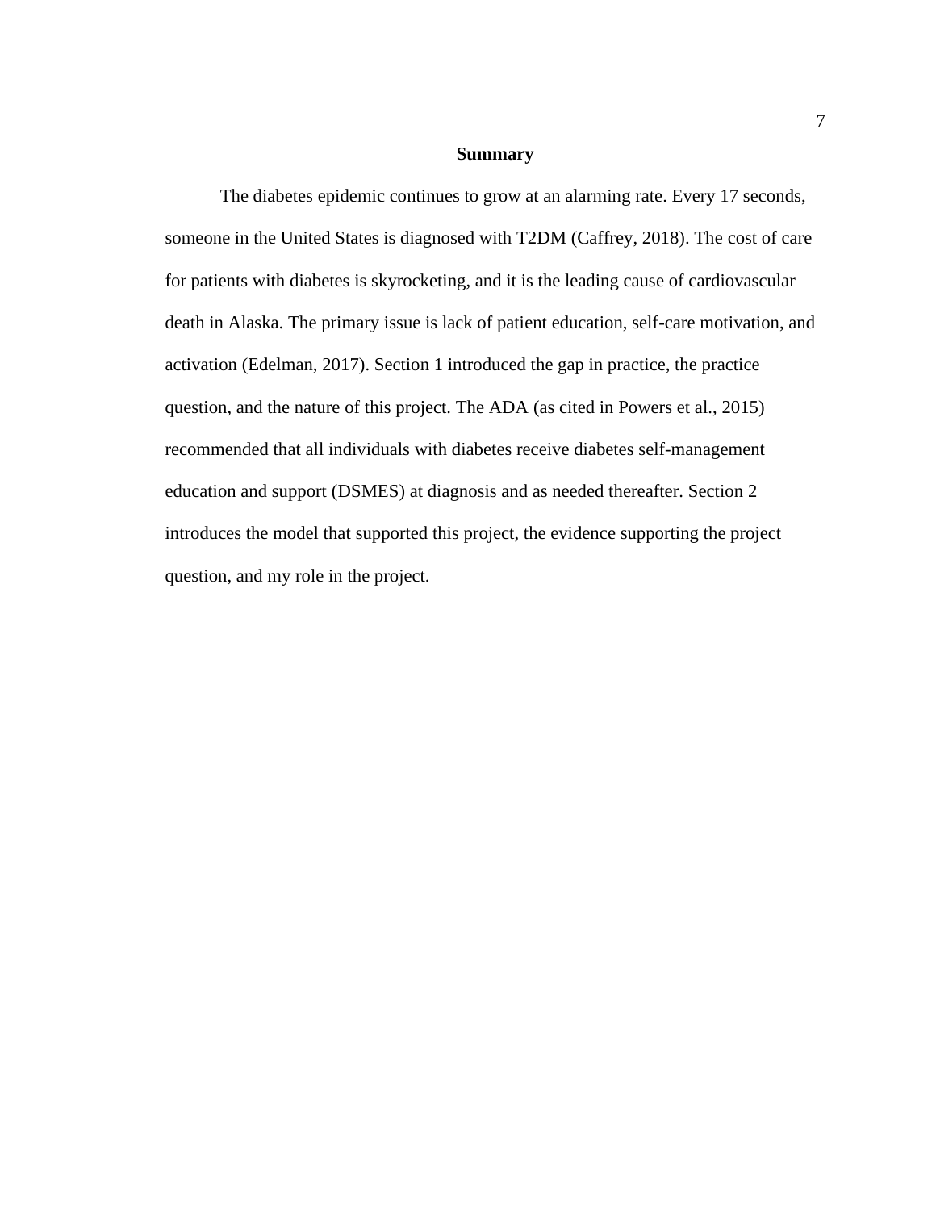## Summary

The diabetes epidemic continues to grow at an alarming rate. Every 17 seconds, someone in the United States is diagnosed with T2DM (Caffrey, 2018). The cost of care for patients with diabetes is skyrocketing, and it is the leading cause of cardiovascular death in Alaska. The primary issue is lack of patient education, self-care motivation, and activation (Edelman, 2017). Section 1 introduced the gap in practice, the practice question, and the nature of this project. The ADA (as cited in Powers et al., 2015) recommended that all individuals with diabetes receive diabetes self-management education and support (DSMES) at diagnosis and as needed thereafter. Section 2 introduces the model that supported this project, the evidence supporting the project question, and my role in the project.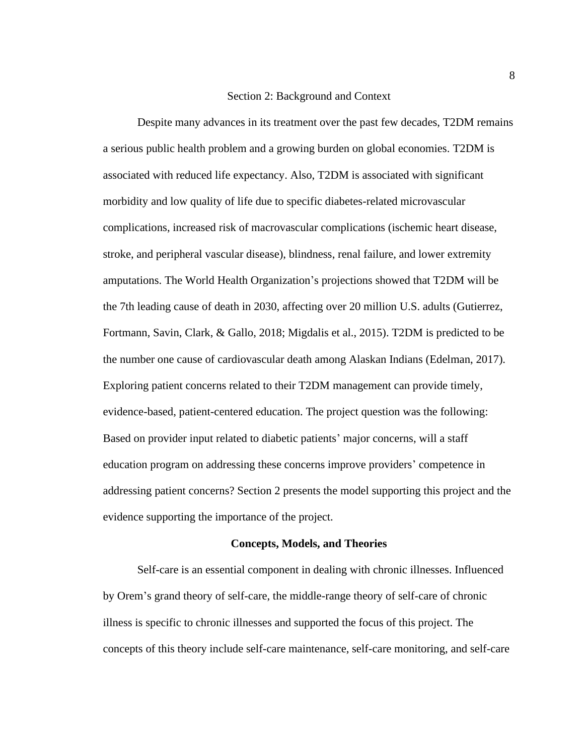# Section 2: Background and Context

Despite many advances in its treatment over the past few decades, T2DM remains a serious public health problem and a growing burden on global economies. T2DM is associated with reduced life expectancy. Also, T2DM is associated with significant morbidity and low quality of life due to specific diabetes-related microvascular complications, increased risk of macrovascular complications (ischemic heart disease, stroke, and peripheral vascular disease), blindness, renal failure, and lower extremity amputations. The World Health Organization's projections showed that T2DM will be the 7th leading cause of death in 2030, affecting over 20 million U.S. adults (Gutierrez, Fortmann, Savin, Clark, & Gallo, 2018; Migdalis et al., 2015). T2DM is predicted to be the number one cause of cardiovascular death among Alaskan Indians (Edelman, 2017). Exploring patient concerns related to their T2DM management can provide timely, evidence-based, patient-centered education. The project question was the following: Based on provider input related to diabetic patients' major concerns, will a staff education program on addressing these concerns improve providers' competence in addressing patient concerns? Section 2 presents the model supporting this project and the evidence supporting the importance of the project.

## Concepts, Models, and Theories

Self-care is an essential component in dealing with chronic illnesses. Influenced by Orem's grand theory of self-care, the middle-range theory of self-care of chronic illness is specific to chronic illnesses and supported the focus of this project. The concepts of this theory include self-care maintenance, self-care monitoring, and self-care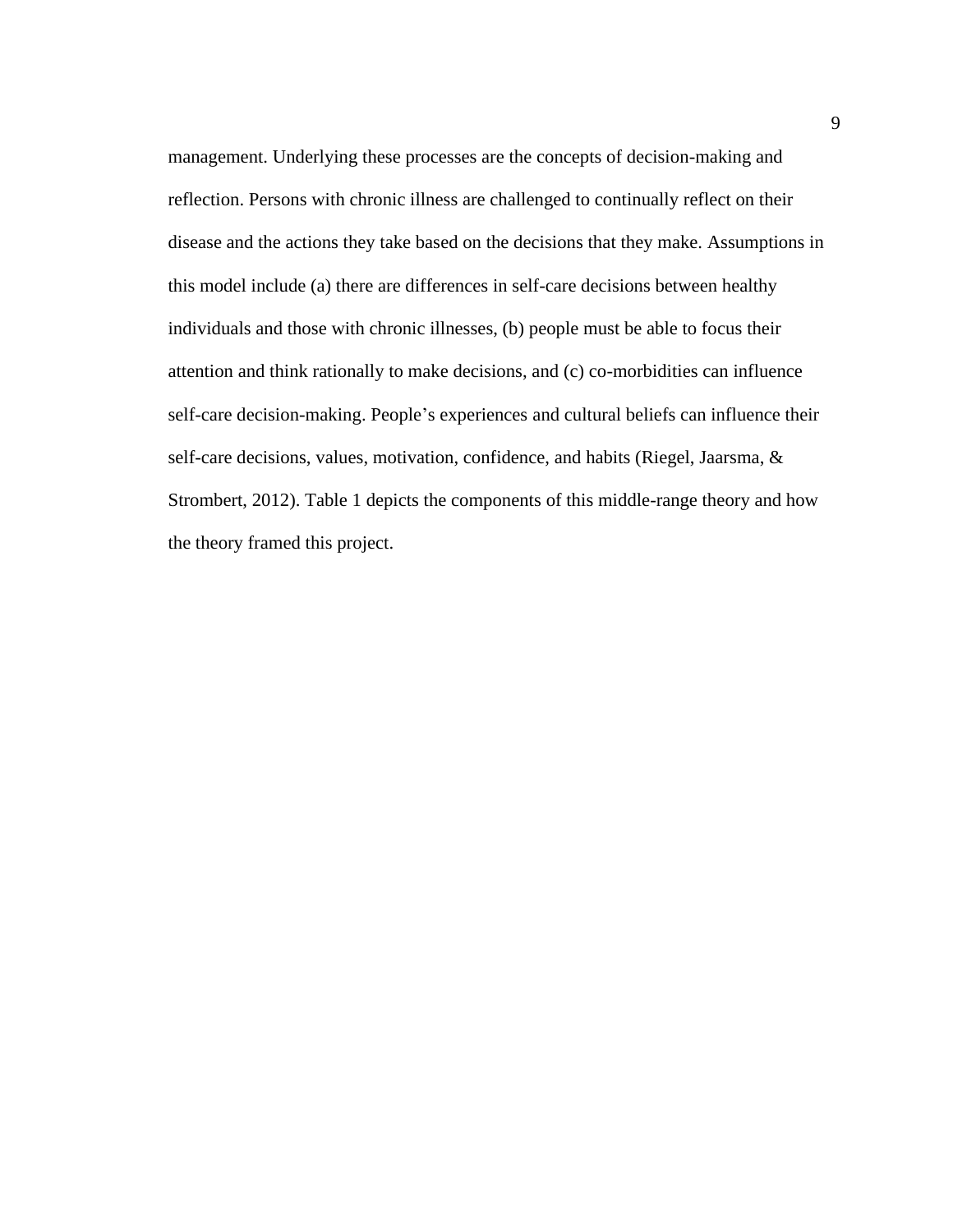management. Underlying these processes are the concepts of decision-making and reflection. Persons with chronic illness are challenged to continually reflect on their disease and the actions they take based on the decisions that they make. Assumptions in this model include (a) there are differences in self-care decisions between healthy individuals and those with chronic illnesses, (b) people must be able to focus their attention and think rationally to make decisions, and (c) co-morbidities can influence self-care decision-making. People's experiences and cultural beliefs can influence their self-care decisions, values, motivation, confidence, and habits (Riegel, Jaarsma, & Strombert, 2012). Table 1 depicts the components of this middle-range theory and how the theory framed this project.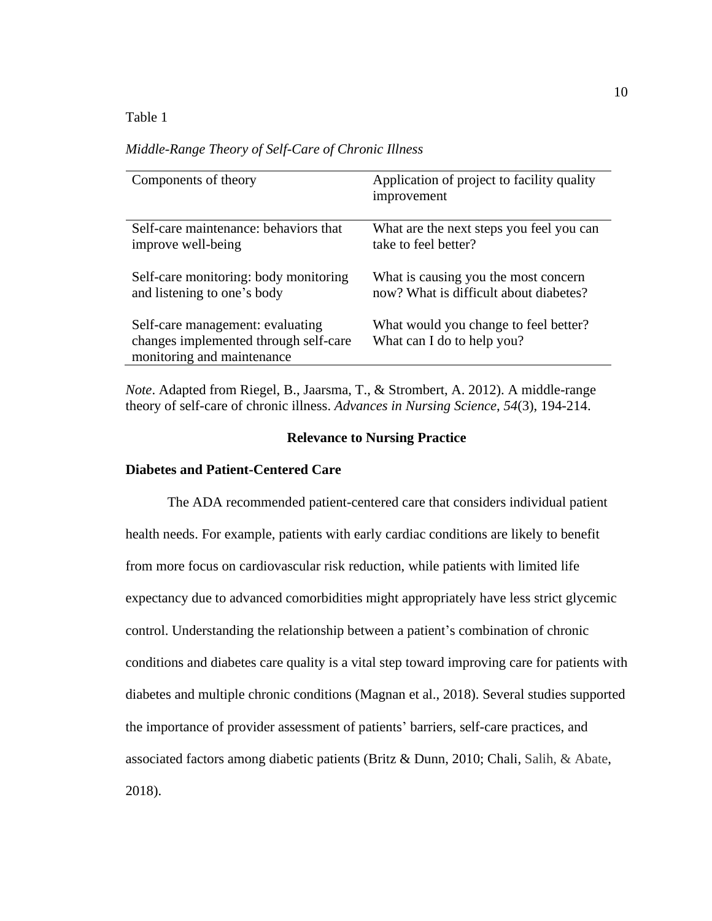Table 1

*Middle-Range Theory of Self-Care of Chronic Illness*

| Components of theory | Application of project to facility quality improvement |
|---|---|
| Self-care maintenance: behaviors that improve well-being | What are the next steps you feel you can take to feel better? |
| Self-care monitoring: body monitoring and listening to one's body | What is causing you the most concern now? What is difficult about diabetes? |
| Self-care management: evaluating changes implemented through self-care monitoring and maintenance | What would you change to feel better? What can I do to help you? |

*Note*. Adapted from Riegel, B., Jaarsma, T., & Strombert, A. 2012). A middle-range theory of self-care of chronic illness. *Advances in Nursing Science*, *54*(3), 194-214.

## Relevance to Nursing Practice

### Diabetes and Patient-Centered Care

The ADA recommended patient-centered care that considers individual patient health needs. For example, patients with early cardiac conditions are likely to benefit from more focus on cardiovascular risk reduction, while patients with limited life expectancy due to advanced comorbidities might appropriately have less strict glycemic control. Understanding the relationship between a patient's combination of chronic conditions and diabetes care quality is a vital step toward improving care for patients with diabetes and multiple chronic conditions (Magnan et al., 2018). Several studies supported the importance of provider assessment of patients' barriers, self-care practices, and associated factors among diabetic patients (Britz & Dunn, 2010; Chali, Salih, & Abate, 2018).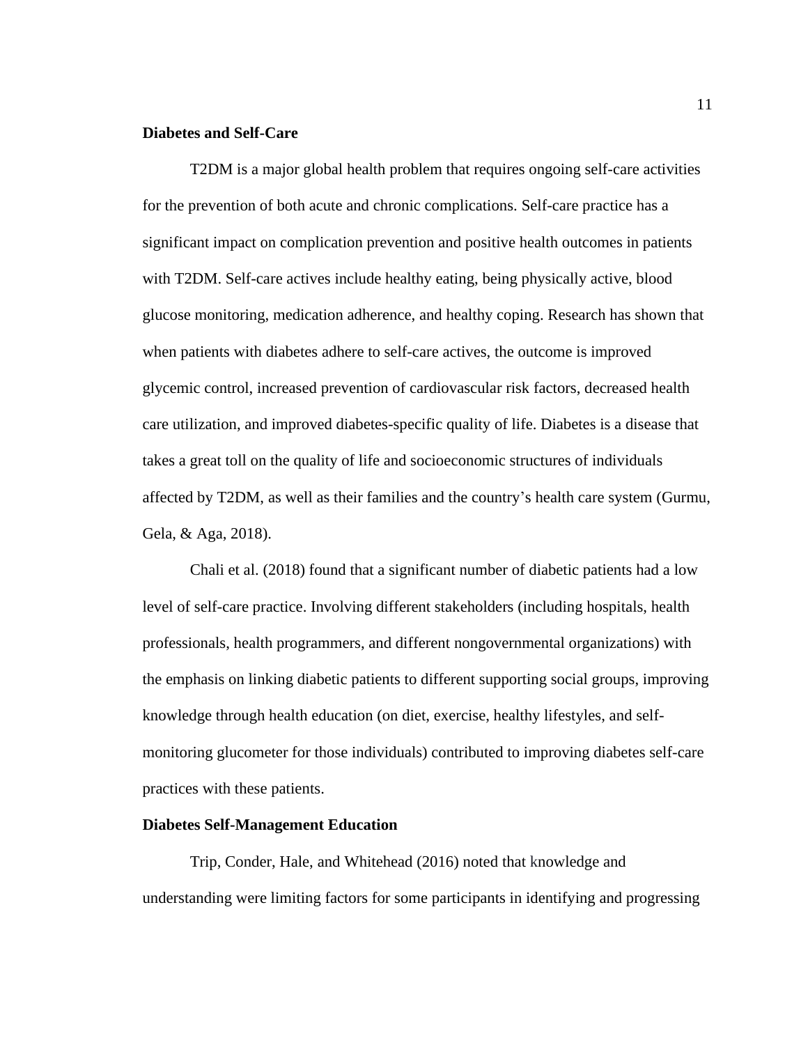**Diabetes and Self-Care**

T2DM is a major global health problem that requires ongoing self-care activities for the prevention of both acute and chronic complications. Self-care practice has a significant impact on complication prevention and positive health outcomes in patients with T2DM. Self-care actives include healthy eating, being physically active, blood glucose monitoring, medication adherence, and healthy coping. Research has shown that when patients with diabetes adhere to self-care actives, the outcome is improved glycemic control, increased prevention of cardiovascular risk factors, decreased health care utilization, and improved diabetes-specific quality of life. Diabetes is a disease that takes a great toll on the quality of life and socioeconomic structures of individuals affected by T2DM, as well as their families and the country's health care system (Gurmu, Gela, & Aga, 2018).

Chali et al. (2018) found that a significant number of diabetic patients had a low level of self-care practice. Involving different stakeholders (including hospitals, health professionals, health programmers, and different nongovernmental organizations) with the emphasis on linking diabetic patients to different supporting social groups, improving knowledge through health education (on diet, exercise, healthy lifestyles, and self-monitoring glucometer for those individuals) contributed to improving diabetes self-care practices with these patients.

**Diabetes Self-Management Education**

Trip, Conder, Hale, and Whitehead (2016) noted that knowledge and understanding were limiting factors for some participants in identifying and progressing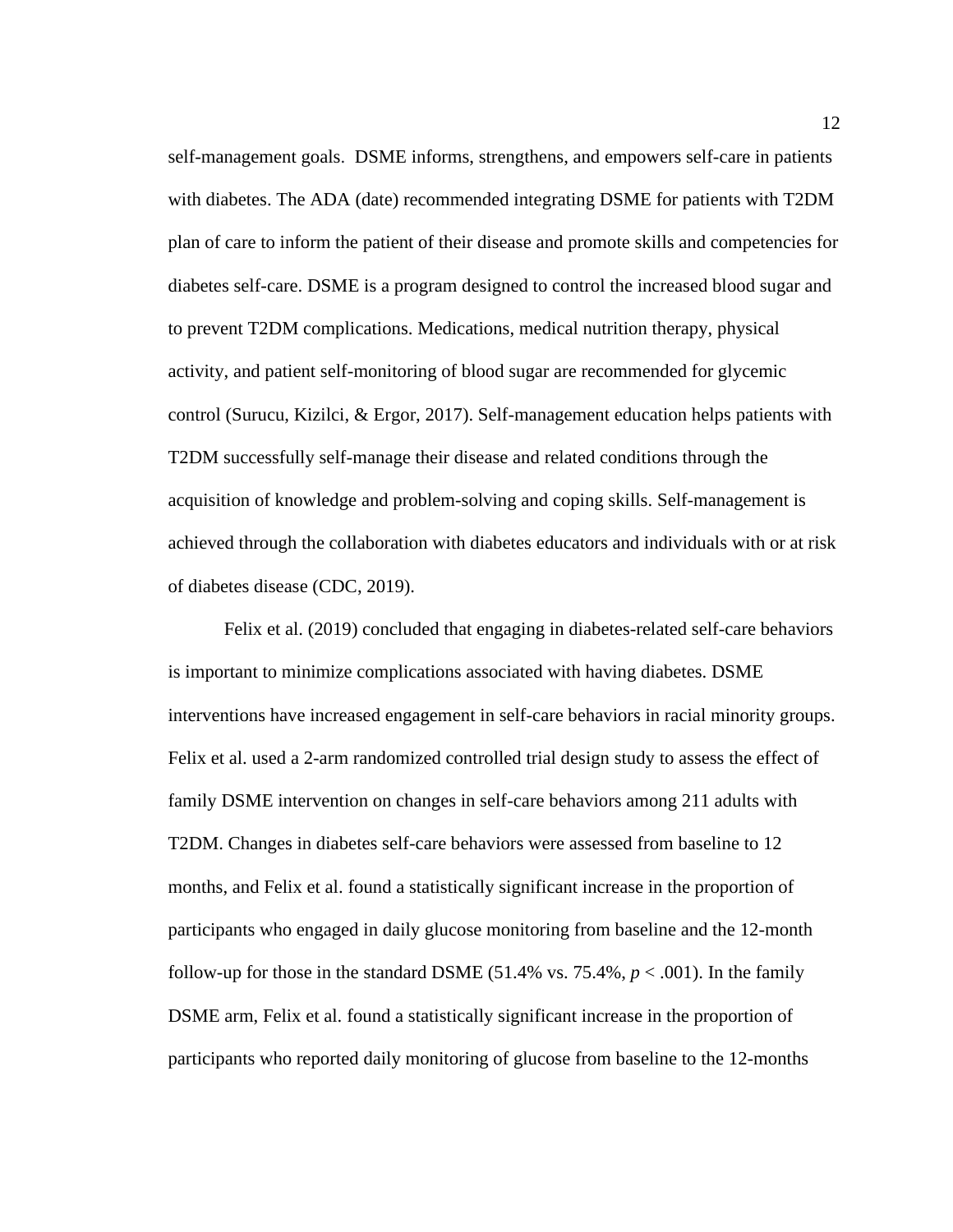self-management goals. DSME informs, strengthens, and empowers self-care in patients with diabetes. The ADA (date) recommended integrating DSME for patients with T2DM plan of care to inform the patient of their disease and promote skills and competencies for diabetes self-care. DSME is a program designed to control the increased blood sugar and to prevent T2DM complications. Medications, medical nutrition therapy, physical activity, and patient self-monitoring of blood sugar are recommended for glycemic control (Surucu, Kizilci, & Ergor, 2017). Self-management education helps patients with T2DM successfully self-manage their disease and related conditions through the acquisition of knowledge and problem-solving and coping skills. Self-management is achieved through the collaboration with diabetes educators and individuals with or at risk of diabetes disease (CDC, 2019).

Felix et al. (2019) concluded that engaging in diabetes-related self-care behaviors is important to minimize complications associated with having diabetes. DSME interventions have increased engagement in self-care behaviors in racial minority groups. Felix et al. used a 2-arm randomized controlled trial design study to assess the effect of family DSME intervention on changes in self-care behaviors among 211 adults with T2DM. Changes in diabetes self-care behaviors were assessed from baseline to 12 months, and Felix et al. found a statistically significant increase in the proportion of participants who engaged in daily glucose monitoring from baseline and the 12-month follow-up for those in the standard DSME (51.4% vs. 75.4%, $p < .001$). In the family DSME arm, Felix et al. found a statistically significant increase in the proportion of participants who reported daily monitoring of glucose from baseline to the 12-months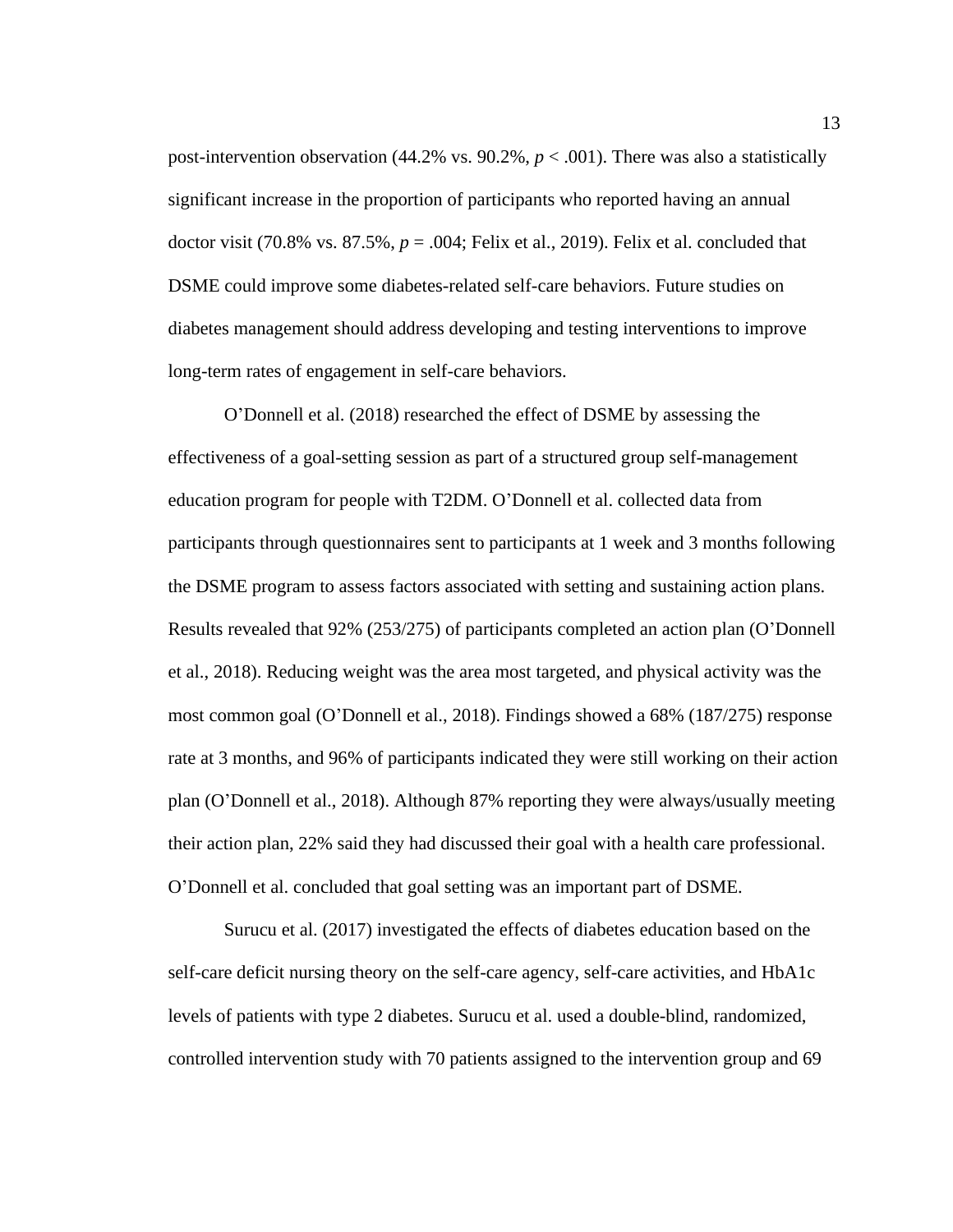post-intervention observation (44.2% vs. 90.2%, $p < .001$). There was also a statistically significant increase in the proportion of participants who reported having an annual doctor visit (70.8% vs. 87.5%, $p = .004$; Felix et al., 2019). Felix et al. concluded that DSME could improve some diabetes-related self-care behaviors. Future studies on diabetes management should address developing and testing interventions to improve long-term rates of engagement in self-care behaviors.

O'Donnell et al. (2018) researched the effect of DSME by assessing the effectiveness of a goal-setting session as part of a structured group self-management education program for people with T2DM. O'Donnell et al. collected data from participants through questionnaires sent to participants at 1 week and 3 months following the DSME program to assess factors associated with setting and sustaining action plans. Results revealed that 92% (253/275) of participants completed an action plan (O'Donnell et al., 2018). Reducing weight was the area most targeted, and physical activity was the most common goal (O'Donnell et al., 2018). Findings showed a 68% (187/275) response rate at 3 months, and 96% of participants indicated they were still working on their action plan (O'Donnell et al., 2018). Although 87% reporting they were always/usually meeting their action plan, 22% said they had discussed their goal with a health care professional. O'Donnell et al. concluded that goal setting was an important part of DSME.

Surucu et al. (2017) investigated the effects of diabetes education based on the self-care deficit nursing theory on the self-care agency, self-care activities, and HbA1c levels of patients with type 2 diabetes. Surucu et al. used a double-blind, randomized, controlled intervention study with 70 patients assigned to the intervention group and 69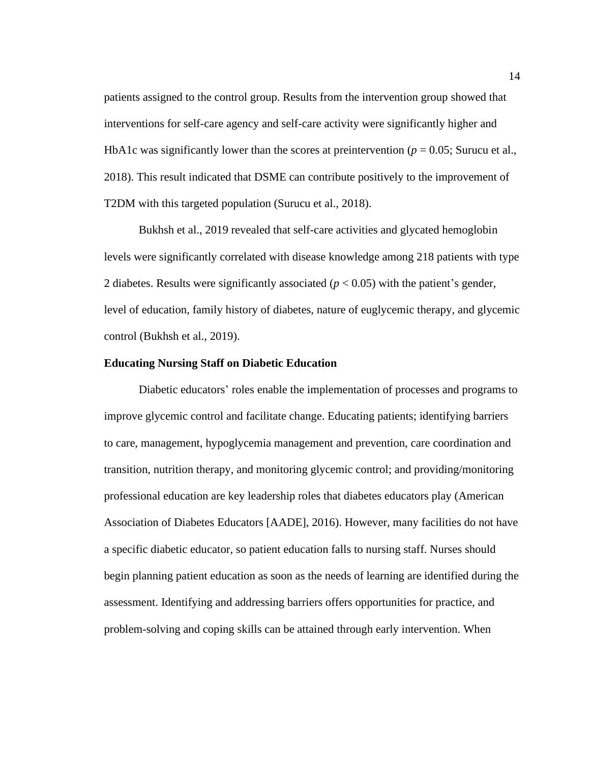patients assigned to the control group. Results from the intervention group showed that interventions for self-care agency and self-care activity were significantly higher and HbA1c was significantly lower than the scores at preintervention ($p = 0.05$; Surucu et al., 2018). This result indicated that DSME can contribute positively to the improvement of T2DM with this targeted population (Surucu et al., 2018).

Bukhsh et al., 2019 revealed that self-care activities and glycated hemoglobin levels were significantly correlated with disease knowledge among 218 patients with type 2 diabetes. Results were significantly associated ($p < 0.05$) with the patient's gender, level of education, family history of diabetes, nature of euglycemic therapy, and glycemic control (Bukhsh et al., 2019).

**Educating Nursing Staff on Diabetic Education**

Diabetic educators' roles enable the implementation of processes and programs to improve glycemic control and facilitate change. Educating patients; identifying barriers to care, management, hypoglycemia management and prevention, care coordination and transition, nutrition therapy, and monitoring glycemic control; and providing/monitoring professional education are key leadership roles that diabetes educators play (American Association of Diabetes Educators [AADE], 2016). However, many facilities do not have a specific diabetic educator, so patient education falls to nursing staff. Nurses should begin planning patient education as soon as the needs of learning are identified during the assessment. Identifying and addressing barriers offers opportunities for practice, and problem-solving and coping skills can be attained through early intervention. When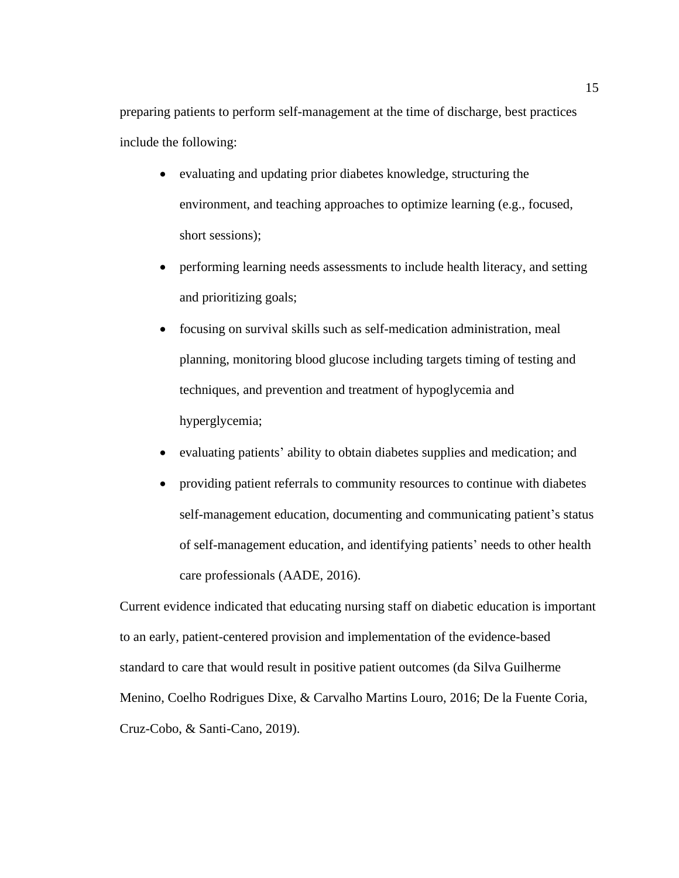preparing patients to perform self-management at the time of discharge, best practices include the following:

- evaluating and updating prior diabetes knowledge, structuring the environment, and teaching approaches to optimize learning (e.g., focused, short sessions);
- performing learning needs assessments to include health literacy, and setting and prioritizing goals;
- focusing on survival skills such as self-medication administration, meal planning, monitoring blood glucose including targets timing of testing and techniques, and prevention and treatment of hypoglycemia and hyperglycemia;
- evaluating patients' ability to obtain diabetes supplies and medication; and
- providing patient referrals to community resources to continue with diabetes self-management education, documenting and communicating patient's status of self-management education, and identifying patients' needs to other health care professionals (AADE, 2016).

Current evidence indicated that educating nursing staff on diabetic education is important to an early, patient-centered provision and implementation of the evidence-based standard to care that would result in positive patient outcomes (da Silva Guilherme Menino, Coelho Rodrigues Dixe, & Carvalho Martins Louro, 2016; De la Fuente Coria, Cruz-Cobo, & Santi-Cano, 2019).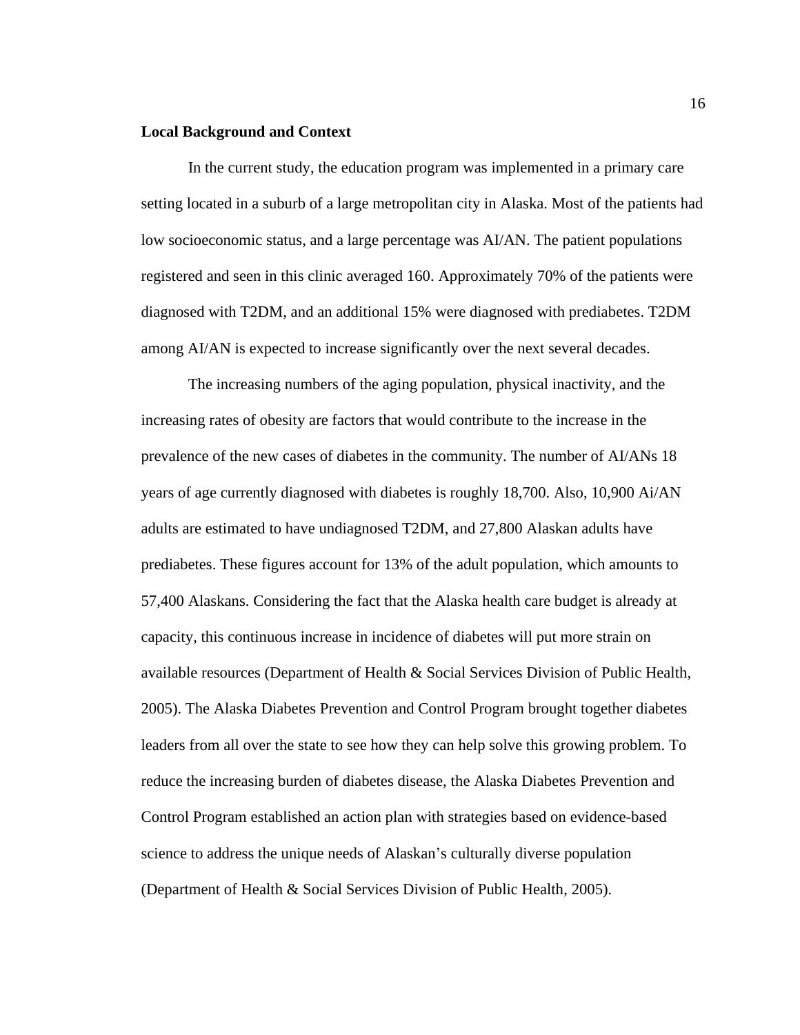**Local Background and Context**

In the current study, the education program was implemented in a primary care setting located in a suburb of a large metropolitan city in Alaska. Most of the patients had low socioeconomic status, and a large percentage was AI/AN. The patient populations registered and seen in this clinic averaged 160. Approximately 70% of the patients were diagnosed with T2DM, and an additional 15% were diagnosed with prediabetes. T2DM among AI/AN is expected to increase significantly over the next several decades.

The increasing numbers of the aging population, physical inactivity, and the increasing rates of obesity are factors that would contribute to the increase in the prevalence of the new cases of diabetes in the community. The number of AI/ANs 18 years of age currently diagnosed with diabetes is roughly 18,700. Also, 10,900 Ai/AN adults are estimated to have undiagnosed T2DM, and 27,800 Alaskan adults have prediabetes. These figures account for 13% of the adult population, which amounts to 57,400 Alaskans. Considering the fact that the Alaska health care budget is already at capacity, this continuous increase in incidence of diabetes will put more strain on available resources (Department of Health & Social Services Division of Public Health, 2005). The Alaska Diabetes Prevention and Control Program brought together diabetes leaders from all over the state to see how they can help solve this growing problem. To reduce the increasing burden of diabetes disease, the Alaska Diabetes Prevention and Control Program established an action plan with strategies based on evidence-based science to address the unique needs of Alaskan's culturally diverse population (Department of Health & Social Services Division of Public Health, 2005).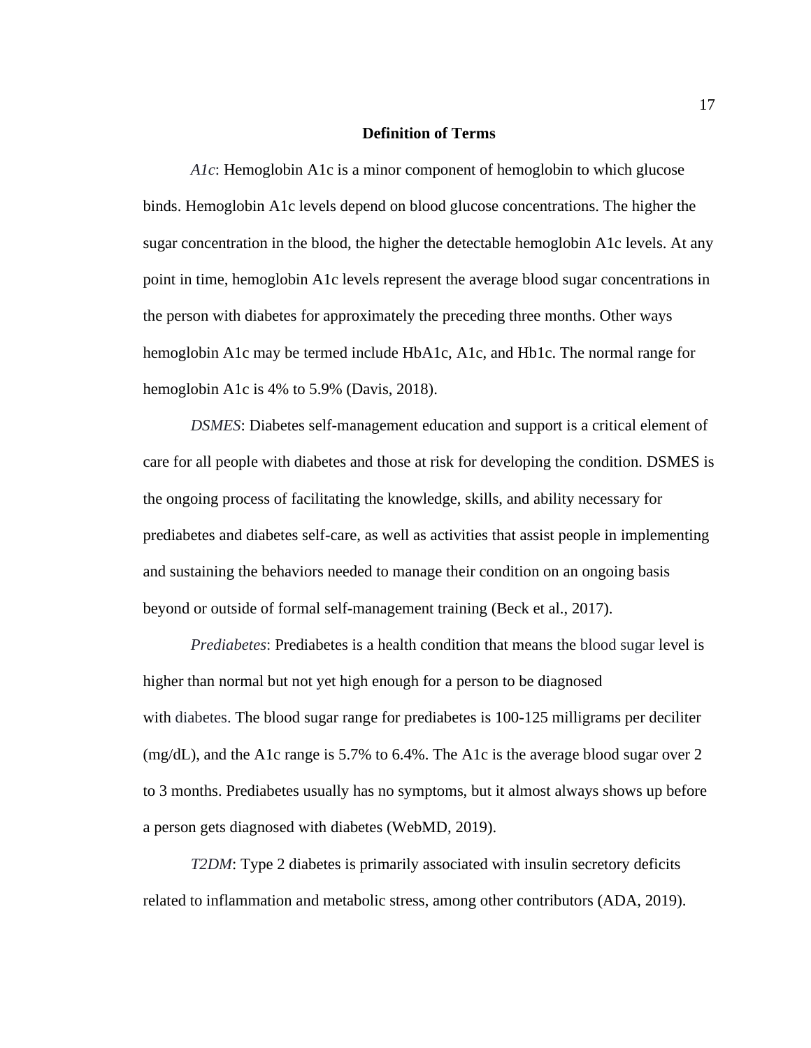## Definition of Terms

*A1c*: Hemoglobin A1c is a minor component of hemoglobin to which glucose binds. Hemoglobin A1c levels depend on blood glucose concentrations. The higher the sugar concentration in the blood, the higher the detectable hemoglobin A1c levels. At any point in time, hemoglobin A1c levels represent the average blood sugar concentrations in the person with diabetes for approximately the preceding three months. Other ways hemoglobin A1c may be termed include HbA1c, A1c, and Hb1c. The normal range for hemoglobin A1c is 4% to 5.9% (Davis, 2018).

*DSMES*: Diabetes self-management education and support is a critical element of care for all people with diabetes and those at risk for developing the condition. DSMES is the ongoing process of facilitating the knowledge, skills, and ability necessary for prediabetes and diabetes self-care, as well as activities that assist people in implementing and sustaining the behaviors needed to manage their condition on an ongoing basis beyond or outside of formal self-management training (Beck et al., 2017).

*Prediabetes*: Prediabetes is a health condition that means the blood sugar level is higher than normal but not yet high enough for a person to be diagnosed with diabetes. The blood sugar range for prediabetes is 100-125 milligrams per deciliter (mg/dL), and the A1c range is 5.7% to 6.4%. The A1c is the average blood sugar over 2 to 3 months. Prediabetes usually has no symptoms, but it almost always shows up before a person gets diagnosed with diabetes (WebMD, 2019).

*T2DM*: Type 2 diabetes is primarily associated with insulin secretory deficits related to inflammation and metabolic stress, among other contributors (ADA, 2019).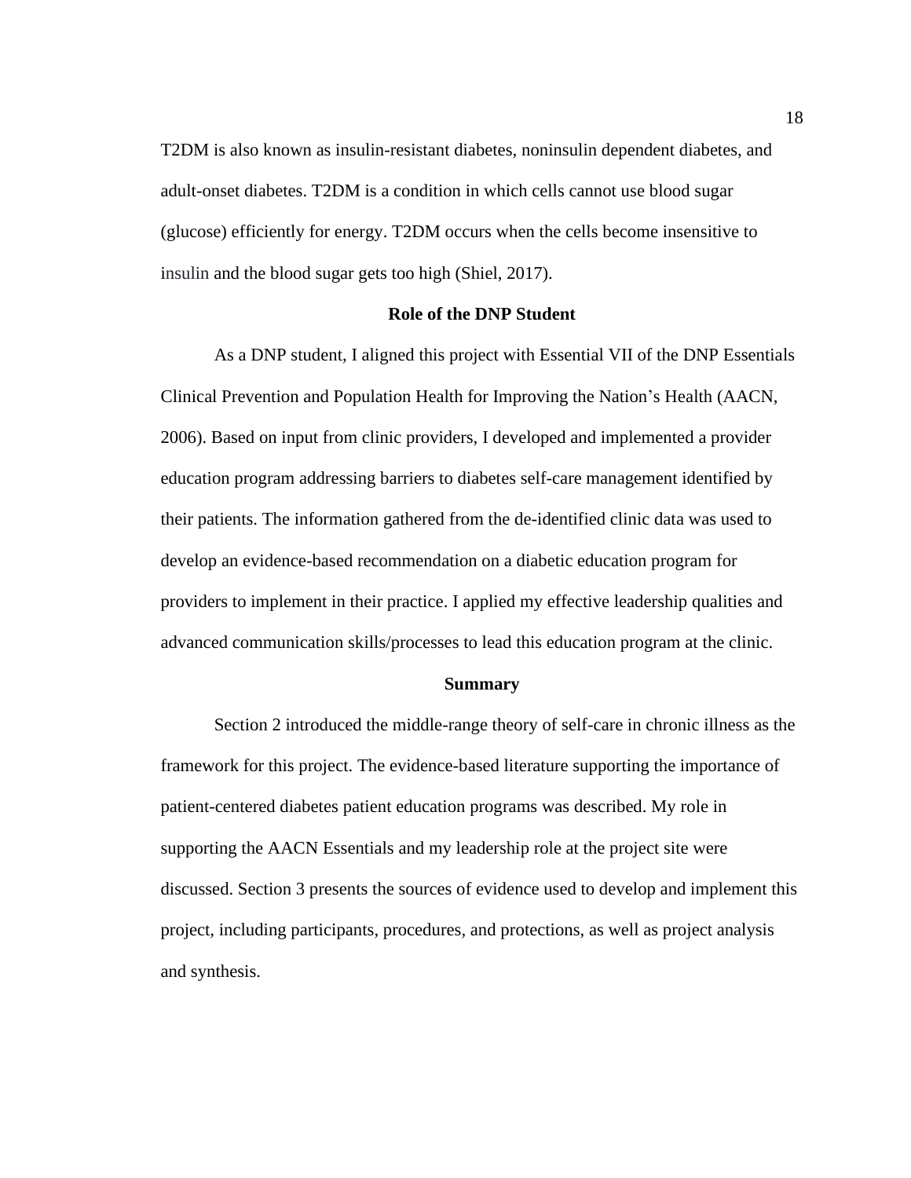T2DM is also known as insulin-resistant diabetes, noninsulin dependent diabetes, and adult-onset diabetes. T2DM is a condition in which cells cannot use blood sugar (glucose) efficiently for energy. T2DM occurs when the cells become insensitive to insulin and the blood sugar gets too high (Shiel, 2017).

## Role of the DNP Student

As a DNP student, I aligned this project with Essential VII of the DNP Essentials Clinical Prevention and Population Health for Improving the Nation's Health (AACN, 2006). Based on input from clinic providers, I developed and implemented a provider education program addressing barriers to diabetes self-care management identified by their patients. The information gathered from the de-identified clinic data was used to develop an evidence-based recommendation on a diabetic education program for providers to implement in their practice. I applied my effective leadership qualities and advanced communication skills/processes to lead this education program at the clinic.

## Summary

Section 2 introduced the middle-range theory of self-care in chronic illness as the framework for this project. The evidence-based literature supporting the importance of patient-centered diabetes patient education programs was described. My role in supporting the AACN Essentials and my leadership role at the project site were discussed. Section 3 presents the sources of evidence used to develop and implement this project, including participants, procedures, and protections, as well as project analysis and synthesis.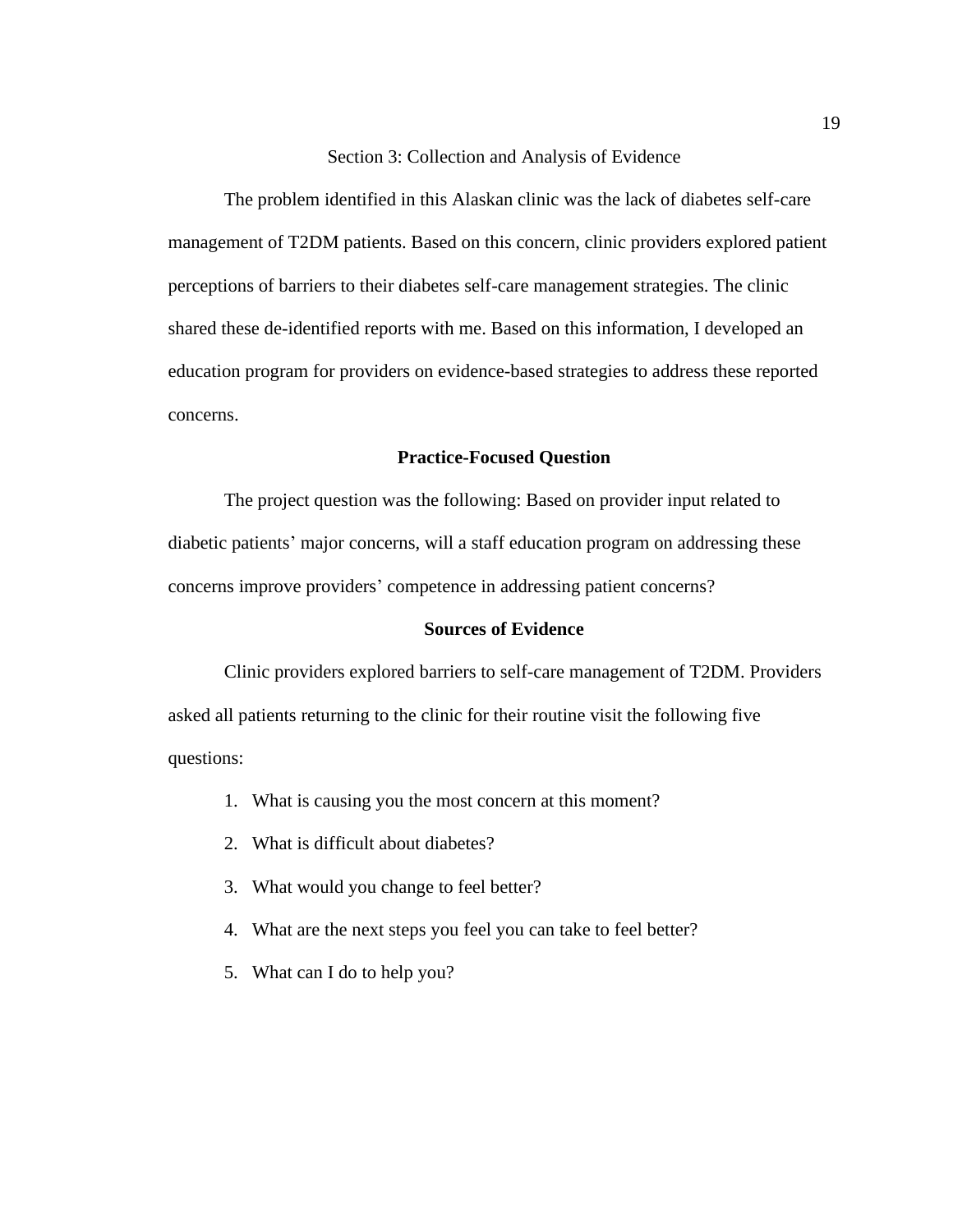# Section 3: Collection and Analysis of Evidence

The problem identified in this Alaskan clinic was the lack of diabetes self-care management of T2DM patients. Based on this concern, clinic providers explored patient perceptions of barriers to their diabetes self-care management strategies. The clinic shared these de-identified reports with me. Based on this information, I developed an education program for providers on evidence-based strategies to address these reported concerns.

## Practice-Focused Question

The project question was the following: Based on provider input related to diabetic patients' major concerns, will a staff education program on addressing these concerns improve providers' competence in addressing patient concerns?

## Sources of Evidence

Clinic providers explored barriers to self-care management of T2DM. Providers asked all patients returning to the clinic for their routine visit the following five questions:

1. What is causing you the most concern at this moment?
2. What is difficult about diabetes?
3. What would you change to feel better?
4. What are the next steps you feel you can take to feel better?
5. What can I do to help you?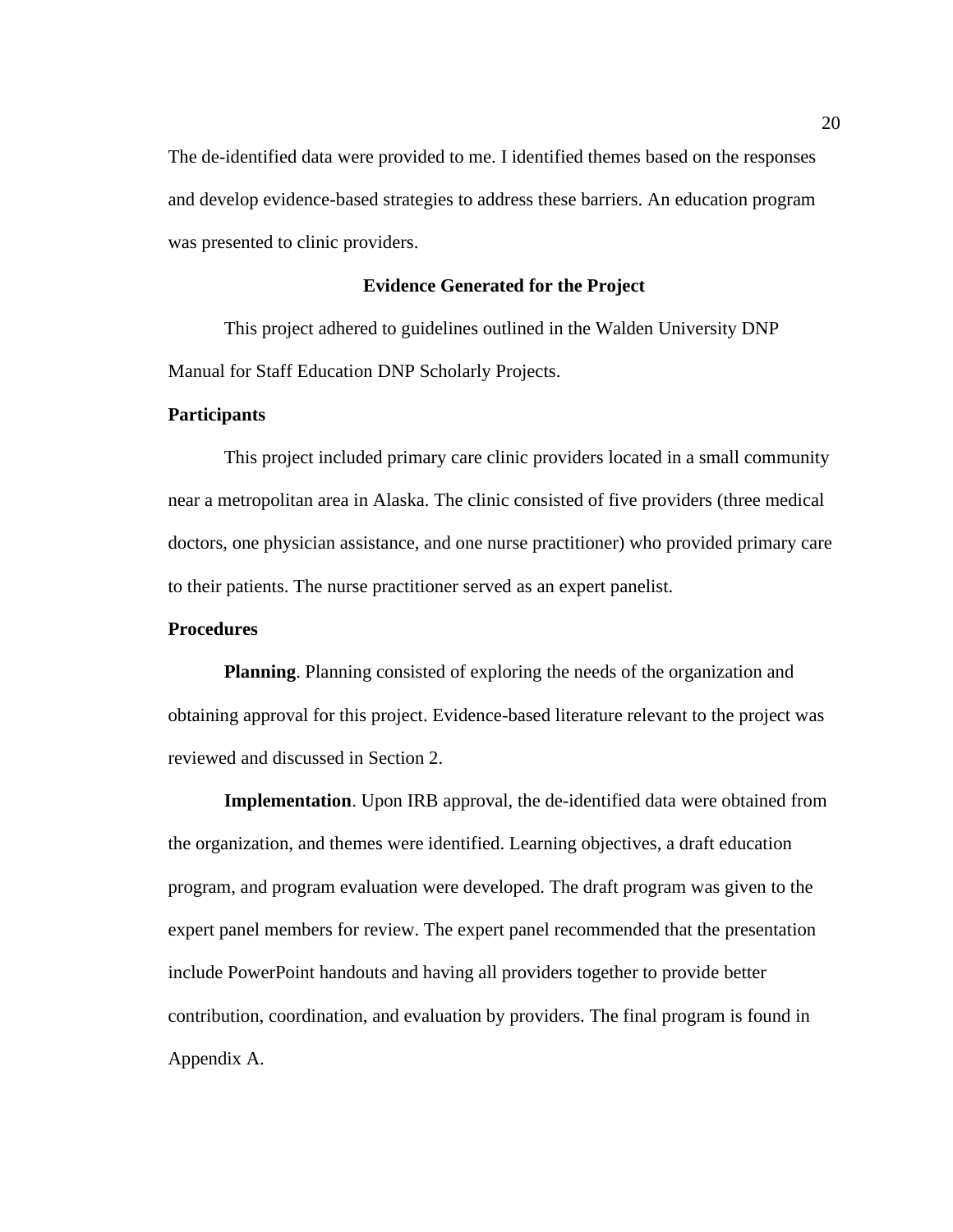The de-identified data were provided to me. I identified themes based on the responses and develop evidence-based strategies to address these barriers. An education program was presented to clinic providers.

## Evidence Generated for the Project

This project adhered to guidelines outlined in the Walden University DNP Manual for Staff Education DNP Scholarly Projects.

### Participants

This project included primary care clinic providers located in a small community near a metropolitan area in Alaska. The clinic consisted of five providers (three medical doctors, one physician assistance, and one nurse practitioner) who provided primary care to their patients. The nurse practitioner served as an expert panelist.

### Procedures

**Planning**. Planning consisted of exploring the needs of the organization and obtaining approval for this project. Evidence-based literature relevant to the project was reviewed and discussed in Section 2.

**Implementation**. Upon IRB approval, the de-identified data were obtained from the organization, and themes were identified. Learning objectives, a draft education program, and program evaluation were developed. The draft program was given to the expert panel members for review. The expert panel recommended that the presentation include PowerPoint handouts and having all providers together to provide better contribution, coordination, and evaluation by providers. The final program is found in Appendix A.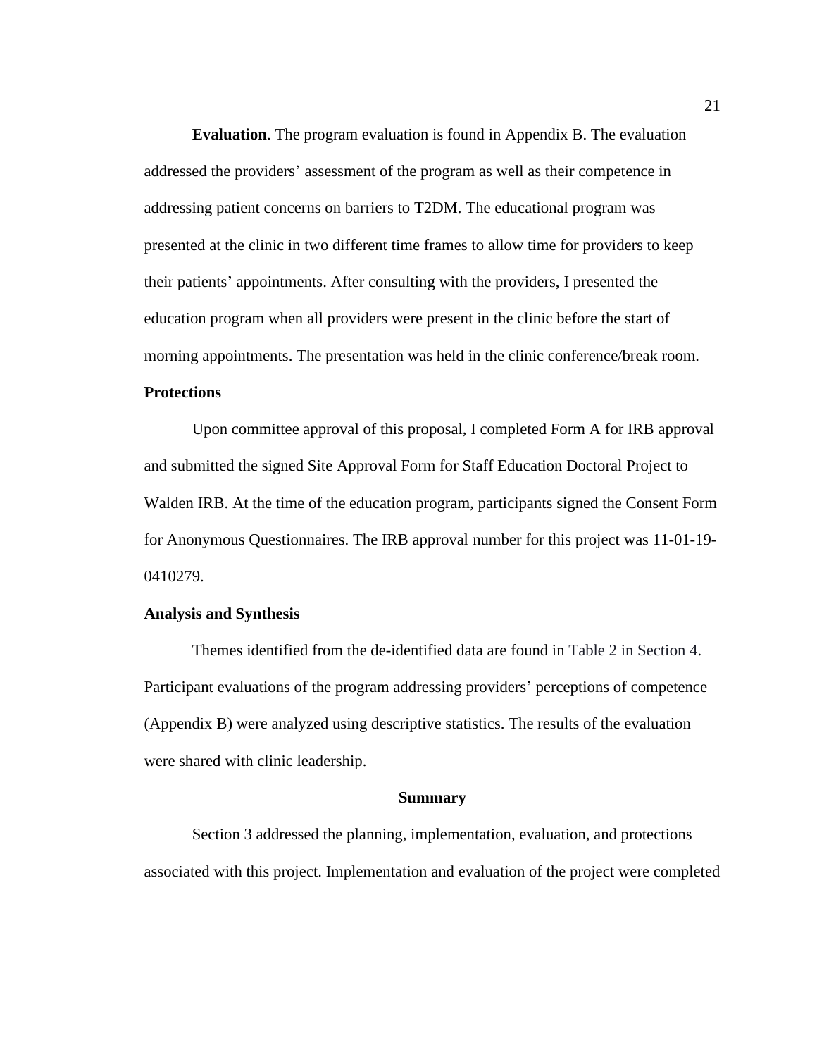**Evaluation**. The program evaluation is found in Appendix B. The evaluation addressed the providers' assessment of the program as well as their competence in addressing patient concerns on barriers to T2DM. The educational program was presented at the clinic in two different time frames to allow time for providers to keep their patients' appointments. After consulting with the providers, I presented the education program when all providers were present in the clinic before the start of morning appointments. The presentation was held in the clinic conference/break room.

### Protections

Upon committee approval of this proposal, I completed Form A for IRB approval and submitted the signed Site Approval Form for Staff Education Doctoral Project to Walden IRB. At the time of the education program, participants signed the Consent Form for Anonymous Questionnaires. The IRB approval number for this project was 11-01-19-0410279.

### Analysis and Synthesis

Themes identified from the de-identified data are found in Table 2 in Section 4. Participant evaluations of the program addressing providers' perceptions of competence (Appendix B) were analyzed using descriptive statistics. The results of the evaluation were shared with clinic leadership.

## Summary

Section 3 addressed the planning, implementation, evaluation, and protections associated with this project. Implementation and evaluation of the project were completed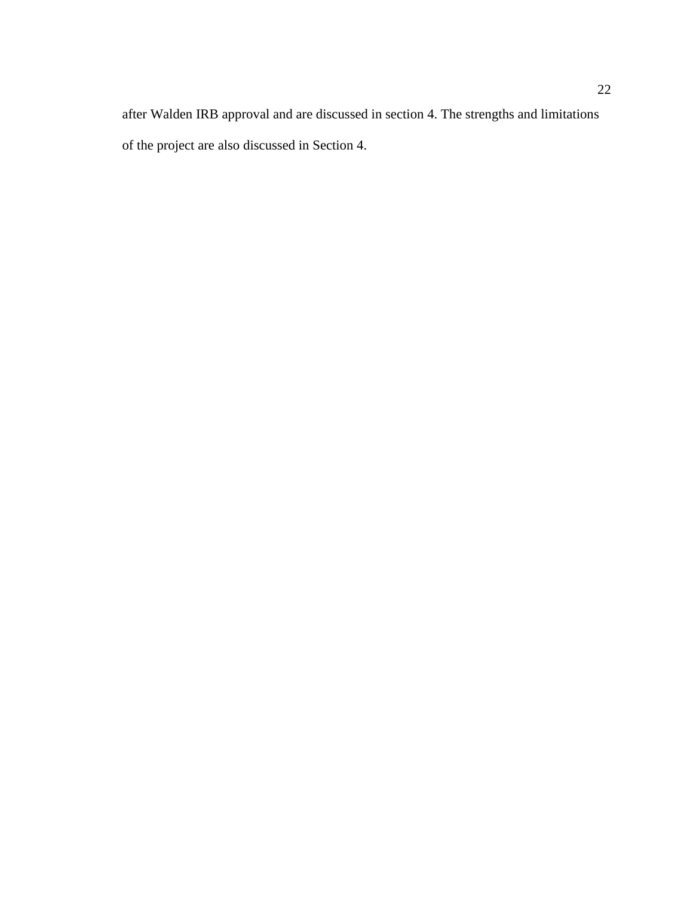after Walden IRB approval and are discussed in section 4. The strengths and limitations of the project are also discussed in Section 4.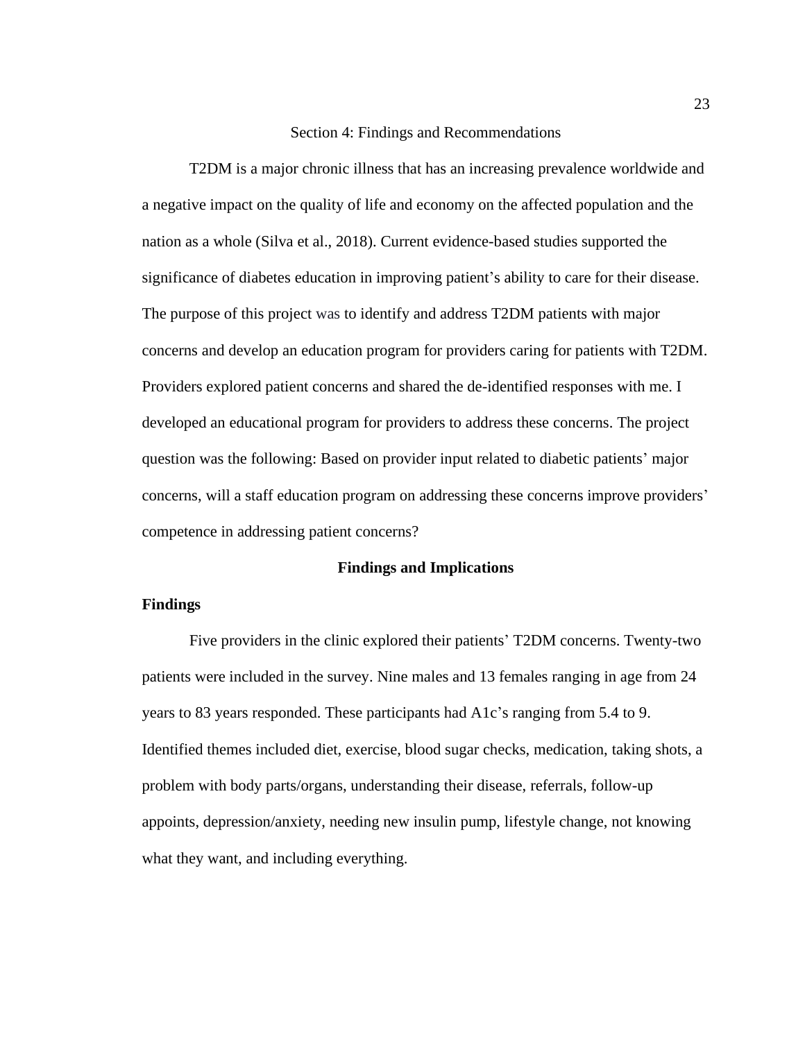# Section 4: Findings and Recommendations

T2DM is a major chronic illness that has an increasing prevalence worldwide and a negative impact on the quality of life and economy on the affected population and the nation as a whole (Silva et al., 2018). Current evidence-based studies supported the significance of diabetes education in improving patient's ability to care for their disease. The purpose of this project was to identify and address T2DM patients with major concerns and develop an education program for providers caring for patients with T2DM. Providers explored patient concerns and shared the de-identified responses with me. I developed an educational program for providers to address these concerns. The project question was the following: Based on provider input related to diabetic patients' major concerns, will a staff education program on addressing these concerns improve providers' competence in addressing patient concerns?

## Findings and Implications

### Findings

Five providers in the clinic explored their patients' T2DM concerns. Twenty-two patients were included in the survey. Nine males and 13 females ranging in age from 24 years to 83 years responded. These participants had A1c's ranging from 5.4 to 9. Identified themes included diet, exercise, blood sugar checks, medication, taking shots, a problem with body parts/organs, understanding their disease, referrals, follow-up appoints, depression/anxiety, needing new insulin pump, lifestyle change, not knowing what they want, and including everything.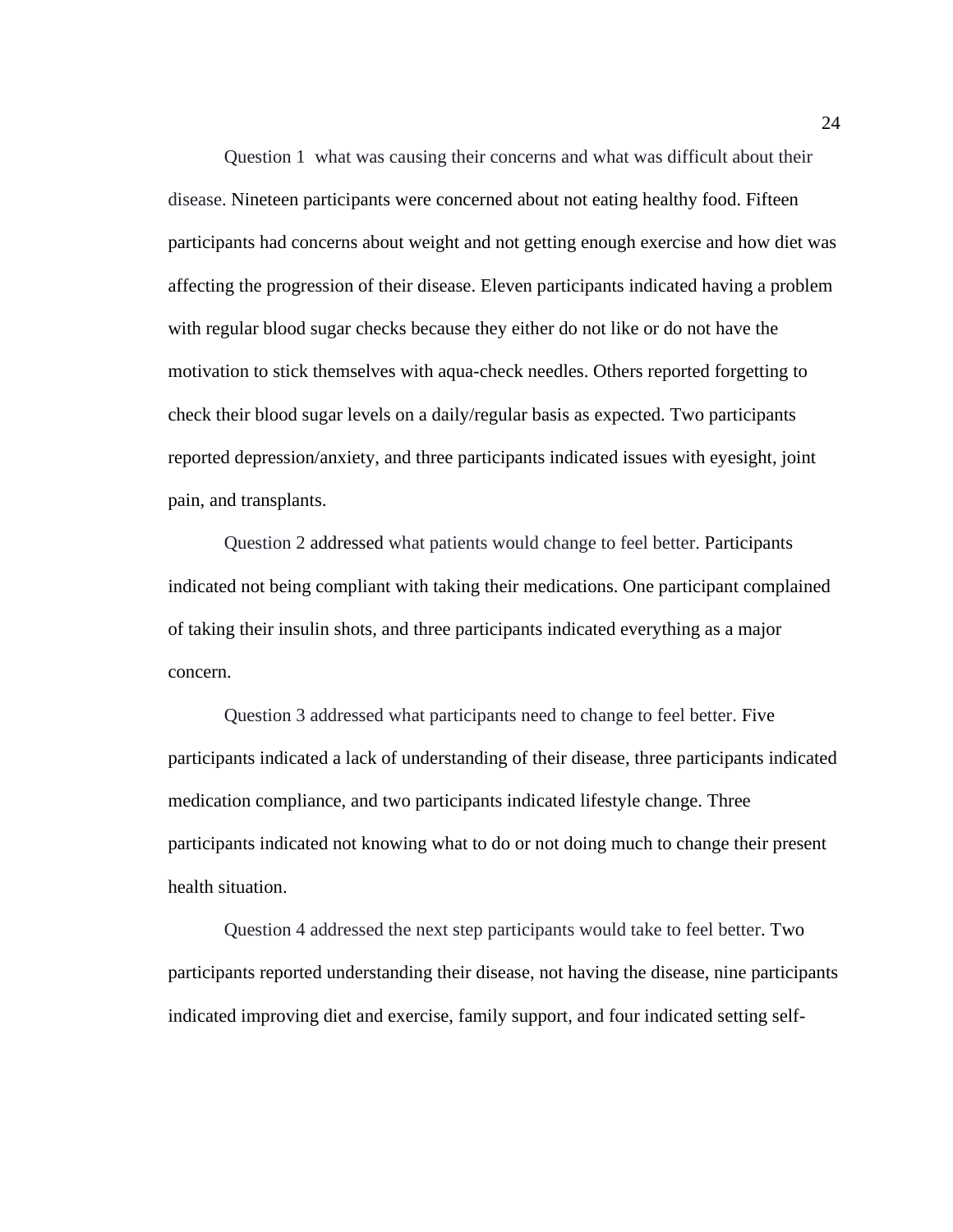Question 1  what was causing their concerns and what was difficult about their disease. Nineteen participants were concerned about not eating healthy food. Fifteen participants had concerns about weight and not getting enough exercise and how diet was affecting the progression of their disease. Eleven participants indicated having a problem with regular blood sugar checks because they either do not like or do not have the motivation to stick themselves with aqua-check needles. Others reported forgetting to check their blood sugar levels on a daily/regular basis as expected. Two participants reported depression/anxiety, and three participants indicated issues with eyesight, joint pain, and transplants.

Question 2 addressed what patients would change to feel better. Participants indicated not being compliant with taking their medications. One participant complained of taking their insulin shots, and three participants indicated everything as a major concern.

Question 3 addressed what participants need to change to feel better. Five participants indicated a lack of understanding of their disease, three participants indicated medication compliance, and two participants indicated lifestyle change. Three participants indicated not knowing what to do or not doing much to change their present health situation.

Question 4 addressed the next step participants would take to feel better. Two participants reported understanding their disease, not having the disease, nine participants indicated improving diet and exercise, family support, and four indicated setting self-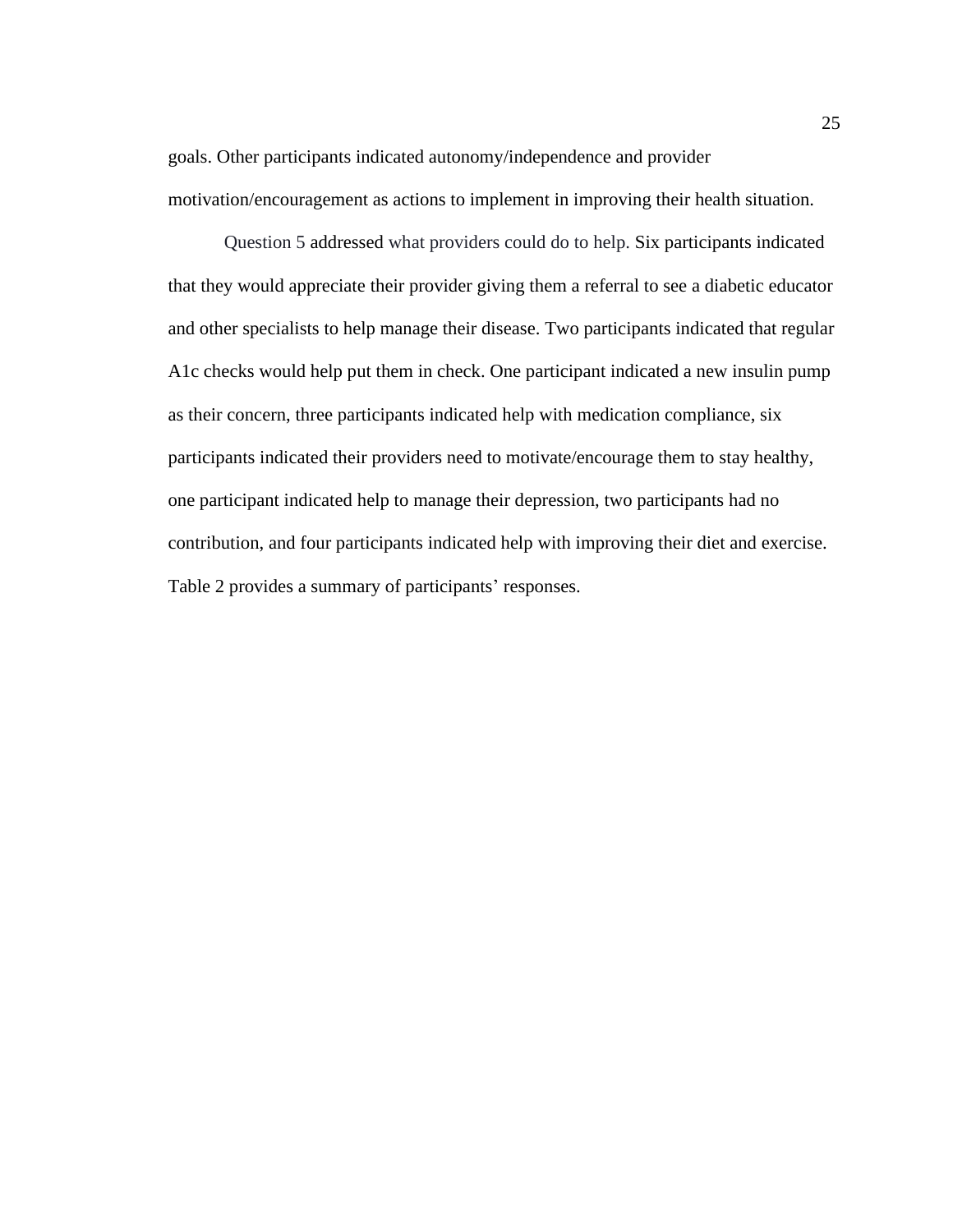goals. Other participants indicated autonomy/independence and provider motivation/encouragement as actions to implement in improving their health situation.

Question 5 addressed what providers could do to help. Six participants indicated that they would appreciate their provider giving them a referral to see a diabetic educator and other specialists to help manage their disease. Two participants indicated that regular A1c checks would help put them in check. One participant indicated a new insulin pump as their concern, three participants indicated help with medication compliance, six participants indicated their providers need to motivate/encourage them to stay healthy, one participant indicated help to manage their depression, two participants had no contribution, and four participants indicated help with improving their diet and exercise. Table 2 provides a summary of participants' responses.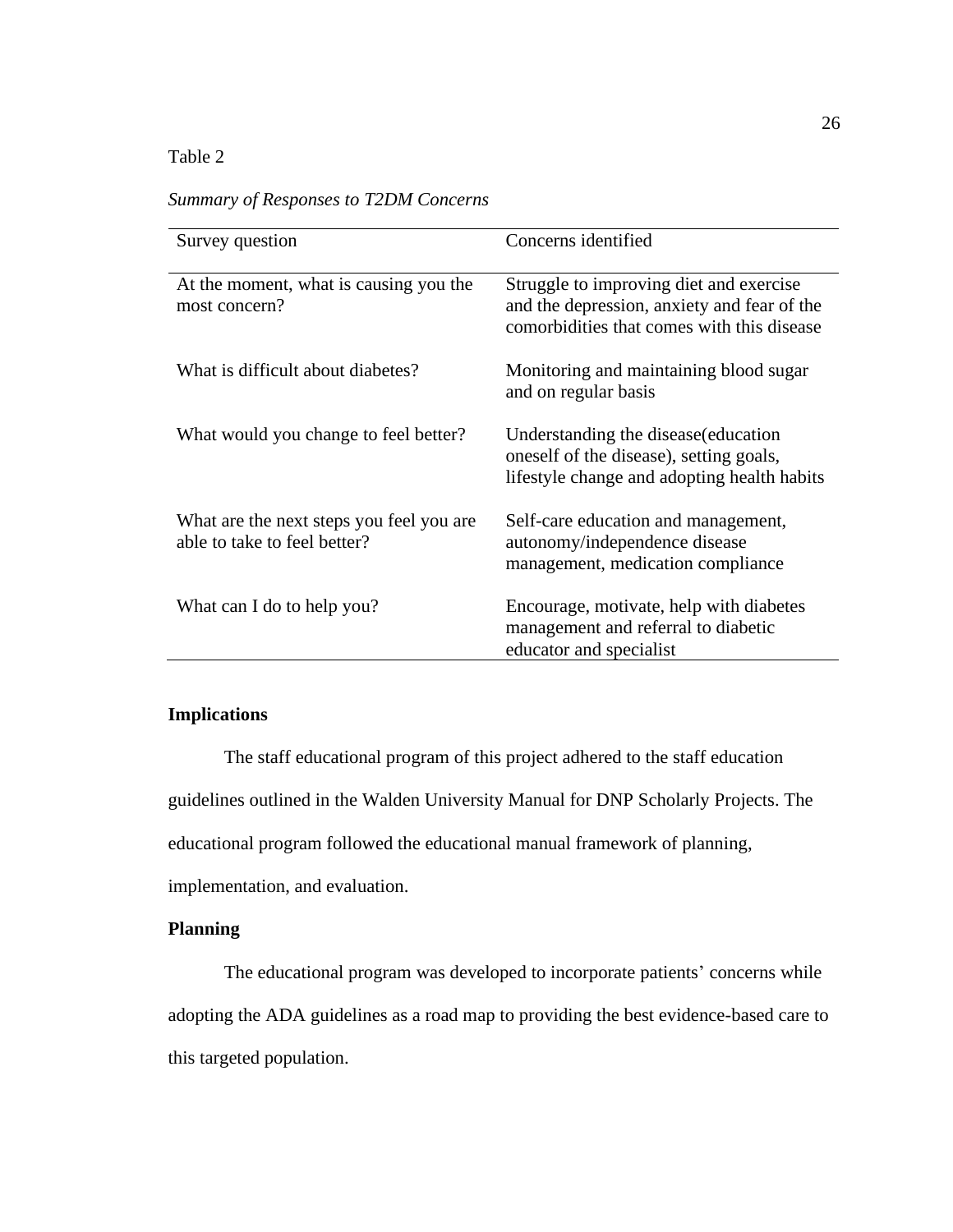Table 2

*Summary of Responses to T2DM Concerns*

| Survey question | Concerns identified |
|---|---|
| At the moment, what is causing you the most concern? | Struggle to improving diet and exercise and the depression, anxiety and fear of the comorbidities that comes with this disease |
| What is difficult about diabetes? | Monitoring and maintaining blood sugar and on regular basis |
| What would you change to feel better? | Understanding the disease(education oneself of the disease), setting goals, lifestyle change and adopting health habits |
| What are the next steps you feel you are able to take to feel better? | Self-care education and management, autonomy/independence disease management, medication compliance |
| What can I do to help you? | Encourage, motivate, help with diabetes management and referral to diabetic educator and specialist |

## Implications

The staff educational program of this project adhered to the staff education guidelines outlined in the Walden University Manual for DNP Scholarly Projects. The educational program followed the educational manual framework of planning, implementation, and evaluation.

## Planning

The educational program was developed to incorporate patients' concerns while adopting the ADA guidelines as a road map to providing the best evidence-based care to this targeted population.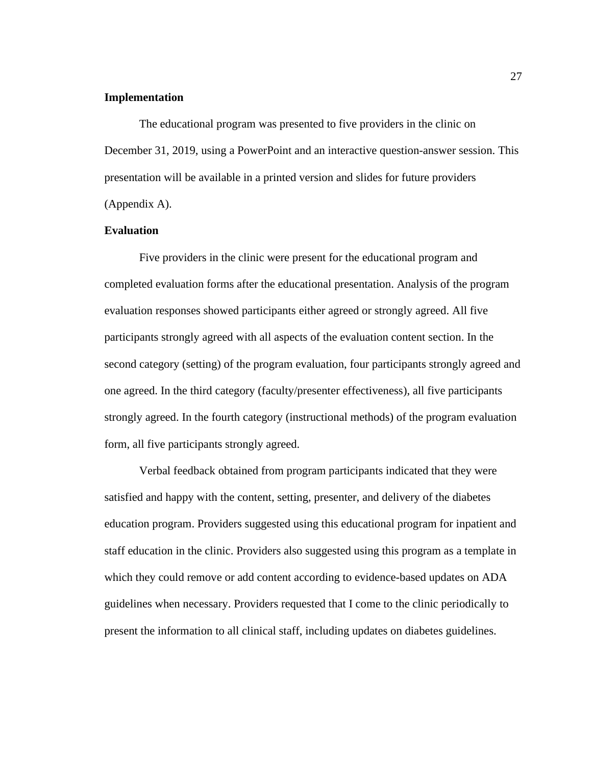## Implementation

The educational program was presented to five providers in the clinic on December 31, 2019, using a PowerPoint and an interactive question-answer session. This presentation will be available in a printed version and slides for future providers (Appendix A).

## Evaluation

Five providers in the clinic were present for the educational program and completed evaluation forms after the educational presentation. Analysis of the program evaluation responses showed participants either agreed or strongly agreed. All five participants strongly agreed with all aspects of the evaluation content section. In the second category (setting) of the program evaluation, four participants strongly agreed and one agreed. In the third category (faculty/presenter effectiveness), all five participants strongly agreed. In the fourth category (instructional methods) of the program evaluation form, all five participants strongly agreed.

Verbal feedback obtained from program participants indicated that they were satisfied and happy with the content, setting, presenter, and delivery of the diabetes education program. Providers suggested using this educational program for inpatient and staff education in the clinic. Providers also suggested using this program as a template in which they could remove or add content according to evidence-based updates on ADA guidelines when necessary. Providers requested that I come to the clinic periodically to present the information to all clinical staff, including updates on diabetes guidelines.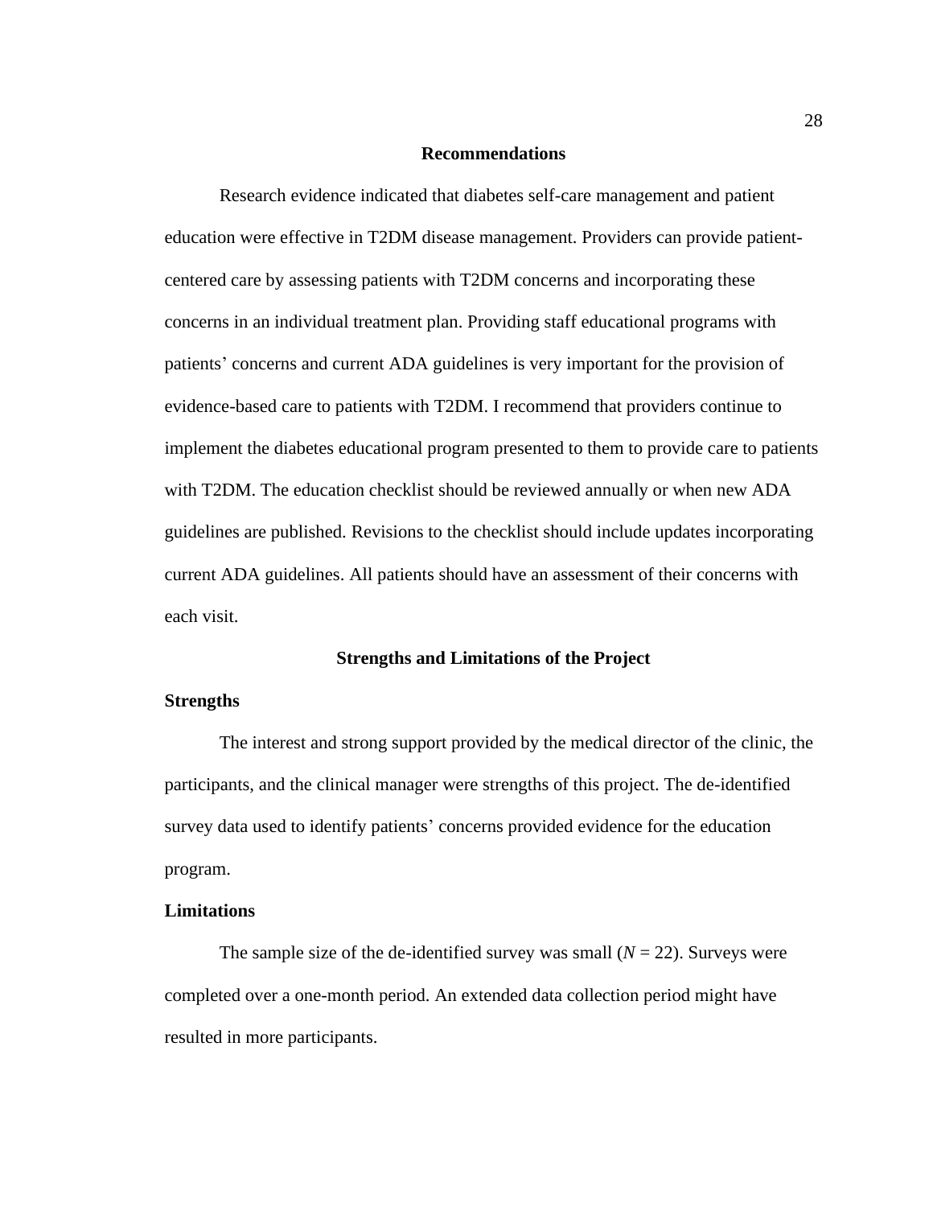## Recommendations

Research evidence indicated that diabetes self-care management and patient education were effective in T2DM disease management. Providers can provide patient-centered care by assessing patients with T2DM concerns and incorporating these concerns in an individual treatment plan. Providing staff educational programs with patients' concerns and current ADA guidelines is very important for the provision of evidence-based care to patients with T2DM. I recommend that providers continue to implement the diabetes educational program presented to them to provide care to patients with T2DM. The education checklist should be reviewed annually or when new ADA guidelines are published. Revisions to the checklist should include updates incorporating current ADA guidelines. All patients should have an assessment of their concerns with each visit.

## Strengths and Limitations of the Project

### Strengths

The interest and strong support provided by the medical director of the clinic, the participants, and the clinical manager were strengths of this project. The de-identified survey data used to identify patients' concerns provided evidence for the education program.

### Limitations

The sample size of the de-identified survey was small ($N = 22$). Surveys were completed over a one-month period. An extended data collection period might have resulted in more participants.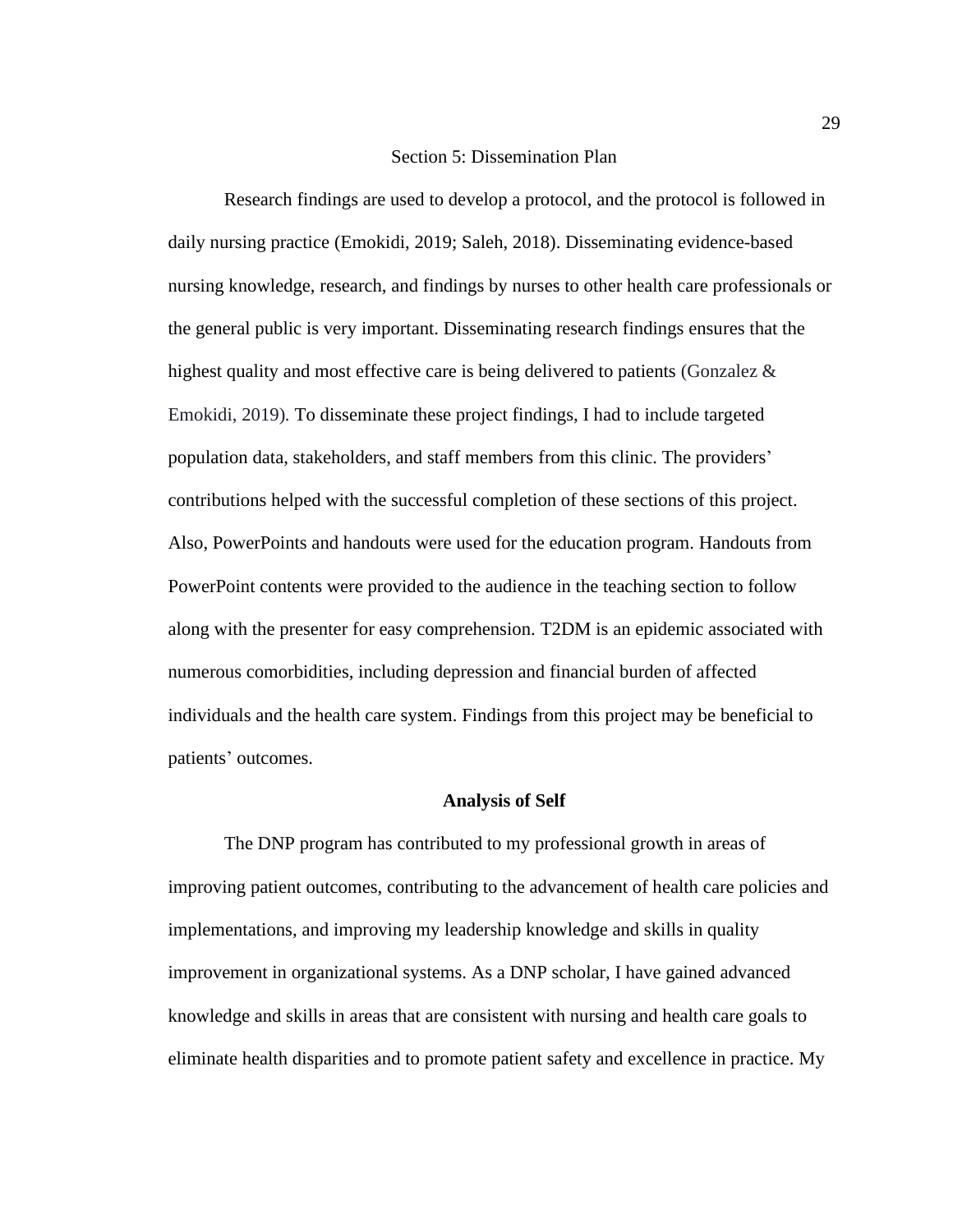# Section 5: Dissemination Plan

Research findings are used to develop a protocol, and the protocol is followed in daily nursing practice (Emokidi, 2019; Saleh, 2018). Disseminating evidence-based nursing knowledge, research, and findings by nurses to other health care professionals or the general public is very important. Disseminating research findings ensures that the highest quality and most effective care is being delivered to patients (Gonzalez & Emokidi, 2019). To disseminate these project findings, I had to include targeted population data, stakeholders, and staff members from this clinic. The providers' contributions helped with the successful completion of these sections of this project. Also, PowerPoints and handouts were used for the education program. Handouts from PowerPoint contents were provided to the audience in the teaching section to follow along with the presenter for easy comprehension. T2DM is an epidemic associated with numerous comorbidities, including depression and financial burden of affected individuals and the health care system. Findings from this project may be beneficial to patients' outcomes.

## Analysis of Self

The DNP program has contributed to my professional growth in areas of improving patient outcomes, contributing to the advancement of health care policies and implementations, and improving my leadership knowledge and skills in quality improvement in organizational systems. As a DNP scholar, I have gained advanced knowledge and skills in areas that are consistent with nursing and health care goals to eliminate health disparities and to promote patient safety and excellence in practice. My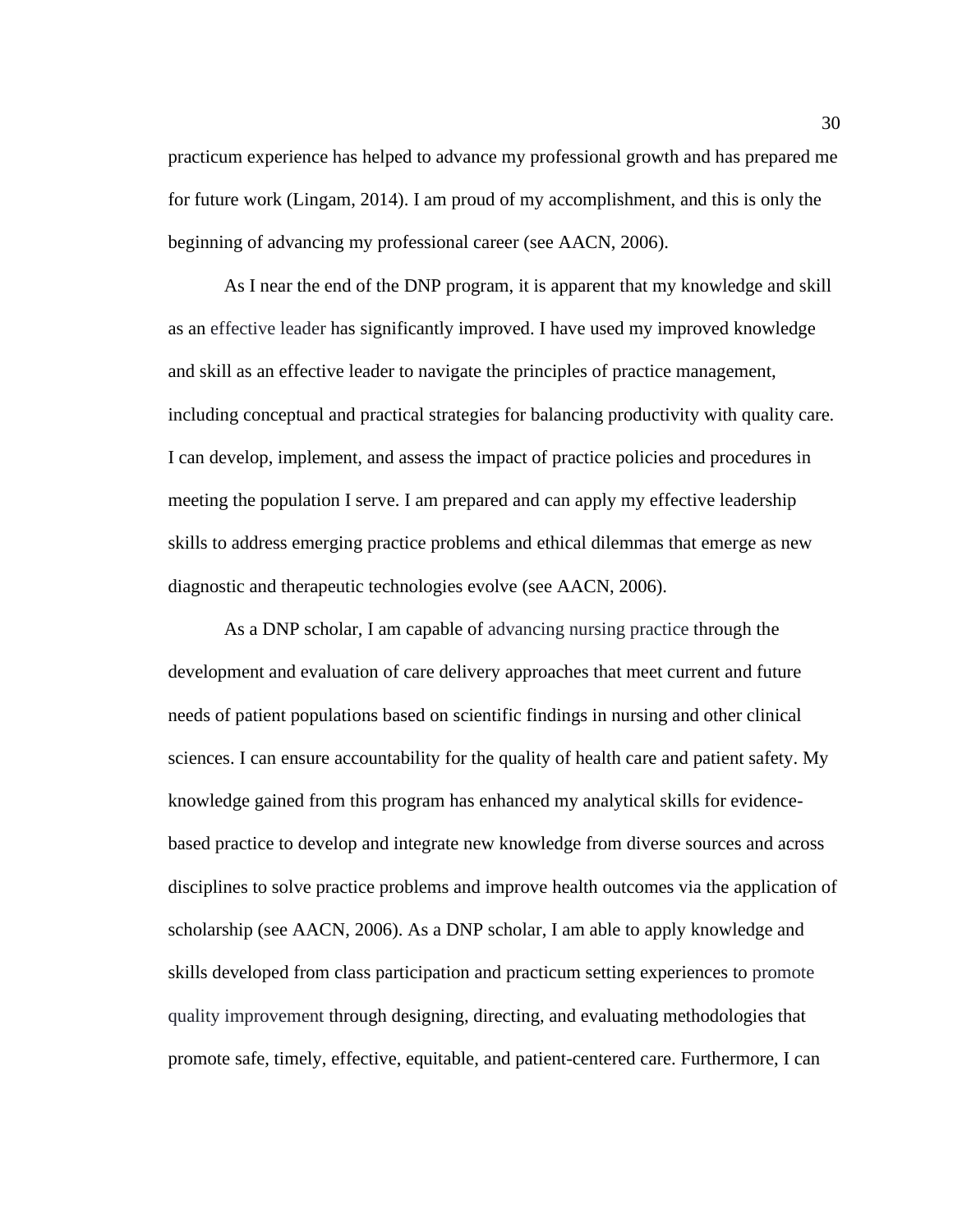practicum experience has helped to advance my professional growth and has prepared me for future work (Lingam, 2014). I am proud of my accomplishment, and this is only the beginning of advancing my professional career (see AACN, 2006).

As I near the end of the DNP program, it is apparent that my knowledge and skill as an effective leader has significantly improved. I have used my improved knowledge and skill as an effective leader to navigate the principles of practice management, including conceptual and practical strategies for balancing productivity with quality care. I can develop, implement, and assess the impact of practice policies and procedures in meeting the population I serve. I am prepared and can apply my effective leadership skills to address emerging practice problems and ethical dilemmas that emerge as new diagnostic and therapeutic technologies evolve (see AACN, 2006).

As a DNP scholar, I am capable of advancing nursing practice through the development and evaluation of care delivery approaches that meet current and future needs of patient populations based on scientific findings in nursing and other clinical sciences. I can ensure accountability for the quality of health care and patient safety. My knowledge gained from this program has enhanced my analytical skills for evidence-based practice to develop and integrate new knowledge from diverse sources and across disciplines to solve practice problems and improve health outcomes via the application of scholarship (see AACN, 2006). As a DNP scholar, I am able to apply knowledge and skills developed from class participation and practicum setting experiences to promote quality improvement through designing, directing, and evaluating methodologies that promote safe, timely, effective, equitable, and patient-centered care. Furthermore, I can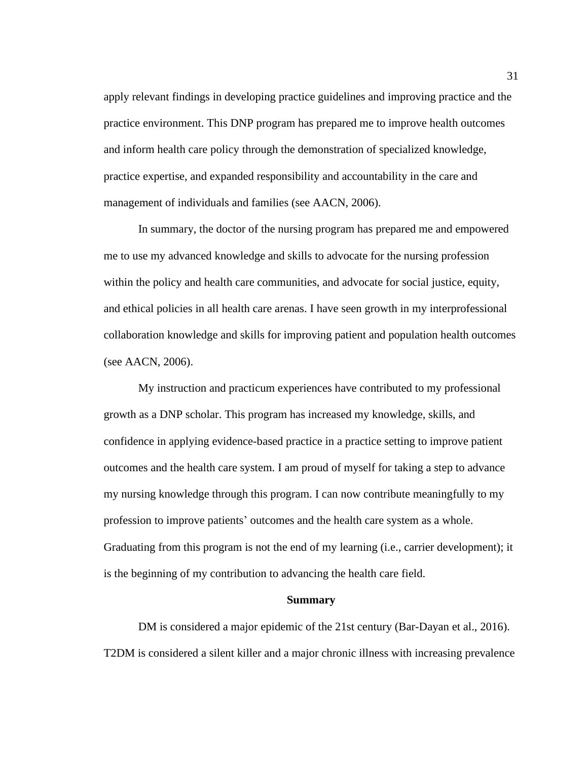apply relevant findings in developing practice guidelines and improving practice and the practice environment. This DNP program has prepared me to improve health outcomes and inform health care policy through the demonstration of specialized knowledge, practice expertise, and expanded responsibility and accountability in the care and management of individuals and families (see AACN, 2006).

In summary, the doctor of the nursing program has prepared me and empowered me to use my advanced knowledge and skills to advocate for the nursing profession within the policy and health care communities, and advocate for social justice, equity, and ethical policies in all health care arenas. I have seen growth in my interprofessional collaboration knowledge and skills for improving patient and population health outcomes (see AACN, 2006).

My instruction and practicum experiences have contributed to my professional growth as a DNP scholar. This program has increased my knowledge, skills, and confidence in applying evidence-based practice in a practice setting to improve patient outcomes and the health care system. I am proud of myself for taking a step to advance my nursing knowledge through this program. I can now contribute meaningfully to my profession to improve patients' outcomes and the health care system as a whole. Graduating from this program is not the end of my learning (i.e., carrier development); it is the beginning of my contribution to advancing the health care field.

## Summary

DM is considered a major epidemic of the 21st century (Bar-Dayan et al., 2016). T2DM is considered a silent killer and a major chronic illness with increasing prevalence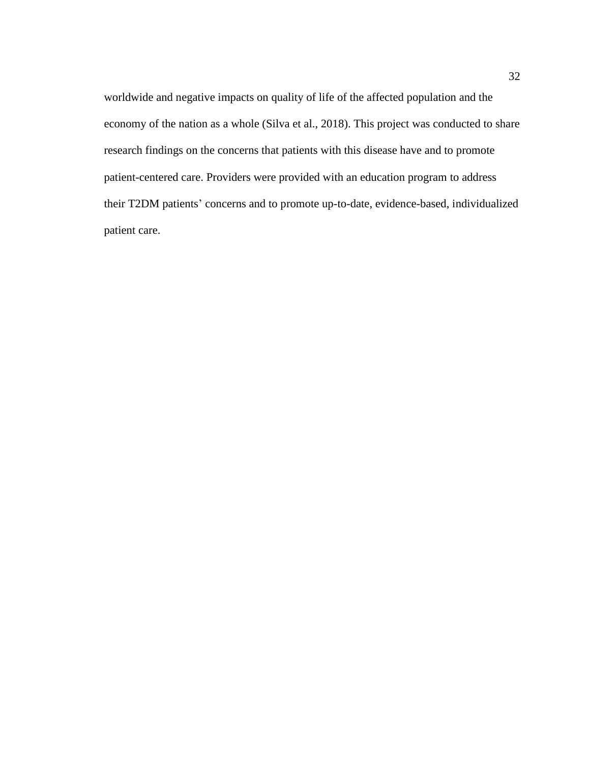worldwide and negative impacts on quality of life of the affected population and the economy of the nation as a whole (Silva et al., 2018). This project was conducted to share research findings on the concerns that patients with this disease have and to promote patient-centered care. Providers were provided with an education program to address their T2DM patients' concerns and to promote up-to-date, evidence-based, individualized patient care.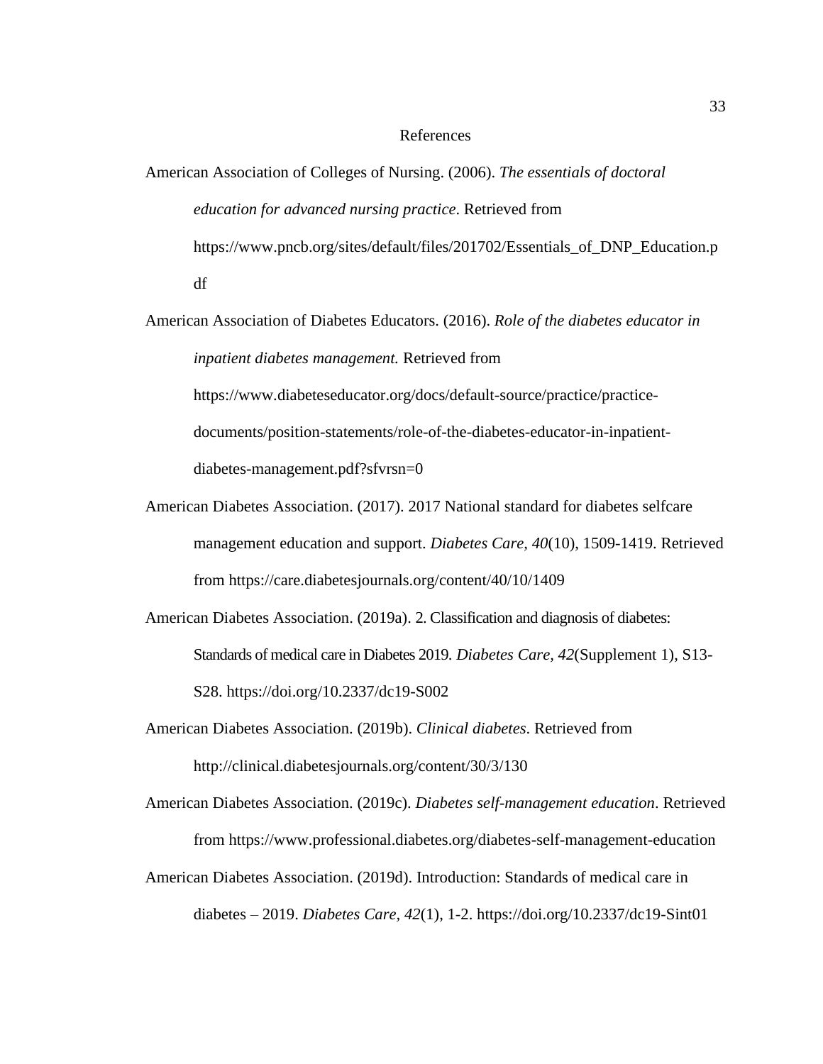# References

American Association of Colleges of Nursing. (2006). *The essentials of doctoral education for advanced nursing practice*. Retrieved from https://www.pncb.org/sites/default/files/201702/Essentials_of_DNP_Education.pdf

American Association of Diabetes Educators. (2016). *Role of the diabetes educator in inpatient diabetes management.* Retrieved from https://www.diabeteseducator.org/docs/default-source/practice/practice-documents/position-statements/role-of-the-diabetes-educator-in-inpatient-diabetes-management.pdf?sfvrsn=0

American Diabetes Association. (2017). 2017 National standard for diabetes selfcare management education and support. *Diabetes Care, 40*(10), 1509-1419. Retrieved from https://care.diabetesjournals.org/content/40/10/1409

American Diabetes Association. (2019a). 2. Classification and diagnosis of diabetes: Standards of medical care in Diabetes 2019. *Diabetes Care, 42*(Supplement 1), S13-S28. https://doi.org/10.2337/dc19-S002

American Diabetes Association. (2019b). *Clinical diabetes*. Retrieved from http://clinical.diabetesjournals.org/content/30/3/130

American Diabetes Association. (2019c). *Diabetes self-management education*. Retrieved from https://www.professional.diabetes.org/diabetes-self-management-education

American Diabetes Association. (2019d). Introduction: Standards of medical care in diabetes – 2019. *Diabetes Care*, *42*(1), 1-2. https://doi.org/10.2337/dc19-Sint01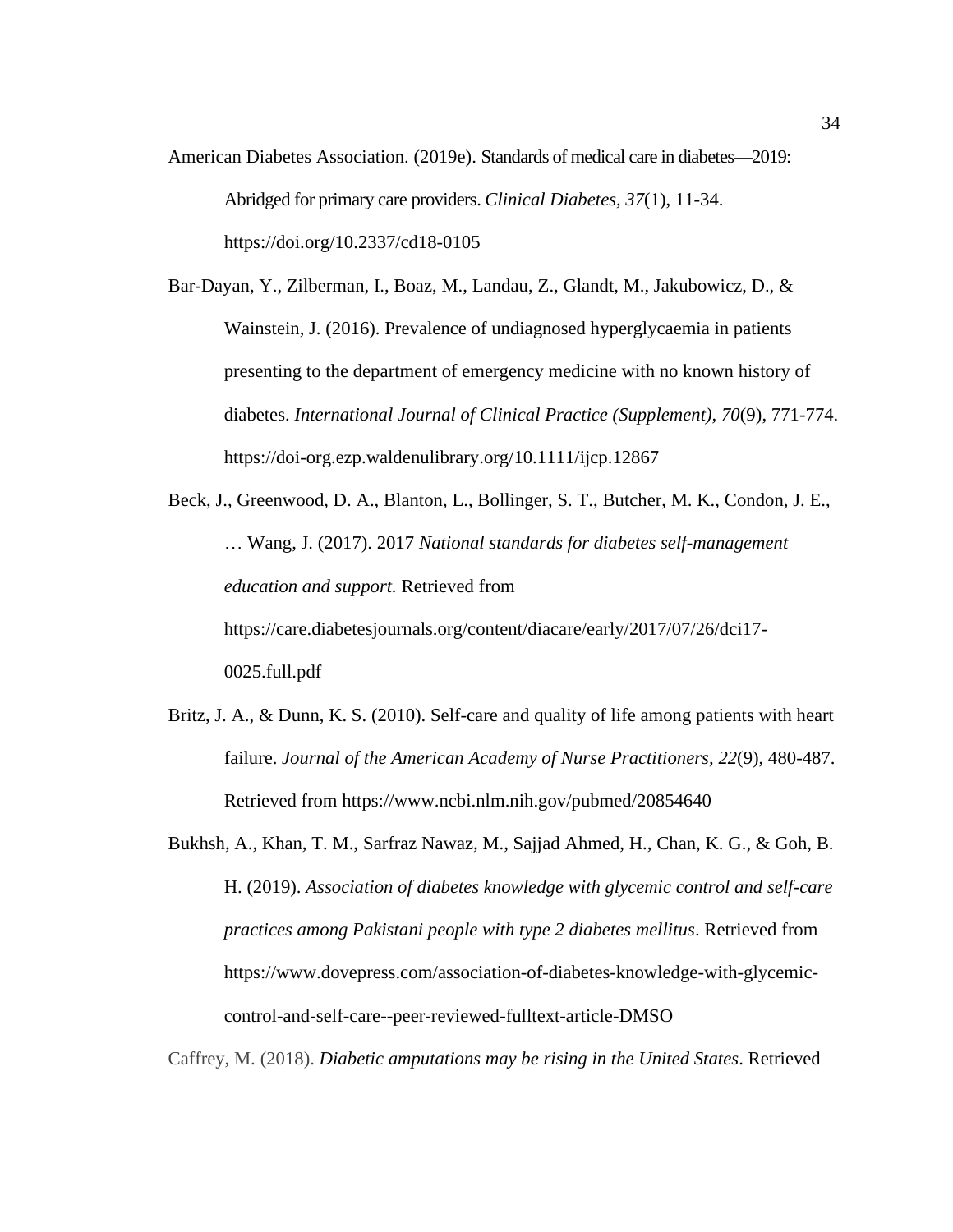American Diabetes Association. (2019e). Standards of medical care in diabetes—2019: Abridged for primary care providers. *Clinical Diabetes, 37*(1), 11-34. https://doi.org/10.2337/cd18-0105

Bar-Dayan, Y., Zilberman, I., Boaz, M., Landau, Z., Glandt, M., Jakubowicz, D., & Wainstein, J. (2016). Prevalence of undiagnosed hyperglycaemia in patients presenting to the department of emergency medicine with no known history of diabetes. *International Journal of Clinical Practice (Supplement), 70*(9), 771-774. https://doi-org.ezp.waldenulibrary.org/10.1111/ijcp.12867

Beck, J., Greenwood, D. A., Blanton, L., Bollinger, S. T., Butcher, M. K., Condon, J. E., … Wang, J. (2017). 2017 *National standards for diabetes self-management education and support.* Retrieved from https://care.diabetesjournals.org/content/diacare/early/2017/07/26/dci17-0025.full.pdf

Britz, J. A., & Dunn, K. S. (2010). Self-care and quality of life among patients with heart failure. *Journal of the American Academy of Nurse Practitioners, 22*(9), 480-487. Retrieved from https://www.ncbi.nlm.nih.gov/pubmed/20854640

Bukhsh, A., Khan, T. M., Sarfraz Nawaz, M., Sajjad Ahmed, H., Chan, K. G., & Goh, B. H. (2019). *Association of diabetes knowledge with glycemic control and self-care practices among Pakistani people with type 2 diabetes mellitus*. Retrieved from https://www.dovepress.com/association-of-diabetes-knowledge-with-glycemic-control-and-self-care--peer-reviewed-fulltext-article-DMSO

Caffrey, M. (2018). *Diabetic amputations may be rising in the United States*. Retrieved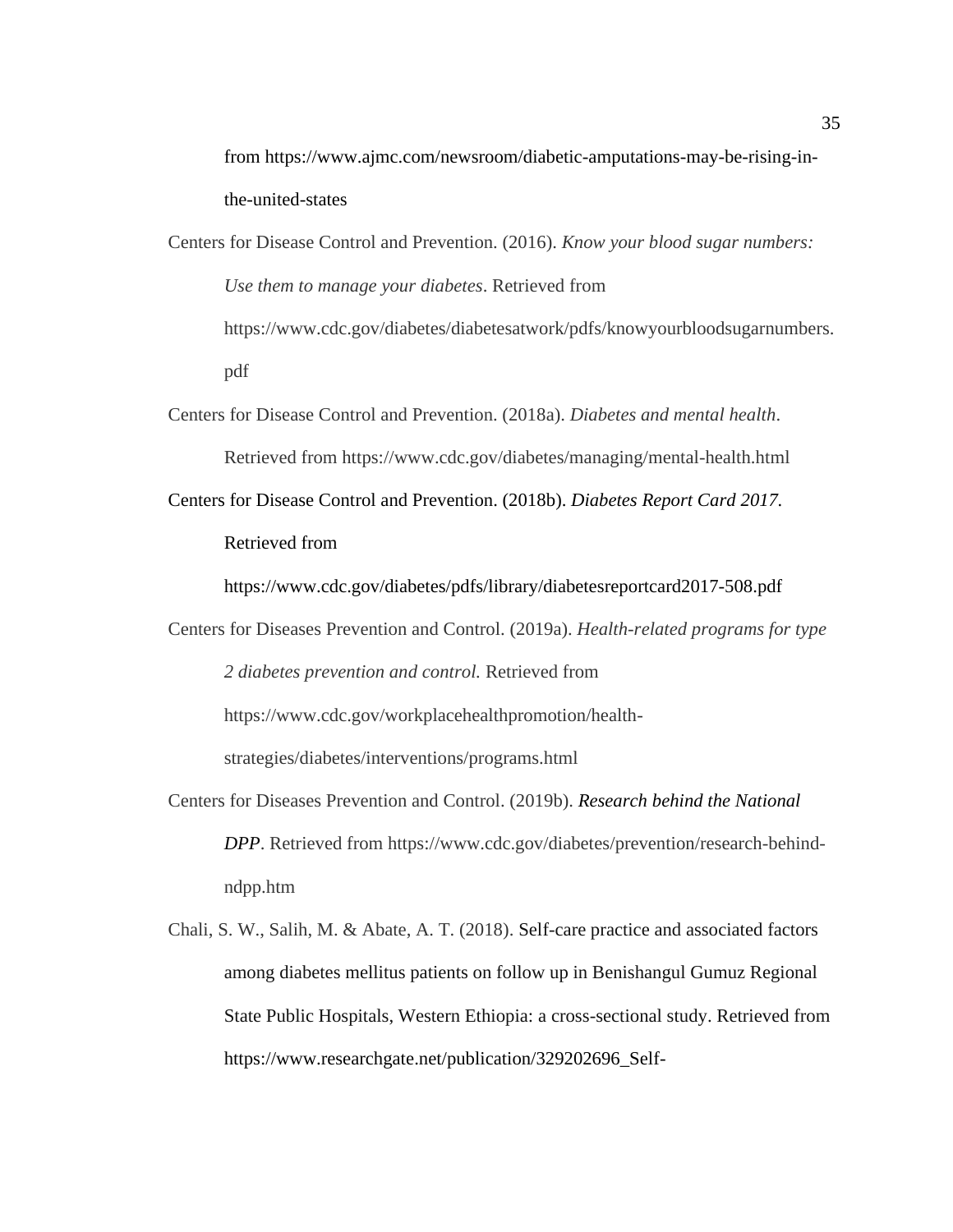from https://www.ajmc.com/newsroom/diabetic-amputations-may-be-rising-in-the-united-states

Centers for Disease Control and Prevention. (2016). *Know your blood sugar numbers: Use them to manage your diabetes*. Retrieved from https://www.cdc.gov/diabetes/diabetesatwork/pdfs/knowyourbloodsugarnumbers.pdf

Centers for Disease Control and Prevention. (2018a). *Diabetes and mental health*. Retrieved from https://www.cdc.gov/diabetes/managing/mental-health.html

Centers for Disease Control and Prevention. (2018b). *Diabetes Report Card 2017*. Retrieved from https://www.cdc.gov/diabetes/pdfs/library/diabetesreportcard2017-508.pdf

Centers for Diseases Prevention and Control. (2019a). *Health-related programs for type 2 diabetes prevention and control.* Retrieved from https://www.cdc.gov/workplacehealthpromotion/health-strategies/diabetes/interventions/programs.html

Centers for Diseases Prevention and Control. (2019b). ***Research behind the National DPP***. Retrieved from https://www.cdc.gov/diabetes/prevention/research-behind-ndpp.htm

Chali, S. W., Salih, M. & Abate, A. T. (2018). Self-care practice and associated factors among diabetes mellitus patients on follow up in Benishangul Gumuz Regional State Public Hospitals, Western Ethiopia: a cross-sectional study. Retrieved from https://www.researchgate.net/publication/329202696_Self-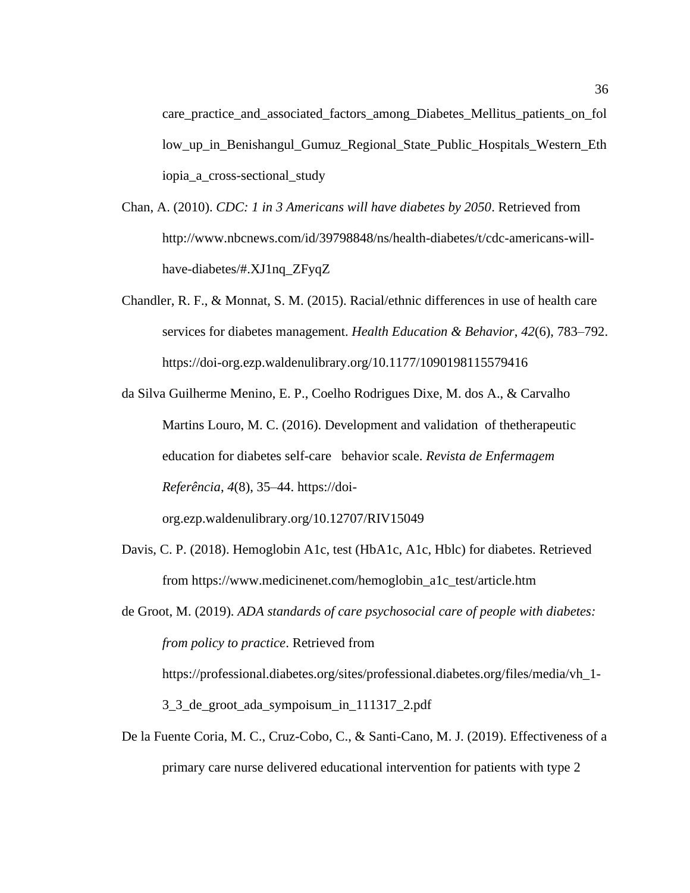care_practice_and_associated_factors_among_Diabetes_Mellitus_patients_on_follow_up_in_Benishangul_Gumuz_Regional_State_Public_Hospitals_Western_Ethiopia_a_cross-sectional_study

Chan, A. (2010). *CDC: 1 in 3 Americans will have diabetes by 2050*. Retrieved from http://www.nbcnews.com/id/39798848/ns/health-diabetes/t/cdc-americans-will-have-diabetes/#.XJ1nq_ZFyqZ

Chandler, R. F., & Monnat, S. M. (2015). Racial/ethnic differences in use of health care services for diabetes management. *Health Education & Behavior*, *42*(6), 783–792. https://doi-org.ezp.waldenulibrary.org/10.1177/1090198115579416

da Silva Guilherme Menino, E. P., Coelho Rodrigues Dixe, M. dos A., & Carvalho Martins Louro, M. C. (2016). Development and validation of thetherapeutic education for diabetes self-care behavior scale. *Revista de Enfermagem Referência*, *4*(8), 35–44. https://doi-org.ezp.waldenulibrary.org/10.12707/RIV15049

Davis, C. P. (2018). Hemoglobin A1c, test (HbA1c, A1c, Hblc) for diabetes. Retrieved from https://www.medicinenet.com/hemoglobin_a1c_test/article.htm

de Groot, M. (2019). *ADA standards of care psychosocial care of people with diabetes: from policy to practice*. Retrieved from https://professional.diabetes.org/sites/professional.diabetes.org/files/media/vh_1-3_3_de_groot_ada_sympoisum_in_111317_2.pdf

De la Fuente Coria, M. C., Cruz-Cobo, C., & Santi-Cano, M. J. (2019). Effectiveness of a primary care nurse delivered educational intervention for patients with type 2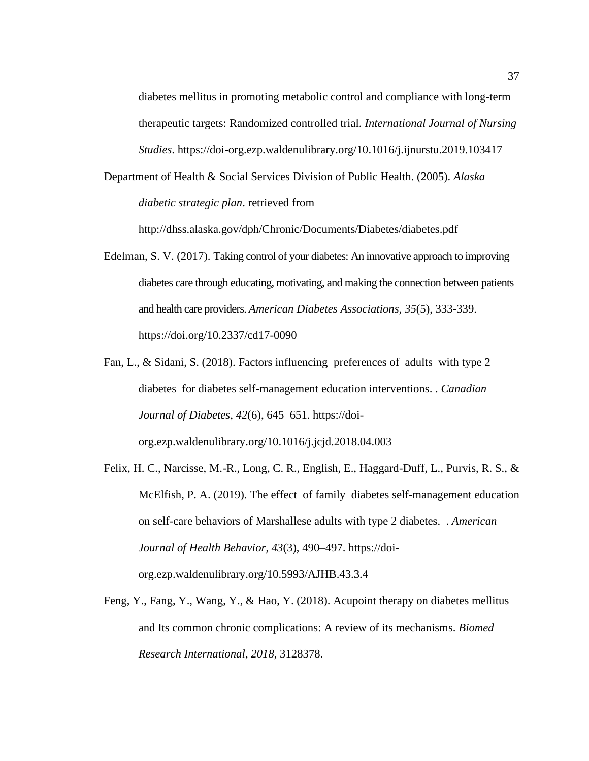diabetes mellitus in promoting metabolic control and compliance with long-term therapeutic targets: Randomized controlled trial. *International Journal of Nursing Studies*. https://doi-org.ezp.waldenulibrary.org/10.1016/j.ijnurstu.2019.103417

Department of Health & Social Services Division of Public Health. (2005). *Alaska diabetic strategic plan*. retrieved from http://dhss.alaska.gov/dph/Chronic/Documents/Diabetes/diabetes.pdf

Edelman, S. V. (2017). Taking control of your diabetes: An innovative approach to improving diabetes care through educating, motivating, and making the connection between patients and health care providers. *American Diabetes Associations, 35*(5), 333-339. https://doi.org/10.2337/cd17-0090

Fan, L., & Sidani, S. (2018). Factors influencing preferences of adults with type 2 diabetes for diabetes self-management education interventions. . *Canadian Journal of Diabetes*, *42*(6), 645–651. https://doi-org.ezp.waldenulibrary.org/10.1016/j.jcjd.2018.04.003

Felix, H. C., Narcisse, M.-R., Long, C. R., English, E., Haggard-Duff, L., Purvis, R. S., & McElfish, P. A. (2019). The effect of family diabetes self-management education on self-care behaviors of Marshallese adults with type 2 diabetes. . *American Journal of Health Behavior*, *43*(3), 490–497. https://doi-org.ezp.waldenulibrary.org/10.5993/AJHB.43.3.4

Feng, Y., Fang, Y., Wang, Y., & Hao, Y. (2018). Acupoint therapy on diabetes mellitus and Its common chronic complications: A review of its mechanisms. *Biomed Research International*, *2018*, 3128378.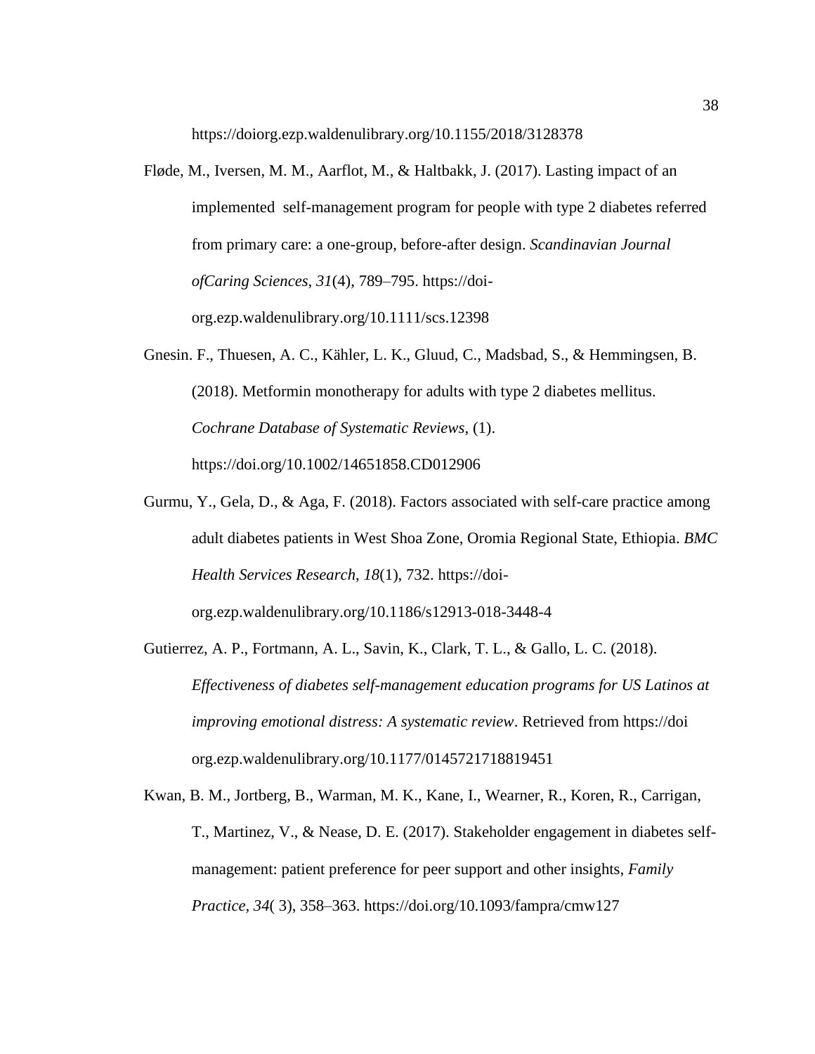https://doiorg.ezp.waldenulibrary.org/10.1155/2018/3128378

Fløde, M., Iversen, M. M., Aarflot, M., & Haltbakk, J. (2017). Lasting impact of an implemented self-management program for people with type 2 diabetes referred from primary care: a one-group, before-after design. *Scandinavian Journal ofCaring Sciences*, *31*(4), 789–795. https://doi-org.ezp.waldenulibrary.org/10.1111/scs.12398

Gnesin. F., Thuesen, A. C., Kähler, L. K., Gluud, C., Madsbad, S., & Hemmingsen, B. (2018). Metformin monotherapy for adults with type 2 diabetes mellitus. *Cochrane Database of Systematic Reviews*, (1). https://doi.org/10.1002/14651858.CD012906

Gurmu, Y., Gela, D., & Aga, F. (2018). Factors associated with self-care practice among adult diabetes patients in West Shoa Zone, Oromia Regional State, Ethiopia. *BMC Health Services Research*, *18*(1), 732. https://doi-org.ezp.waldenulibrary.org/10.1186/s12913-018-3448-4

Gutierrez, A. P., Fortmann, A. L., Savin, K., Clark, T. L., & Gallo, L. C. (2018). *Effectiveness of diabetes self-management education programs for US Latinos at improving emotional distress: A systematic review*. Retrieved from https://doi org.ezp.waldenulibrary.org/10.1177/0145721718819451

Kwan, B. M., Jortberg, B., Warman, M. K., Kane, I., Wearner, R., Koren, R., Carrigan, T., Martinez, V., & Nease, D. E. (2017). Stakeholder engagement in diabetes self-management: patient preference for peer support and other insights, *Family Practice*, *34*( 3), 358–363. https://doi.org/10.1093/fampra/cmw127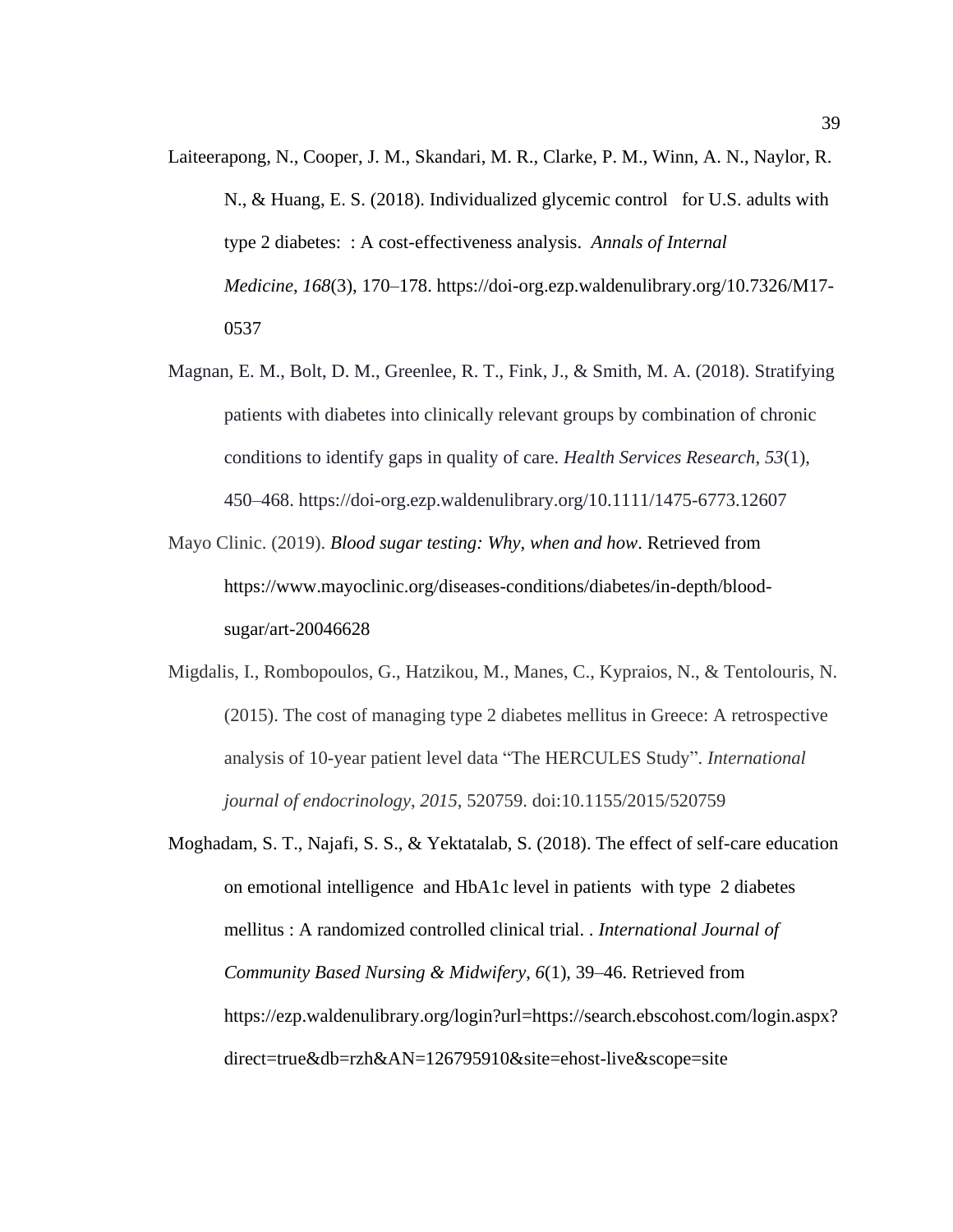Laiteerapong, N., Cooper, J. M., Skandari, M. R., Clarke, P. M., Winn, A. N., Naylor, R. N., & Huang, E. S. (2018). Individualized glycemic control for U.S. adults with type 2 diabetes: : A cost-effectiveness analysis. *Annals of Internal Medicine*, *168*(3), 170–178. https://doi-org.ezp.waldenulibrary.org/10.7326/M17-0537

Magnan, E. M., Bolt, D. M., Greenlee, R. T., Fink, J., & Smith, M. A. (2018). Stratifying patients with diabetes into clinically relevant groups by combination of chronic conditions to identify gaps in quality of care. *Health Services Research*, *53*(1), 450–468. https://doi-org.ezp.waldenulibrary.org/10.1111/1475-6773.12607

Mayo Clinic. (2019). *Blood sugar testing: Why, when and how*. Retrieved from https://www.mayoclinic.org/diseases-conditions/diabetes/in-depth/blood-sugar/art-20046628

Migdalis, I., Rombopoulos, G., Hatzikou, M., Manes, C., Kypraios, N., & Tentolouris, N. (2015). The cost of managing type 2 diabetes mellitus in Greece: A retrospective analysis of 10-year patient level data "The HERCULES Study". *International journal of endocrinology*, *2015*, 520759. doi:10.1155/2015/520759

Moghadam, S. T., Najafi, S. S., & Yektatalab, S. (2018). The effect of self-care education on emotional intelligence and HbA1c level in patients with type 2 diabetes mellitus : A randomized controlled clinical trial. . *International Journal of Community Based Nursing & Midwifery*, *6*(1), 39–46. Retrieved from https://ezp.waldenulibrary.org/login?url=https://search.ebscohost.com/login.aspx?direct=true&db=rzh&AN=126795910&site=ehost-live&scope=site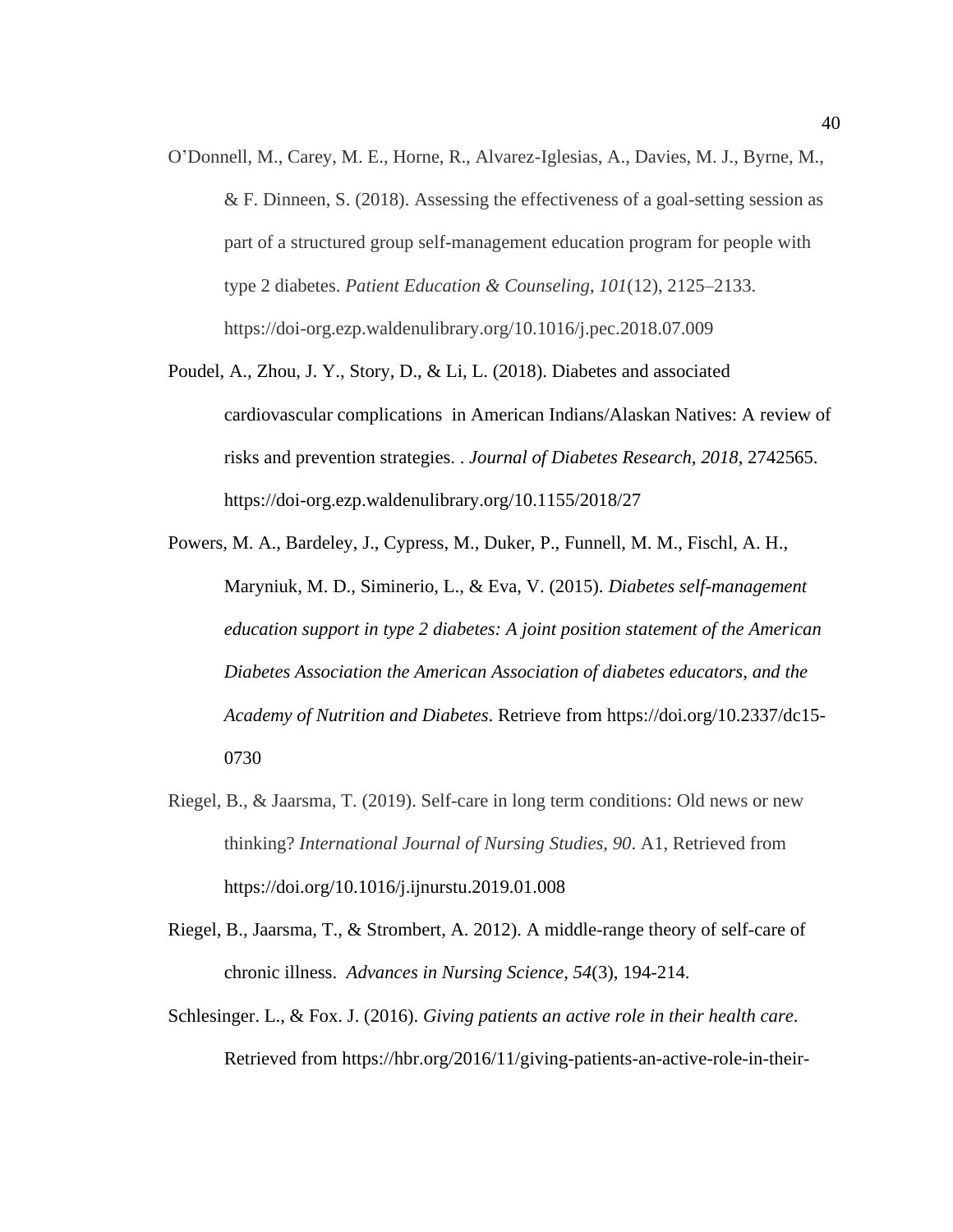O'Donnell, M., Carey, M. E., Horne, R., Alvarez-Iglesias, A., Davies, M. J., Byrne, M., & F. Dinneen, S. (2018). Assessing the effectiveness of a goal-setting session as part of a structured group self-management education program for people with type 2 diabetes. *Patient Education & Counseling*, *101*(12), 2125–2133. https://doi-org.ezp.waldenulibrary.org/10.1016/j.pec.2018.07.009

Poudel, A., Zhou, J. Y., Story, D., & Li, L. (2018). Diabetes and associated cardiovascular complications in American Indians/Alaskan Natives: A review of risks and prevention strategies. . *Journal of Diabetes Research*, *2018*, 2742565. https://doi-org.ezp.waldenulibrary.org/10.1155/2018/27

Powers, M. A., Bardeley, J., Cypress, M., Duker, P., Funnell, M. M., Fischl, A. H., Maryniuk, M. D., Siminerio, L., & Eva, V. (2015). *Diabetes self-management education support in type 2 diabetes: A joint position statement of the American Diabetes Association the American Association of diabetes educators, and the Academy of Nutrition and Diabetes*. Retrieve from https://doi.org/10.2337/dc15-0730

Riegel, B., & Jaarsma, T. (2019). Self-care in long term conditions: Old news or new thinking? *International Journal of Nursing Studies*, *90*. A1, Retrieved from https://doi.org/10.1016/j.ijnurstu.2019.01.008

Riegel, B., Jaarsma, T., & Strombert, A. 2012). A middle-range theory of self-care of chronic illness. *Advances in Nursing Science*, *54*(3), 194-214.

Schlesinger. L., & Fox. J. (2016). *Giving patients an active role in their health care*. Retrieved from https://hbr.org/2016/11/giving-patients-an-active-role-in-their-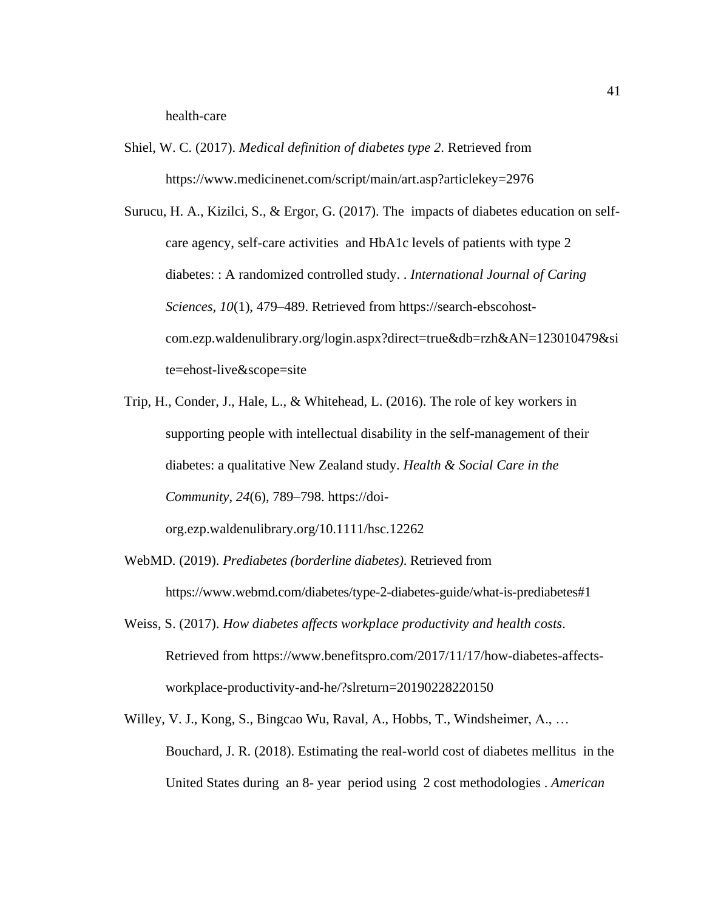health-care

Shiel, W. C. (2017). *Medical definition of diabetes type 2*. Retrieved from https://www.medicinenet.com/script/main/art.asp?articlekey=2976

Surucu, H. A., Kizilci, S., & Ergor, G. (2017). The impacts of diabetes education on self-care agency, self-care activities and HbA1c levels of patients with type 2 diabetes: : A randomized controlled study. . *International Journal of Caring Sciences*, *10*(1), 479–489. Retrieved from https://search-ebscohost-com.ezp.waldenulibrary.org/login.aspx?direct=true&db=rzh&AN=123010479&site=ehost-live&scope=site

Trip, H., Conder, J., Hale, L., & Whitehead, L. (2016). The role of key workers in supporting people with intellectual disability in the self-management of their diabetes: a qualitative New Zealand study. *Health & Social Care in the Community*, *24*(6), 789–798. https://doi-org.ezp.waldenulibrary.org/10.1111/hsc.12262

WebMD. (2019). *Prediabetes (borderline diabetes)*. Retrieved from https://www.webmd.com/diabetes/type-2-diabetes-guide/what-is-prediabetes#1

Weiss, S. (2017). *How diabetes affects workplace productivity and health costs*. Retrieved from https://www.benefitspro.com/2017/11/17/how-diabetes-affects-workplace-productivity-and-he/?slreturn=20190228220150

Willey, V. J., Kong, S., Bingcao Wu, Raval, A., Hobbs, T., Windsheimer, A., … Bouchard, J. R. (2018). Estimating the real-world cost of diabetes mellitus in the United States during an 8- year period using 2 cost methodologies . *American*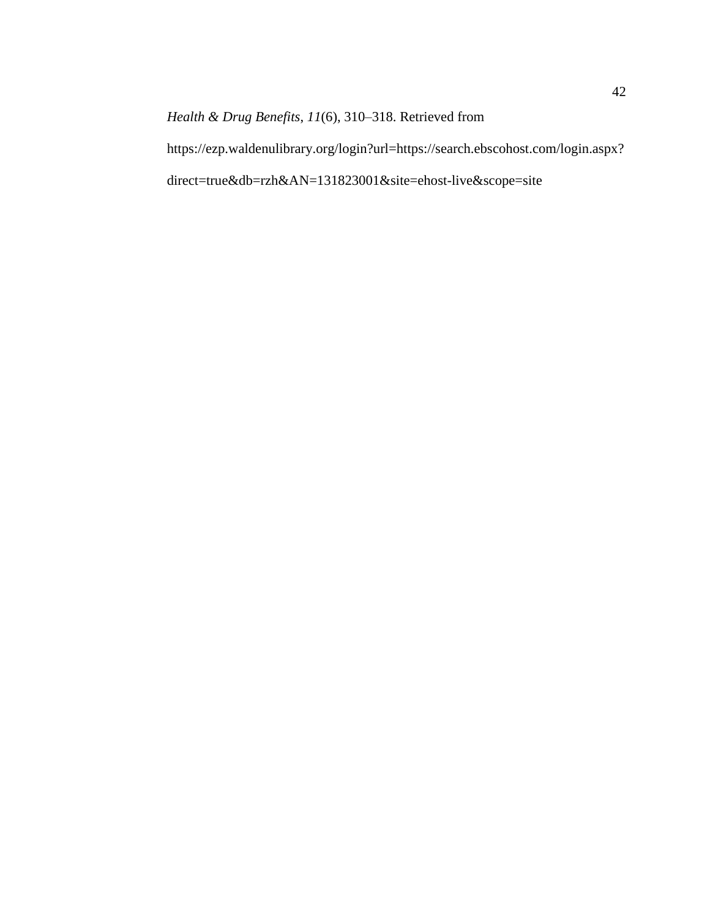*Health & Drug Benefits*, *11*(6), 310–318. Retrieved from https://ezp.waldenulibrary.org/login?url=https://search.ebscohost.com/login.aspx?direct=true&db=rzh&AN=131823001&site=ehost-live&scope=site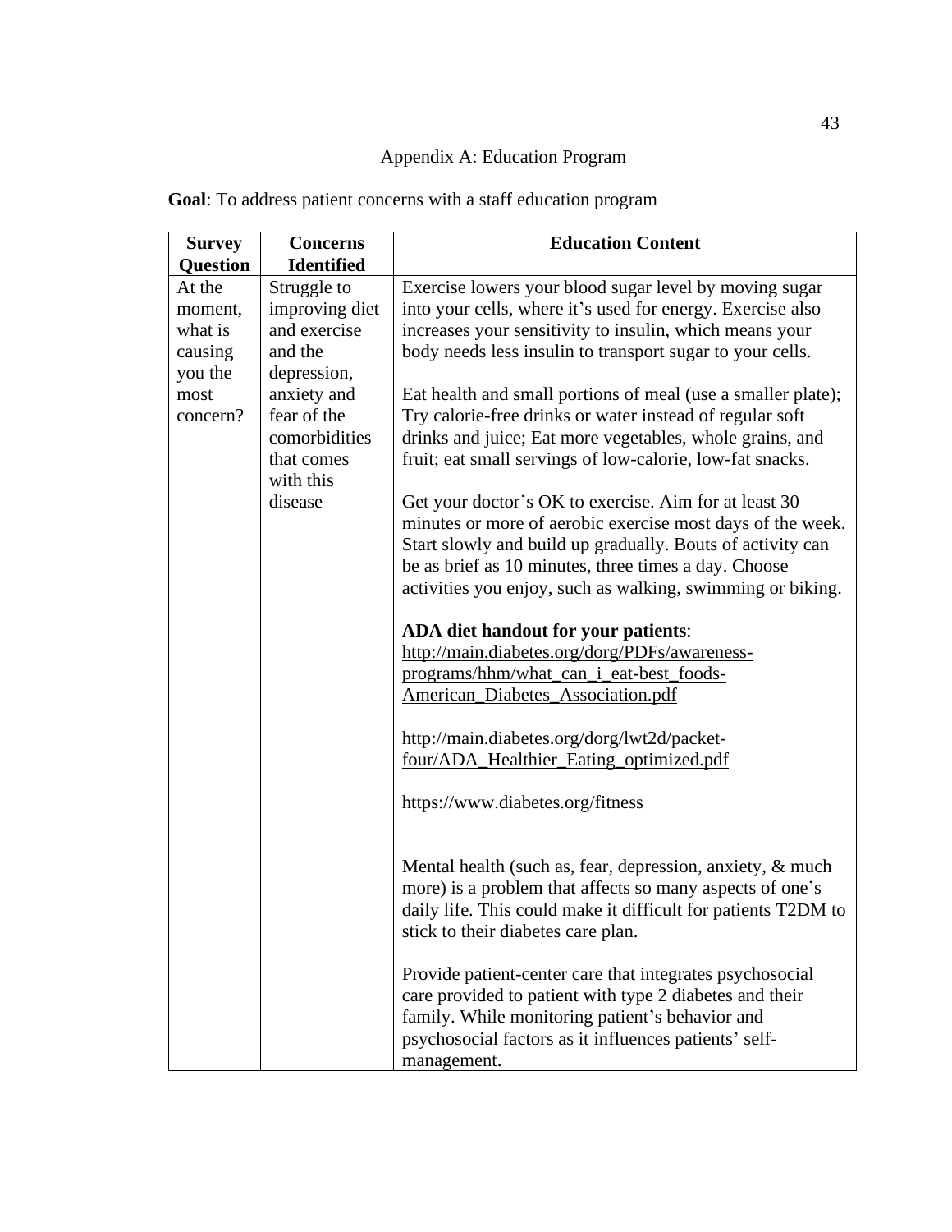# Appendix A: Education Program

**Goal**: To address patient concerns with a staff education program

| Survey Question | Concerns Identified | Education Content |
|---|---|---|
| At the moment, what is causing you the most concern? | Struggle to improving diet and exercise and the depression, anxiety and fear of the comorbidities that comes with this disease | Exercise lowers your blood sugar level by moving sugar into your cells, where it's used for energy. Exercise also increases your sensitivity to insulin, which means your body needs less insulin to transport sugar to your cells.<br><br>Eat health and small portions of meal (use a smaller plate); Try calorie-free drinks or water instead of regular soft drinks and juice; Eat more vegetables, whole grains, and fruit; eat small servings of low-calorie, low-fat snacks.<br><br>Get your doctor's OK to exercise. Aim for at least 30 minutes or more of aerobic exercise most days of the week. Start slowly and build up gradually. Bouts of activity can be as brief as 10 minutes, three times a day. Choose activities you enjoy, such as walking, swimming or biking.<br><br>**ADA diet handout for your patients**: http://main.diabetes.org/dorg/PDFs/awareness-programs/hhm/what_can_i_eat-best_foods-American_Diabetes_Association.pdf<br><br>http://main.diabetes.org/dorg/lwt2d/packet-four/ADA_Healthier_Eating_optimized.pdf<br><br>https://www.diabetes.org/fitness<br><br>Mental health (such as, fear, depression, anxiety, & much more) is a problem that affects so many aspects of one's daily life. This could make it difficult for patients T2DM to stick to their diabetes care plan.<br><br>Provide patient-center care that integrates psychosocial care provided to patient with type 2 diabetes and their family. While monitoring patient's behavior and psychosocial factors as it influences patients' self-management. |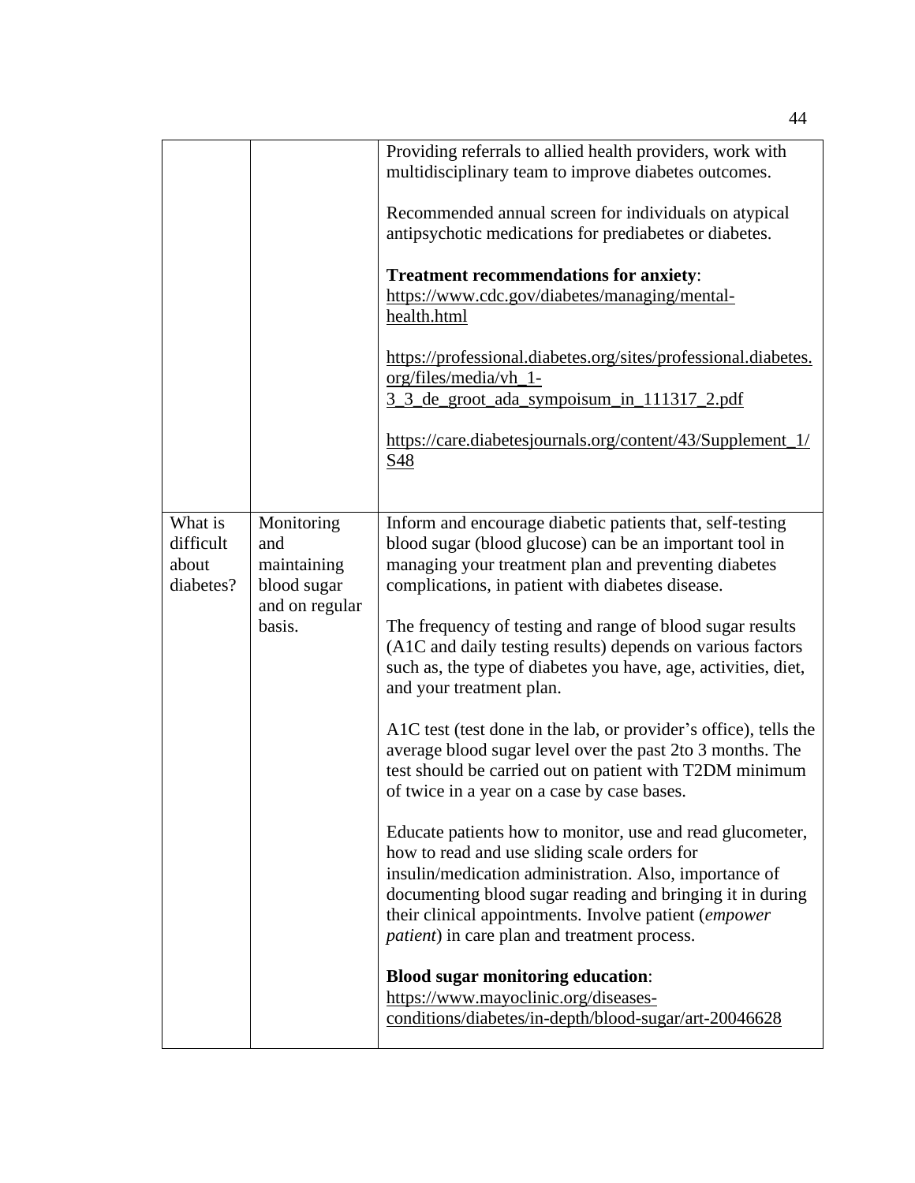| | | |
|---|---|---|
| | | Providing referrals to allied health providers, work with multidisciplinary team to improve diabetes outcomes.<br><br>Recommended annual screen for individuals on atypical antipsychotic medications for prediabetes or diabetes.<br><br>**Treatment recommendations for anxiety**: https://www.cdc.gov/diabetes/managing/mental-health.html<br><br>https://professional.diabetes.org/sites/professional.diabetes.org/files/media/vh_1-3_3_de_groot_ada_sympoisum_in_111317_2.pdf<br><br>https://care.diabetesjournals.org/content/43/Supplement_1/S48 |
| What is difficult about diabetes? | Monitoring and maintaining blood sugar and on regular basis. | Inform and encourage diabetic patients that, self-testing blood sugar (blood glucose) can be an important tool in managing your treatment plan and preventing diabetes complications, in patient with diabetes disease.<br><br>The frequency of testing and range of blood sugar results (A1C and daily testing results) depends on various factors such as, the type of diabetes you have, age, activities, diet, and your treatment plan.<br><br>A1C test (test done in the lab, or provider's office), tells the average blood sugar level over the past 2to 3 months. The test should be carried out on patient with T2DM minimum of twice in a year on a case by case bases.<br><br>Educate patients how to monitor, use and read glucometer, how to read and use sliding scale orders for insulin/medication administration. Also, importance of documenting blood sugar reading and bringing it in during their clinical appointments. Involve patient (*empower patient*) in care plan and treatment process.<br><br>**Blood sugar monitoring education**: https://www.mayoclinic.org/diseases-conditions/diabetes/in-depth/blood-sugar/art-20046628 |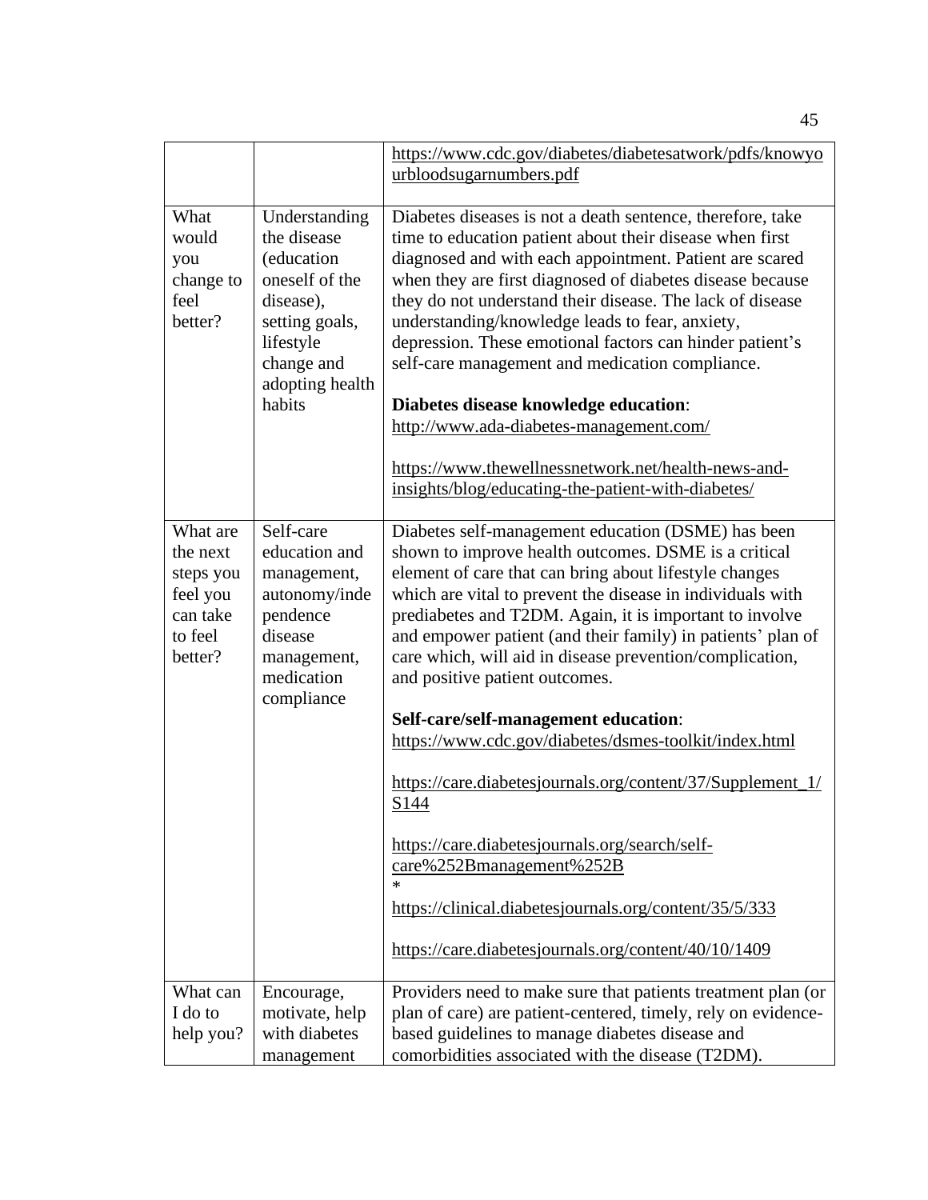| | | |
|---|---|---|
| | | https://www.cdc.gov/diabetes/diabetesatwork/pdfs/knowyourbloodsugarnumbers.pdf |
| What would you change to feel better? | Understanding the disease (education oneself of the disease), setting goals, lifestyle change and adopting health habits | Diabetes diseases is not a death sentence, therefore, take time to education patient about their disease when first diagnosed and with each appointment. Patient are scared when they are first diagnosed of diabetes disease because they do not understand their disease. The lack of disease understanding/knowledge leads to fear, anxiety, depression. These emotional factors can hinder patient's self-care management and medication compliance.<br><br>**Diabetes disease knowledge education**:<br>http://www.ada-diabetes-management.com/<br><br>https://www.thewellnessnetwork.net/health-news-and-insights/blog/educating-the-patient-with-diabetes/ |
| What are the next steps you feel you can take to feel better? | Self-care education and management, autonomy/independence disease management, medication compliance | Diabetes self-management education (DSME) has been shown to improve health outcomes. DSME is a critical element of care that can bring about lifestyle changes which are vital to prevent the disease in individuals with prediabetes and T2DM. Again, it is important to involve and empower patient (and their family) in patients' plan of care which, will aid in disease prevention/complication, and positive patient outcomes.<br><br>**Self-care/self-management education**:<br>https://www.cdc.gov/diabetes/dsmes-toolkit/index.html<br><br>https://care.diabetesjournals.org/content/37/Supplement_1/S144<br><br>https://care.diabetesjournals.org/search/self-care%252Bmanagement%252B<br>*<br>https://clinical.diabetesjournals.org/content/35/5/333<br><br>https://care.diabetesjournals.org/content/40/10/1409 |
| What can I do to help you? | Encourage, motivate, help with diabetes management | Providers need to make sure that patients treatment plan (or plan of care) are patient-centered, timely, rely on evidence-based guidelines to manage diabetes disease and comorbidities associated with the disease (T2DM). |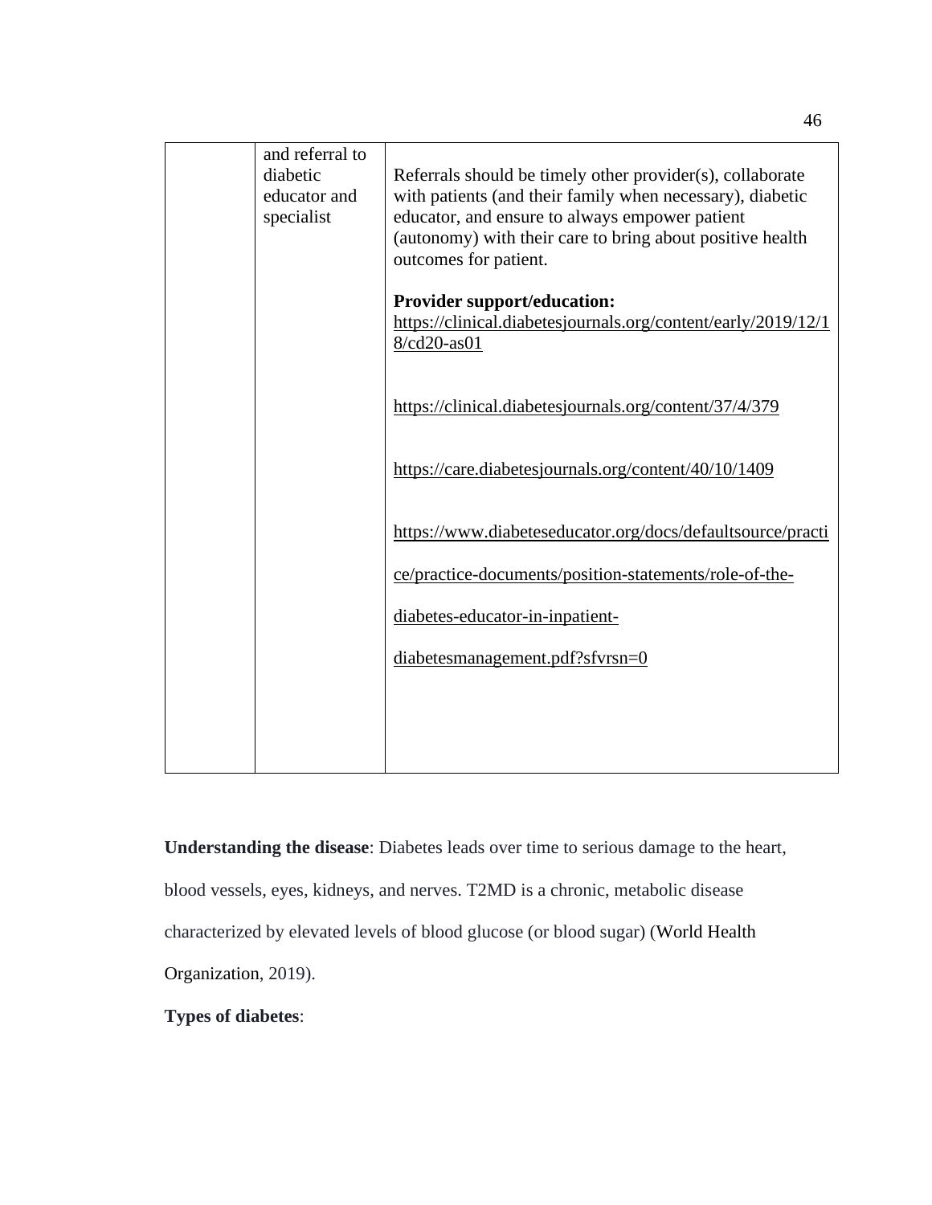| | | |
|---|---|---|
| | and referral to diabetic educator and specialist | Referrals should be timely other provider(s), collaborate with patients (and their family when necessary), diabetic educator, and ensure to always empower patient (autonomy) with their care to bring about positive health outcomes for patient.<br><br>**Provider support/education:**<br>https://clinical.diabetesjournals.org/content/early/2019/12/18/cd20-as01<br><br>https://clinical.diabetesjournals.org/content/37/4/379<br><br>https://care.diabetesjournals.org/content/40/10/1409<br><br>https://www.diabeteseducator.org/docs/defaultsource/practice/practice-documents/position-statements/role-of-the-diabetes-educator-in-inpatient-diabetesmanagement.pdf?sfvrsn=0 |

**Understanding the disease**: Diabetes leads over time to serious damage to the heart, blood vessels, eyes, kidneys, and nerves. T2MD is a chronic, metabolic disease characterized by elevated levels of blood glucose (or blood sugar) (World Health Organization, 2019).

**Types of diabetes**: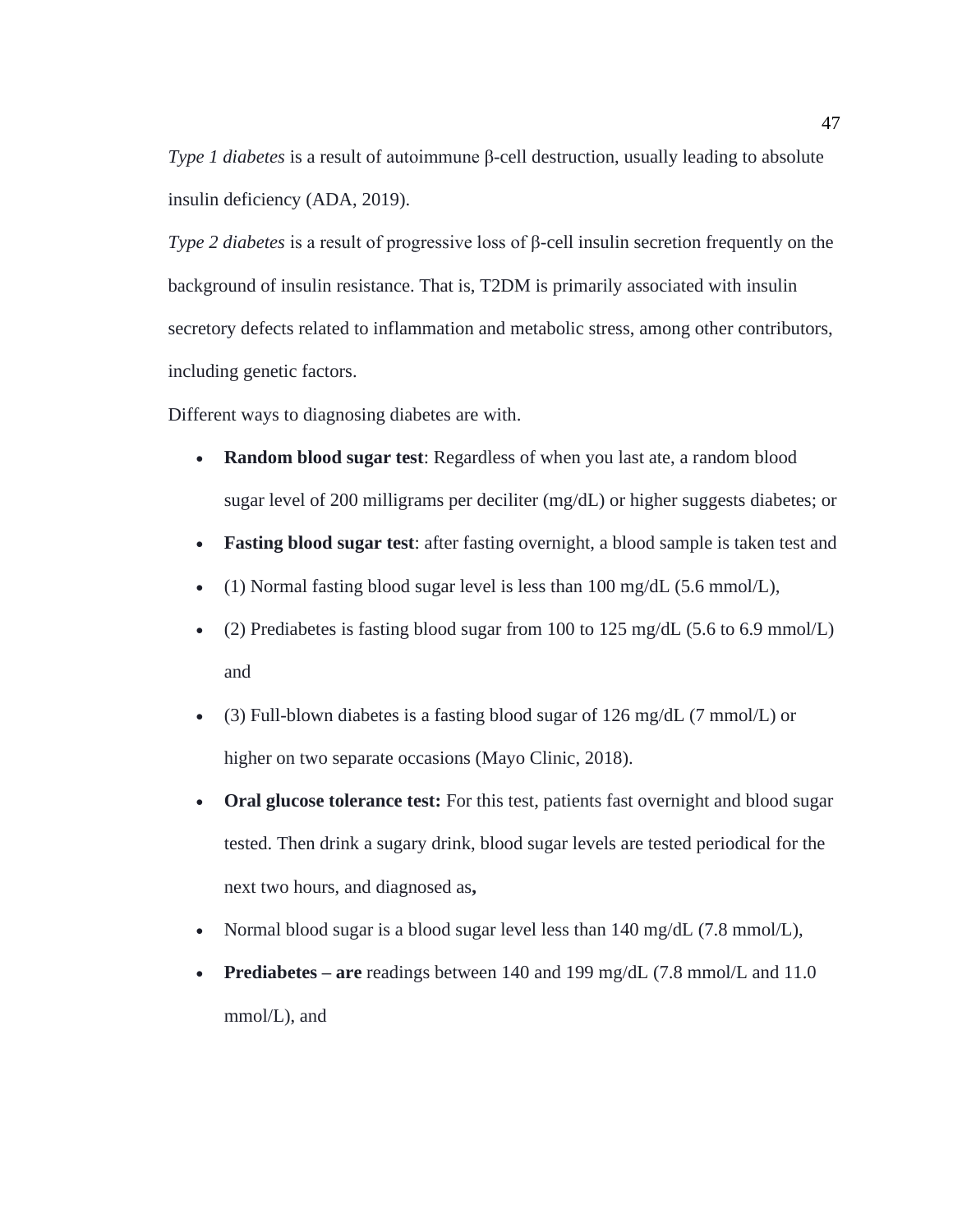*Type 1 diabetes* is a result of autoimmune β-cell destruction, usually leading to absolute insulin deficiency (ADA, 2019).

*Type 2 diabetes* is a result of progressive loss of β-cell insulin secretion frequently on the background of insulin resistance. That is, T2DM is primarily associated with insulin secretory defects related to inflammation and metabolic stress, among other contributors, including genetic factors.

Different ways to diagnosing diabetes are with.

- **Random blood sugar test**: Regardless of when you last ate, a random blood sugar level of 200 milligrams per deciliter (mg/dL) or higher suggests diabetes; or
- **Fasting blood sugar test**: after fasting overnight, a blood sample is taken test and
- (1) Normal fasting blood sugar level is less than 100 mg/dL (5.6 mmol/L),
- (2) Prediabetes is fasting blood sugar from 100 to 125 mg/dL (5.6 to 6.9 mmol/L) and
- (3) Full-blown diabetes is a fasting blood sugar of 126 mg/dL (7 mmol/L) or higher on two separate occasions (Mayo Clinic, 2018).
- **Oral glucose tolerance test:** For this test, patients fast overnight and blood sugar tested. Then drink a sugary drink, blood sugar levels are tested periodical for the next two hours, and diagnosed as**,**
- Normal blood sugar is a blood sugar level less than 140 mg/dL (7.8 mmol/L),
- **Prediabetes – are** readings between 140 and 199 mg/dL (7.8 mmol/L and 11.0 mmol/L), and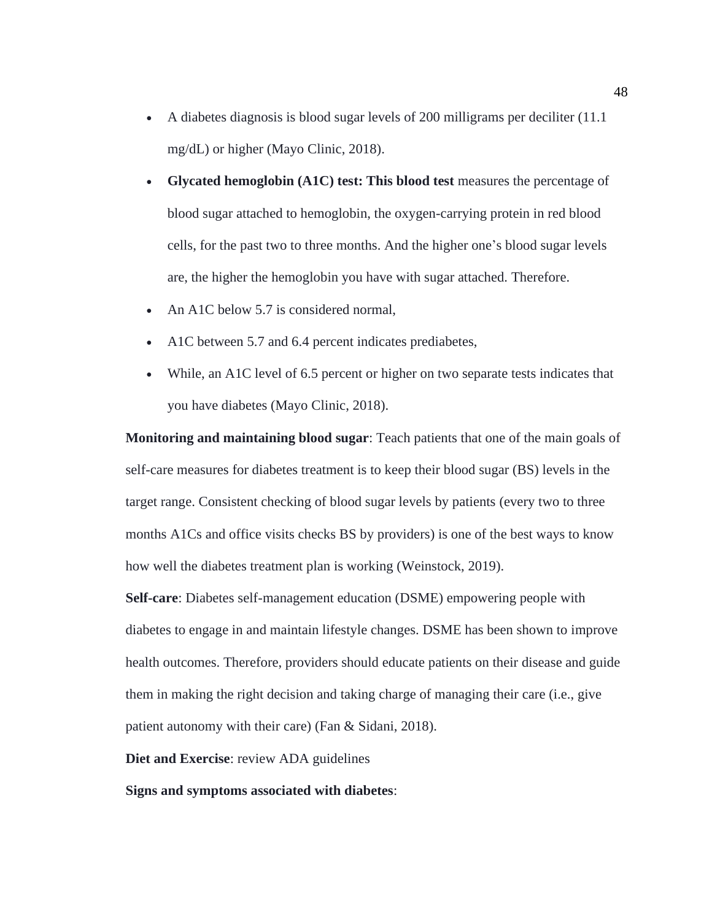- A diabetes diagnosis is blood sugar levels of 200 milligrams per deciliter (11.1 mg/dL) or higher (Mayo Clinic, 2018).
- **Glycated hemoglobin (A1C) test: This blood test** measures the percentage of blood sugar attached to hemoglobin, the oxygen-carrying protein in red blood cells, for the past two to three months. And the higher one's blood sugar levels are, the higher the hemoglobin you have with sugar attached. Therefore.
- An A1C below 5.7 is considered normal,
- A1C between 5.7 and 6.4 percent indicates prediabetes,
- While, an A1C level of 6.5 percent or higher on two separate tests indicates that you have diabetes (Mayo Clinic, 2018).

**Monitoring and maintaining blood sugar**: Teach patients that one of the main goals of self-care measures for diabetes treatment is to keep their blood sugar (BS) levels in the target range. Consistent checking of blood sugar levels by patients (every two to three months A1Cs and office visits checks BS by providers) is one of the best ways to know how well the diabetes treatment plan is working (Weinstock, 2019).

**Self-care**: Diabetes self-management education (DSME) empowering people with diabetes to engage in and maintain lifestyle changes. DSME has been shown to improve health outcomes. Therefore, providers should educate patients on their disease and guide them in making the right decision and taking charge of managing their care (i.e., give patient autonomy with their care) (Fan & Sidani, 2018).

**Diet and Exercise**: review ADA guidelines

**Signs and symptoms associated with diabetes**: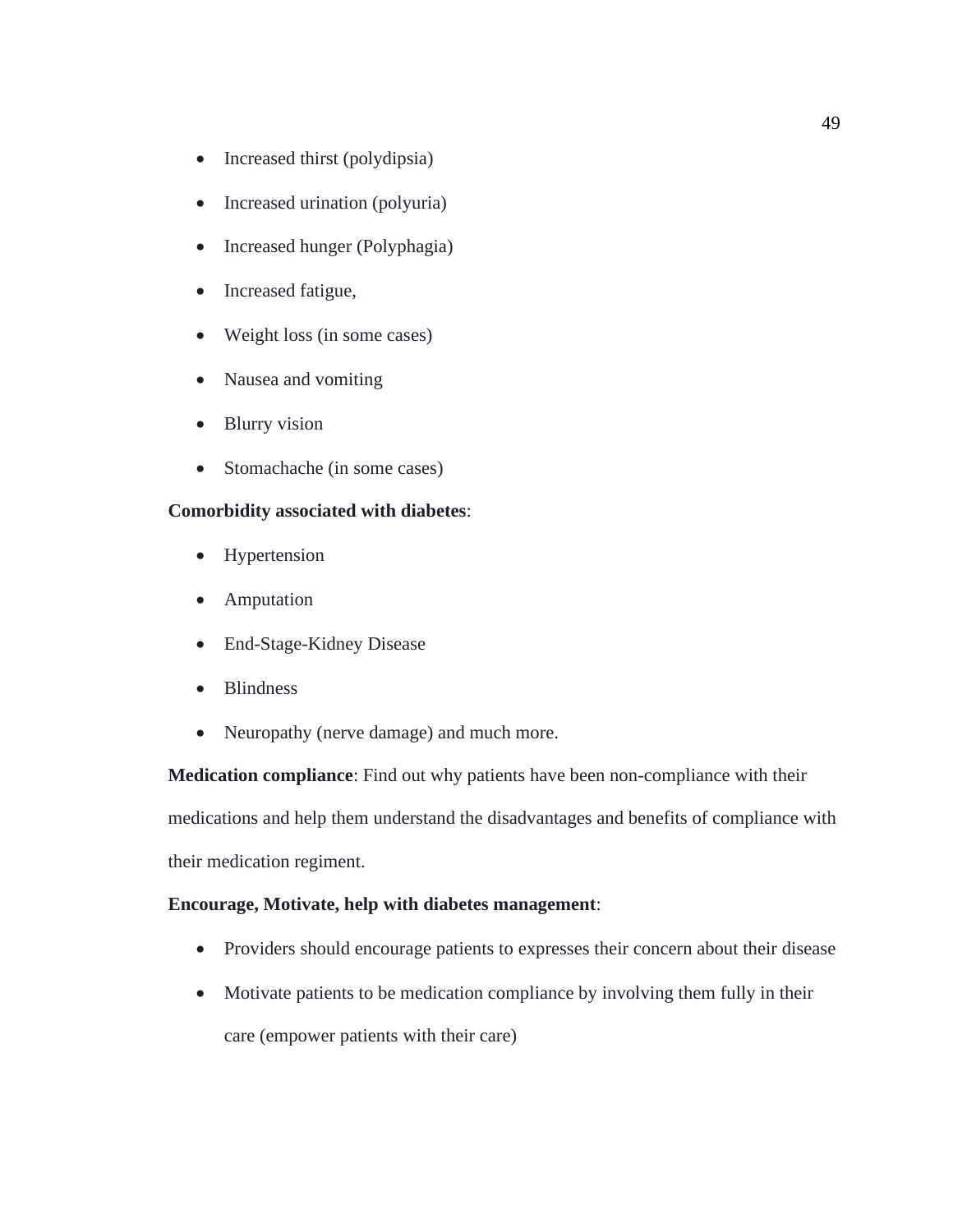- Increased thirst (polydipsia)
- Increased urination (polyuria)
- Increased hunger (Polyphagia)
- Increased fatigue,
- Weight loss (in some cases)
- Nausea and vomiting
- Blurry vision
- Stomachache (in some cases)

**Comorbidity associated with diabetes**:

- Hypertension
- Amputation
- End-Stage-Kidney Disease
- Blindness
- Neuropathy (nerve damage) and much more.

**Medication compliance**: Find out why patients have been non-compliance with their medications and help them understand the disadvantages and benefits of compliance with their medication regiment.

**Encourage, Motivate, help with diabetes management**:

- Providers should encourage patients to expresses their concern about their disease
- Motivate patients to be medication compliance by involving them fully in their care (empower patients with their care)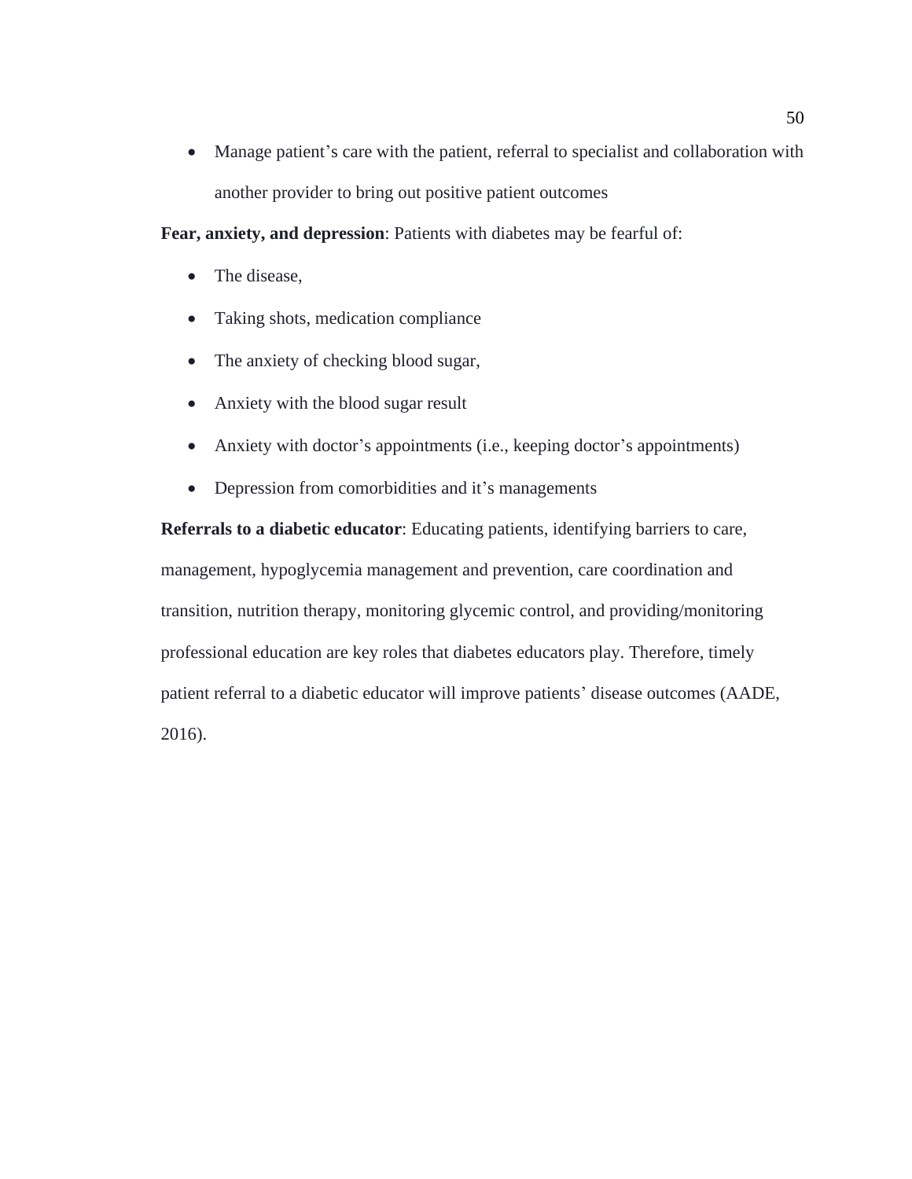- Manage patient's care with the patient, referral to specialist and collaboration with another provider to bring out positive patient outcomes

**Fear, anxiety, and depression**: Patients with diabetes may be fearful of:

- The disease,
- Taking shots, medication compliance
- The anxiety of checking blood sugar,
- Anxiety with the blood sugar result
- Anxiety with doctor's appointments (i.e., keeping doctor's appointments)
- Depression from comorbidities and it's managements

**Referrals to a diabetic educator**: Educating patients, identifying barriers to care, management, hypoglycemia management and prevention, care coordination and transition, nutrition therapy, monitoring glycemic control, and providing/monitoring professional education are key roles that diabetes educators play. Therefore, timely patient referral to a diabetic educator will improve patients' disease outcomes (AADE, 2016).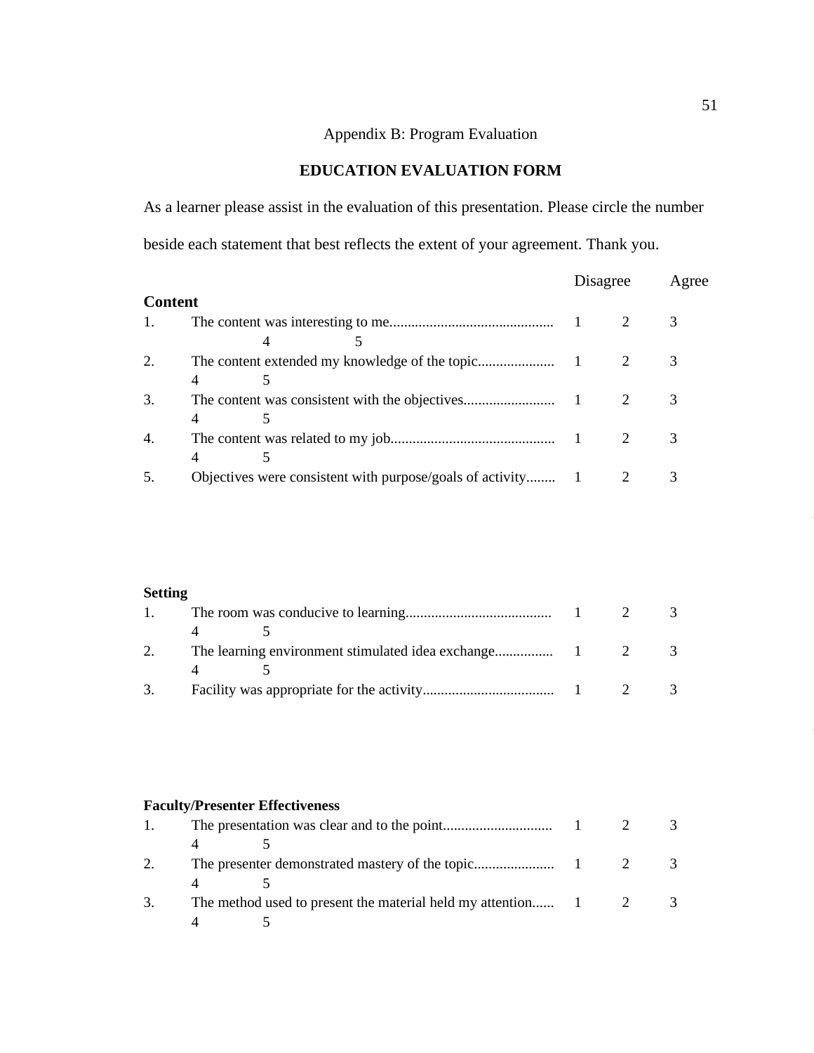Appendix B: Program Evaluation

## EDUCATION EVALUATION FORM

As a learner please assist in the evaluation of this presentation. Please circle the number beside each statement that best reflects the extent of your agreement. Thank you.

| | | Disagree | | | | Agree |
|---|---|---|---|---|---|---|
| **Content** | | | | | | |
| 1. | The content was interesting to me............................................ | 1 | 2 | 3 | 4 | 5 |
| 2. | The content extended my knowledge of the topic..................... | 1 | 2 | 3 | 4 | 5 |
| 3. | The content was consistent with the objectives......................... | 1 | 2 | 3 | 4 | 5 |
| 4. | The content was related to my job............................................. | 1 | 2 | 3 | 4 | 5 |
| 5. | Objectives were consistent with purpose/goals of activity........ | 1 | 2 | 3 | | |
| **Setting** | | | | | | |
| 1. | The room was conducive to learning........................................ | 1 | 2 | 3 | 4 | 5 |
| 2. | The learning environment stimulated idea exchange................ | 1 | 2 | 3 | 4 | 5 |
| 3. | Facility was appropriate for the activity.................................... | 1 | 2 | 3 | | |
| **Faculty/Presenter Effectiveness** | | | | | | |
| 1. | The presentation was clear and to the point.............................. | 1 | 2 | 3 | 4 | 5 |
| 2. | The presenter demonstrated mastery of the topic...................... | 1 | 2 | 3 | 4 | 5 |
| 3. | The method used to present the material held my attention...... | 1 | 2 | 3 | 4 | 5 |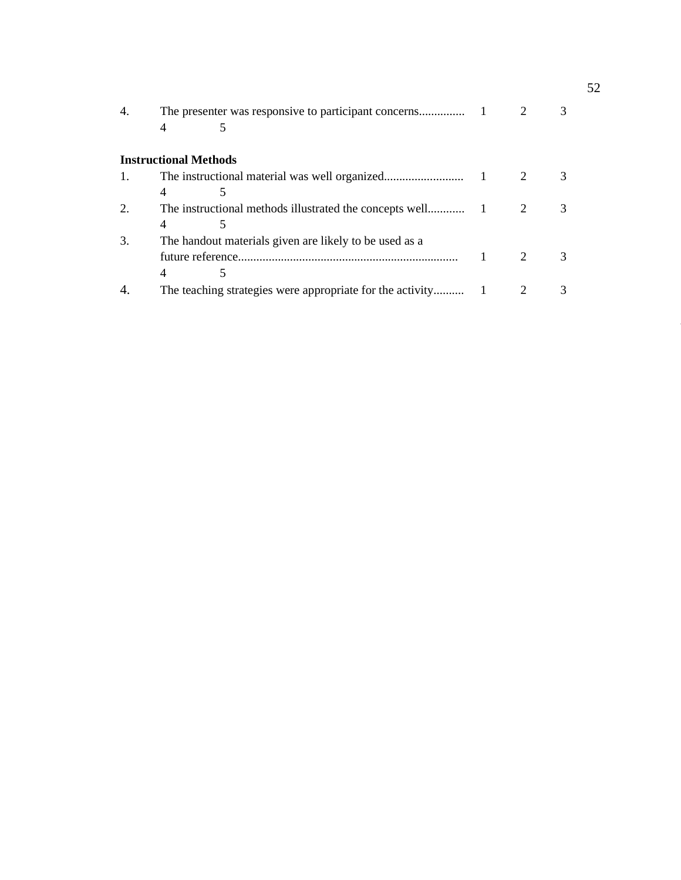4. The presenter was responsive to participant concerns.............. 1 2 3 4 5

**Instructional Methods**

1. The instructional material was well organized.......................... 1 2 3 4 5
2. The instructional methods illustrated the concepts well............ 1 2 3 4 5
3. The handout materials given are likely to be used as a future reference........................................................................ 1 2 3 4 5
4. The teaching strategies were appropriate for the activity.......... 1 2 3